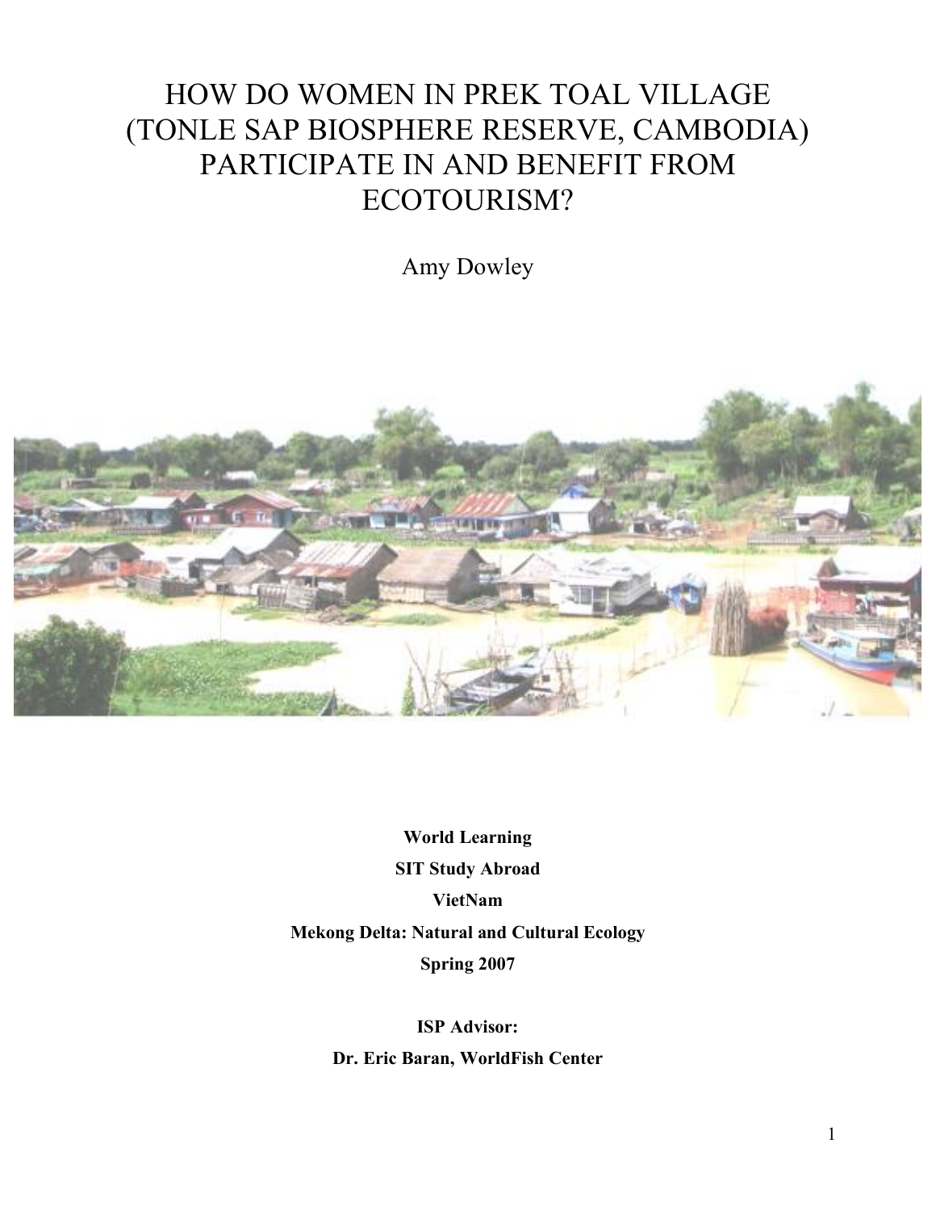# HOW DO WOMEN IN PREK TOAL VILLAGE (TONLE SAP BIOSPHERE RESERVE, CAMBODIA) PARTICIPATE IN AND BENEFIT FROM ECOTOURISM?

Amy Dowley

**World Learning**

**SIT Study Abroad**

**VietNam**

**Mekong Delta: Natural and Cultural Ecology**

**Spring 2007**

**ISP Advisor:**

**Dr. Eric Baran, WorldFish Center**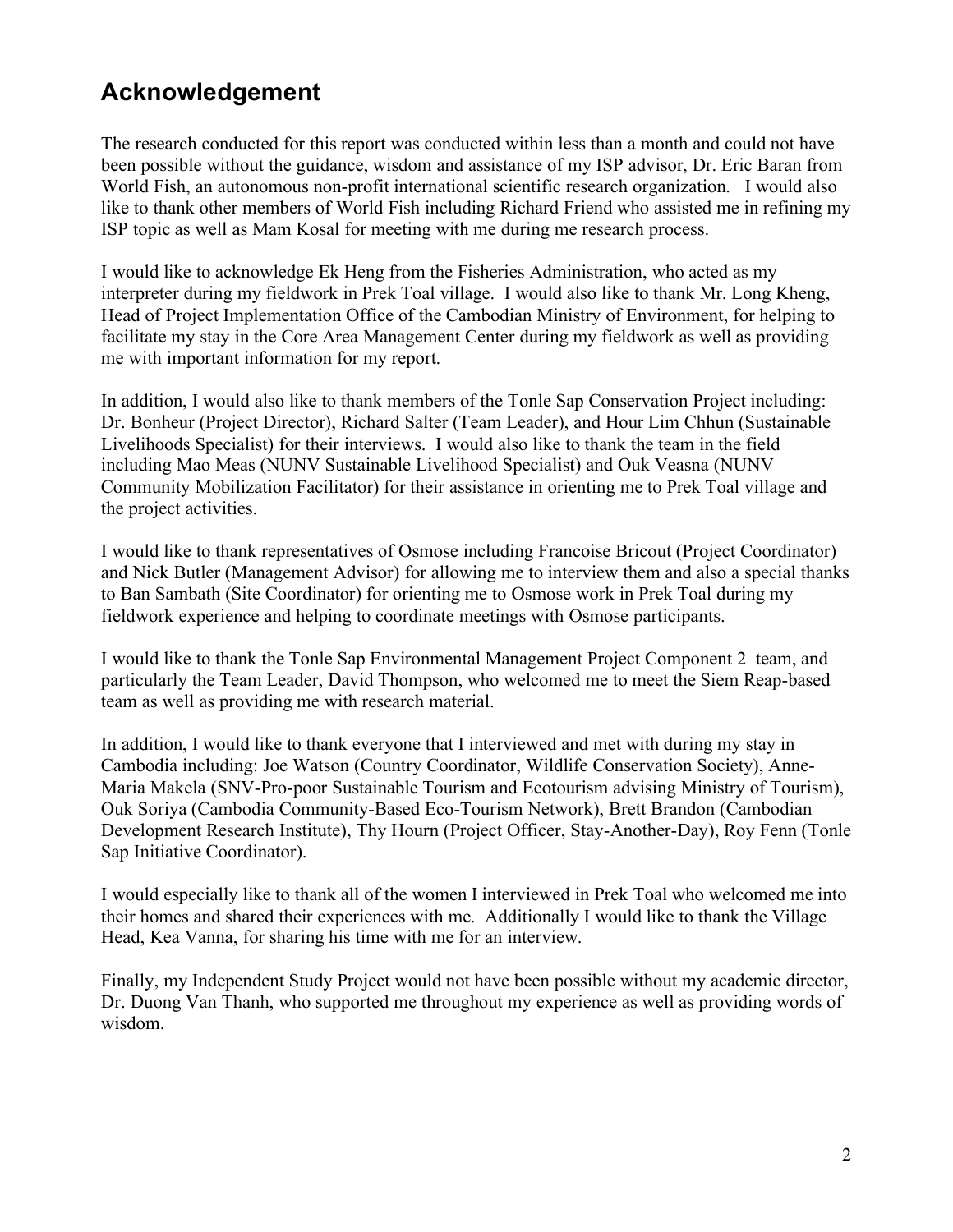## Acknowledgement

The research conducted for this report was conducted within less than a month and could not have been possible without the guidance, wisdom and assistance of my ISP advisor, Dr. Eric Baran from World Fish, an autonomous non-profit international scientific research organization. I would also like to thank other members of World Fish including Richard Friend who assisted me in refining my ISP topic as well as Mam Kosal for meeting with me during me research process.

I would like to acknowledge Ek Heng from the Fisheries Administration, who acted as my interpreter during my fieldwork in Prek Toal village. I would also like to thank Mr. Long Kheng, Head of Project Implementation Office of the Cambodian Ministry of Environment, for helping to facilitate my stay in the Core Area Management Center during my fieldwork as well as providing me with important information for my report.

In addition, I would also like to thank members of the Tonle Sap Conservation Project including: Dr. Bonheur (Project Director), Richard Salter (Team Leader), and Hour Lim Chhun (Sustainable Livelihoods Specialist) for their interviews. I would also like to thank the team in the field including Mao Meas (NUNV Sustainable Livelihood Specialist) and Ouk Veasna (NUNV Community Mobilization Facilitator) for their assistance in orienting me to Prek Toal village and the project activities.

I would like to thank representatives of Osmose including Francoise Bricout (Project Coordinator) and Nick Butler (Management Advisor) for allowing me to interview them and also a special thanks to Ban Sambath (Site Coordinator) for orienting me to Osmose work in Prek Toal during my fieldwork experience and helping to coordinate meetings with Osmose participants.

I would like to thank the Tonle Sap Environmental Management Project Component 2 team, and particularly the Team Leader, David Thompson, who welcomed me to meet the Siem Reap-based team as well as providing me with research material.

In addition, I would like to thank everyone that I interviewed and met with during my stay in Cambodia including: Joe Watson (Country Coordinator, Wildlife Conservation Society), Anne-Maria Makela (SNV-Pro-poor Sustainable Tourism and Ecotourism advising Ministry of Tourism), Ouk Soriya (Cambodia Community-Based Eco-Tourism Network), Brett Brandon (Cambodian Development Research Institute), Thy Hourn (Project Officer, Stay-Another-Day), Roy Fenn (Tonle Sap Initiative Coordinator).

I would especially like to thank all of the women I interviewed in Prek Toal who welcomed me into their homes and shared their experiences with me. Additionally I would like to thank the Village Head, Kea Vanna, for sharing his time with me for an interview.

Finally, my Independent Study Project would not have been possible without my academic director, Dr. Duong Van Thanh, who supported me throughout my experience as well as providing words of wisdom.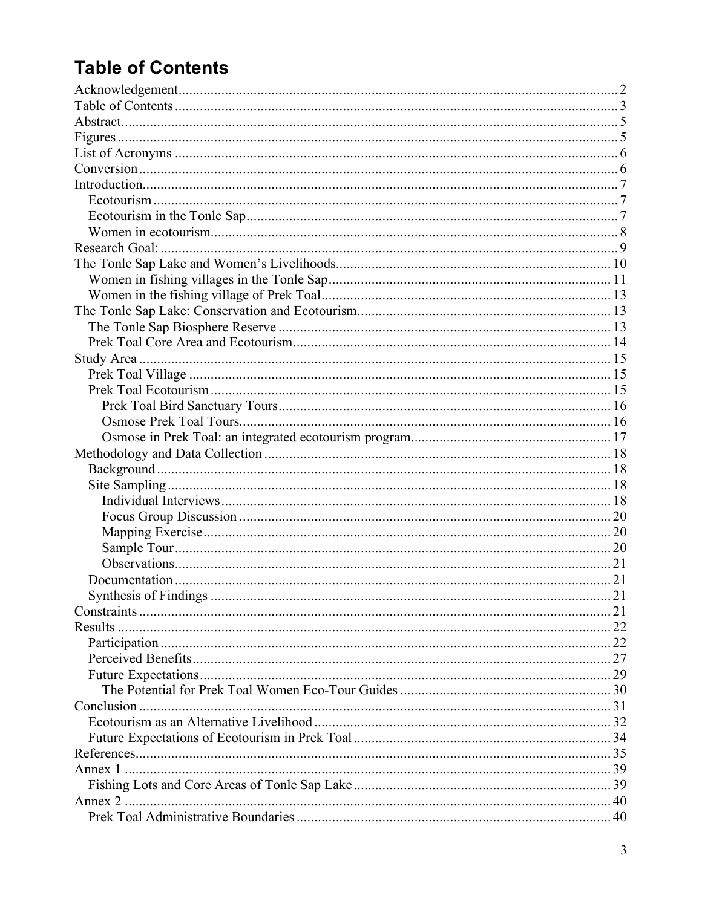# Table of Contents

- Acknowledgement ... 2
- Table of Contents ... 3
- Abstract ... 5
- Figures ... 5
- List of Acronyms ... 6
- Conversion ... 6
- Introduction ... 7
  - Ecotourism ... 7
  - Ecotourism in the Tonle Sap ... 7
  - Women in ecotourism ... 8
- Research Goal: ... 9
- The Tonle Sap Lake and Women's Livelihoods ... 10
  - Women in fishing villages in the Tonle Sap ... 11
  - Women in the fishing village of Prek Toal ... 13
- The Tonle Sap Lake: Conservation and Ecotourism ... 13
  - The Tonle Sap Biosphere Reserve ... 13
  - Prek Toal Core Area and Ecotourism ... 14
- Study Area ... 15
  - Prek Toal Village ... 15
  - Prek Toal Ecotourism ... 15
    - Prek Toal Bird Sanctuary Tours ... 16
    - Osmose Prek Toal Tours ... 16
    - Osmose in Prek Toal: an integrated ecotourism program ... 17
- Methodology and Data Collection ... 18
  - Background ... 18
  - Site Sampling ... 18
    - Individual Interviews ... 18
    - Focus Group Discussion ... 20
    - Mapping Exercise ... 20
    - Sample Tour ... 20
    - Observations ... 21
  - Documentation ... 21
  - Synthesis of Findings ... 21
- Constraints ... 21
- Results ... 22
  - Participation ... 22
  - Perceived Benefits ... 27
  - Future Expectations ... 29
    - The Potential for Prek Toal Women Eco-Tour Guides ... 30
- Conclusion ... 31
  - Ecotourism as an Alternative Livelihood ... 32
  - Future Expectations of Ecotourism in Prek Toal ... 34
- References ... 35
- Annex 1 ... 39
  - Fishing Lots and Core Areas of Tonle Sap Lake ... 39
- Annex 2 ... 40
  - Prek Toal Administrative Boundaries ... 40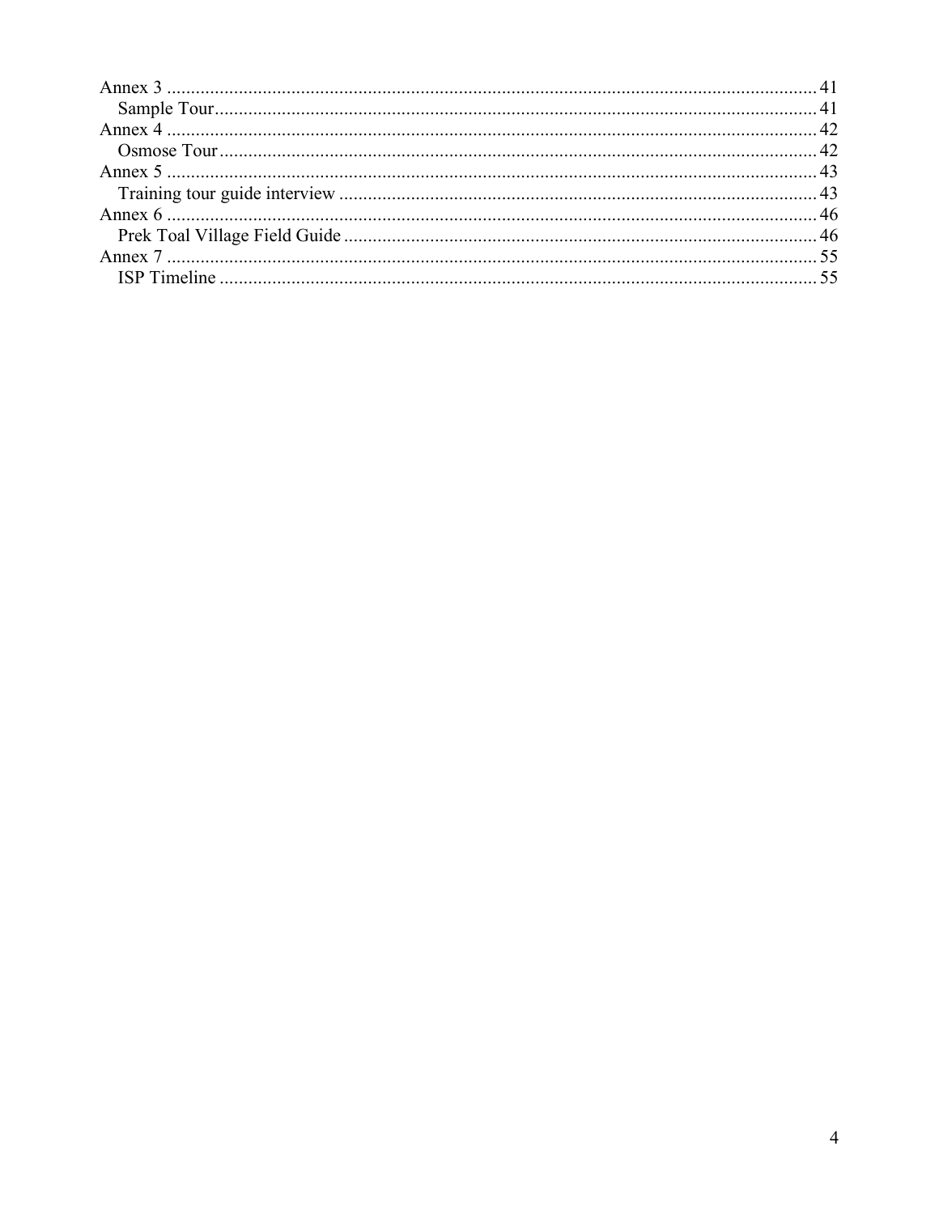Annex 3 .......... 41
  Sample Tour .......... 41
Annex 4 .......... 42
  Osmose Tour .......... 42
Annex 5 .......... 43
  Training tour guide interview .......... 43
Annex 6 .......... 46
  Prek Toal Village Field Guide .......... 46
Annex 7 .......... 55
  ISP Timeline .......... 55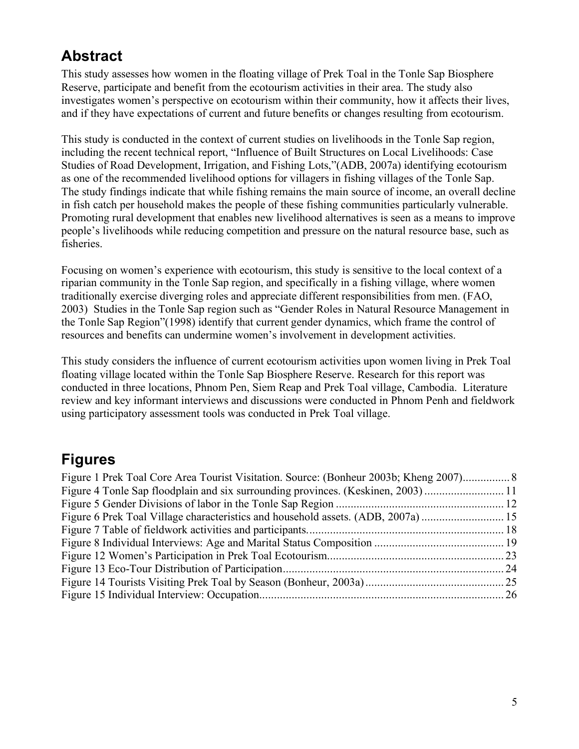## Abstract

This study assesses how women in the floating village of Prek Toal in the Tonle Sap Biosphere Reserve, participate and benefit from the ecotourism activities in their area. The study also investigates women's perspective on ecotourism within their community, how it affects their lives, and if they have expectations of current and future benefits or changes resulting from ecotourism.

This study is conducted in the context of current studies on livelihoods in the Tonle Sap region, including the recent technical report, "Influence of Built Structures on Local Livelihoods: Case Studies of Road Development, Irrigation, and Fishing Lots,"(ADB, 2007a) identifying ecotourism as one of the recommended livelihood options for villagers in fishing villages of the Tonle Sap. The study findings indicate that while fishing remains the main source of income, an overall decline in fish catch per household makes the people of these fishing communities particularly vulnerable. Promoting rural development that enables new livelihood alternatives is seen as a means to improve people's livelihoods while reducing competition and pressure on the natural resource base, such as fisheries.

Focusing on women's experience with ecotourism, this study is sensitive to the local context of a riparian community in the Tonle Sap region, and specifically in a fishing village, where women traditionally exercise diverging roles and appreciate different responsibilities from men. (FAO, 2003) Studies in the Tonle Sap region such as "Gender Roles in Natural Resource Management in the Tonle Sap Region"(1998) identify that current gender dynamics, which frame the control of resources and benefits can undermine women's involvement in development activities.

This study considers the influence of current ecotourism activities upon women living in Prek Toal floating village located within the Tonle Sap Biosphere Reserve. Research for this report was conducted in three locations, Phnom Pen, Siem Reap and Prek Toal village, Cambodia. Literature review and key informant interviews and discussions were conducted in Phnom Penh and fieldwork using participatory assessment tools was conducted in Prek Toal village.

## Figures

Figure 1 Prek Toal Core Area Tourist Visitation. Source: (Bonheur 2003b; Kheng 2007)................ 8
Figure 4 Tonle Sap floodplain and six surrounding provinces. (Keskinen, 2003) ........................... 11
Figure 5 Gender Divisions of labor in the Tonle Sap Region ......................................................... 12
Figure 6 Prek Toal Village characteristics and household assets. (ADB, 2007a) ............................ 15
Figure 7 Table of fieldwork activities and participants.................................................................... 18
Figure 8 Individual Interviews: Age and Marital Status Composition ............................................ 19
Figure 12 Women's Participation in Prek Toal Ecotourism............................................................. 23
Figure 13 Eco-Tour Distribution of Participation............................................................................ 24
Figure 14 Tourists Visiting Prek Toal by Season (Bonheur, 2003a)............................................... 25
Figure 15 Individual Interview: Occupation.................................................................................... 26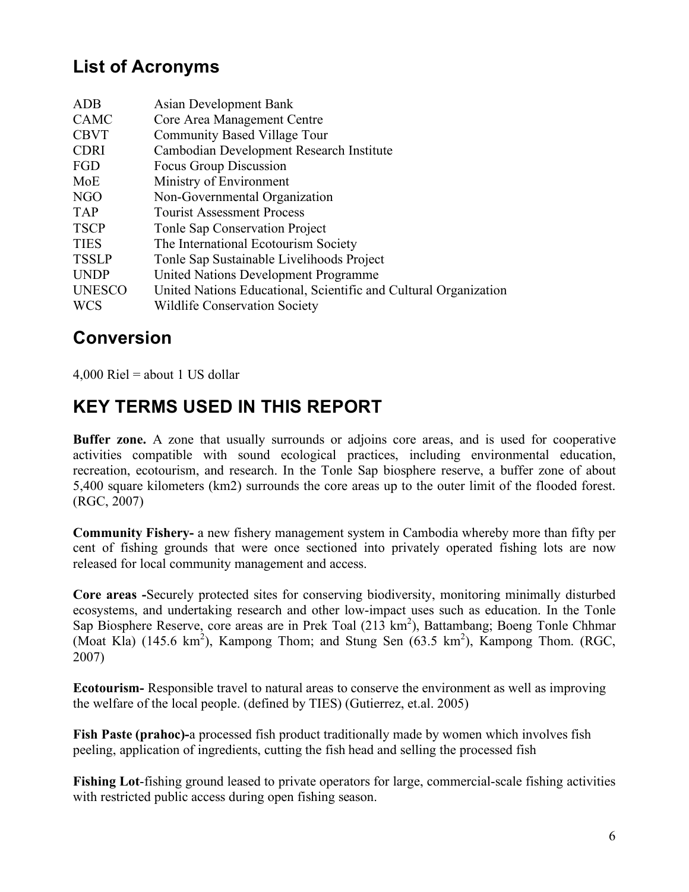## List of Acronyms

| | |
|---|---|
| ADB | Asian Development Bank |
| CAMC | Core Area Management Centre |
| CBVT | Community Based Village Tour |
| CDRI | Cambodian Development Research Institute |
| FGD | Focus Group Discussion |
| MoE | Ministry of Environment |
| NGO | Non-Governmental Organization |
| TAP | Tourist Assessment Process |
| TSCP | Tonle Sap Conservation Project |
| TIES | The International Ecotourism Society |
| TSSLP | Tonle Sap Sustainable Livelihoods Project |
| UNDP | United Nations Development Programme |
| UNESCO | United Nations Educational, Scientific and Cultural Organization |
| WCS | Wildlife Conservation Society |

## Conversion

4,000 Riel = about 1 US dollar

## KEY TERMS USED IN THIS REPORT

**Buffer zone.** A zone that usually surrounds or adjoins core areas, and is used for cooperative activities compatible with sound ecological practices, including environmental education, recreation, ecotourism, and research. In the Tonle Sap biosphere reserve, a buffer zone of about 5,400 square kilometers (km2) surrounds the core areas up to the outer limit of the flooded forest. (RGC, 2007)

**Community Fishery-** a new fishery management system in Cambodia whereby more than fifty per cent of fishing grounds that were once sectioned into privately operated fishing lots are now released for local community management and access.

**Core areas -**Securely protected sites for conserving biodiversity, monitoring minimally disturbed ecosystems, and undertaking research and other low-impact uses such as education. In the Tonle Sap Biosphere Reserve, core areas are in Prek Toal (213 $km^2$), Battambang; Boeng Tonle Chhmar (Moat Kla) (145.6 $km^2$), Kampong Thom; and Stung Sen (63.5 $km^2$), Kampong Thom. (RGC, 2007)

**Ecotourism-** Responsible travel to natural areas to conserve the environment as well as improving the welfare of the local people. (defined by TIES) (Gutierrez, et.al. 2005)

**Fish Paste (prahoc)-**a processed fish product traditionally made by women which involves fish peeling, application of ingredients, cutting the fish head and selling the processed fish

**Fishing Lot**-fishing ground leased to private operators for large, commercial-scale fishing activities with restricted public access during open fishing season.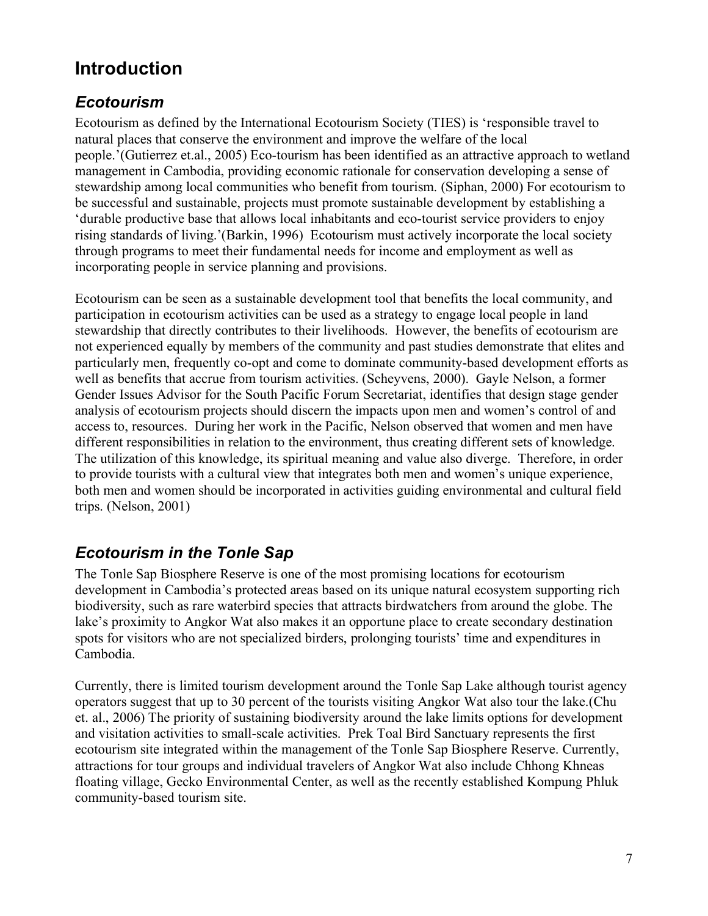# Introduction

## *Ecotourism*

Ecotourism as defined by the International Ecotourism Society (TIES) is 'responsible travel to natural places that conserve the environment and improve the welfare of the local people.'(Gutierrez et.al., 2005) Eco-tourism has been identified as an attractive approach to wetland management in Cambodia, providing economic rationale for conservation developing a sense of stewardship among local communities who benefit from tourism. (Siphan, 2000) For ecotourism to be successful and sustainable, projects must promote sustainable development by establishing a 'durable productive base that allows local inhabitants and eco-tourist service providers to enjoy rising standards of living.'(Barkin, 1996) Ecotourism must actively incorporate the local society through programs to meet their fundamental needs for income and employment as well as incorporating people in service planning and provisions.

Ecotourism can be seen as a sustainable development tool that benefits the local community, and participation in ecotourism activities can be used as a strategy to engage local people in land stewardship that directly contributes to their livelihoods. However, the benefits of ecotourism are not experienced equally by members of the community and past studies demonstrate that elites and particularly men, frequently co-opt and come to dominate community-based development efforts as well as benefits that accrue from tourism activities. (Scheyvens, 2000). Gayle Nelson, a former Gender Issues Advisor for the South Pacific Forum Secretariat, identifies that design stage gender analysis of ecotourism projects should discern the impacts upon men and women's control of and access to, resources. During her work in the Pacific, Nelson observed that women and men have different responsibilities in relation to the environment, thus creating different sets of knowledge. The utilization of this knowledge, its spiritual meaning and value also diverge. Therefore, in order to provide tourists with a cultural view that integrates both men and women's unique experience, both men and women should be incorporated in activities guiding environmental and cultural field trips. (Nelson, 2001)

## *Ecotourism in the Tonle Sap*

The Tonle Sap Biosphere Reserve is one of the most promising locations for ecotourism development in Cambodia's protected areas based on its unique natural ecosystem supporting rich biodiversity, such as rare waterbird species that attracts birdwatchers from around the globe. The lake's proximity to Angkor Wat also makes it an opportune place to create secondary destination spots for visitors who are not specialized birders, prolonging tourists' time and expenditures in Cambodia.

Currently, there is limited tourism development around the Tonle Sap Lake although tourist agency operators suggest that up to 30 percent of the tourists visiting Angkor Wat also tour the lake.(Chu et. al., 2006) The priority of sustaining biodiversity around the lake limits options for development and visitation activities to small-scale activities. Prek Toal Bird Sanctuary represents the first ecotourism site integrated within the management of the Tonle Sap Biosphere Reserve. Currently, attractions for tour groups and individual travelers of Angkor Wat also include Chhong Khneas floating village, Gecko Environmental Center, as well as the recently established Kompung Phluk community-based tourism site.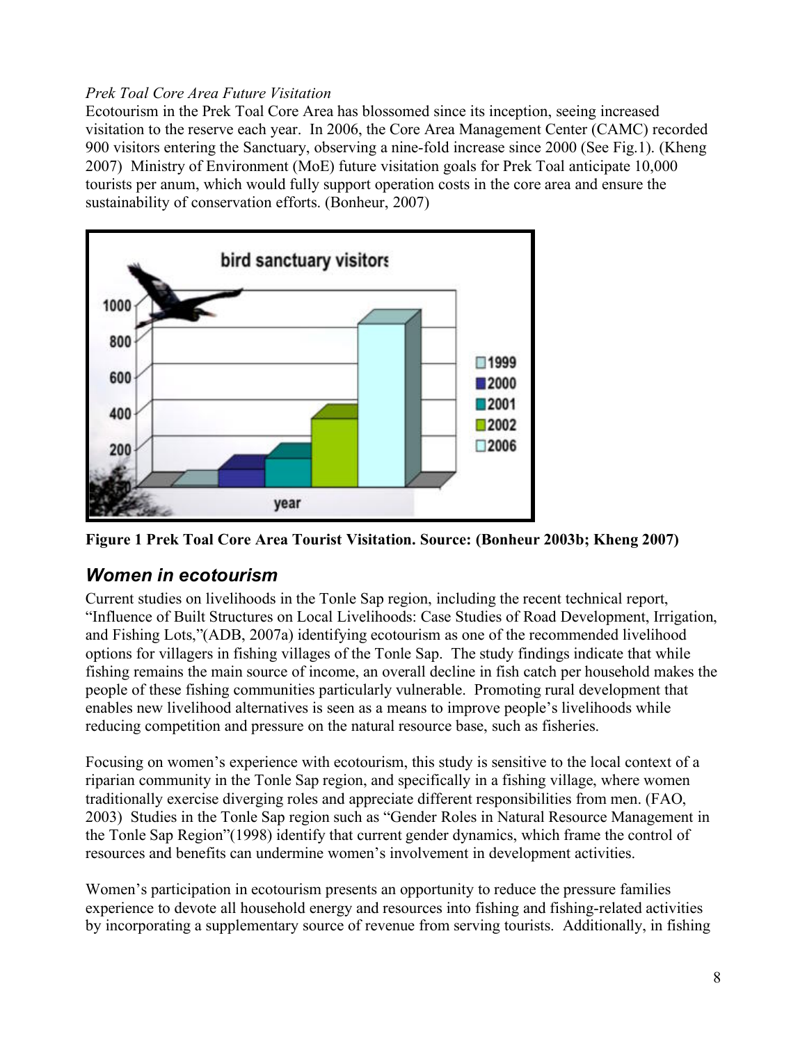*Prek Toal Core Area Future Visitation*

Ecotourism in the Prek Toal Core Area has blossomed since its inception, seeing increased visitation to the reserve each year. In 2006, the Core Area Management Center (CAMC) recorded 900 visitors entering the Sanctuary, observing a nine-fold increase since 2000 (See Fig.1). (Kheng 2007) Ministry of Environment (MoE) future visitation goals for Prek Toal anticipate 10,000 tourists per anum, which would fully support operation costs in the core area and ensure the sustainability of conservation efforts. (Bonheur, 2007)

**Figure 1 Prek Toal Core Area Tourist Visitation. Source: (Bonheur 2003b; Kheng 2007)**

## *Women in ecotourism*

Current studies on livelihoods in the Tonle Sap region, including the recent technical report, "Influence of Built Structures on Local Livelihoods: Case Studies of Road Development, Irrigation, and Fishing Lots,"(ADB, 2007a) identifying ecotourism as one of the recommended livelihood options for villagers in fishing villages of the Tonle Sap. The study findings indicate that while fishing remains the main source of income, an overall decline in fish catch per household makes the people of these fishing communities particularly vulnerable. Promoting rural development that enables new livelihood alternatives is seen as a means to improve people's livelihoods while reducing competition and pressure on the natural resource base, such as fisheries.

Focusing on women's experience with ecotourism, this study is sensitive to the local context of a riparian community in the Tonle Sap region, and specifically in a fishing village, where women traditionally exercise diverging roles and appreciate different responsibilities from men. (FAO, 2003) Studies in the Tonle Sap region such as "Gender Roles in Natural Resource Management in the Tonle Sap Region"(1998) identify that current gender dynamics, which frame the control of resources and benefits can undermine women's involvement in development activities.

Women's participation in ecotourism presents an opportunity to reduce the pressure families experience to devote all household energy and resources into fishing and fishing-related activities by incorporating a supplementary source of revenue from serving tourists. Additionally, in fishing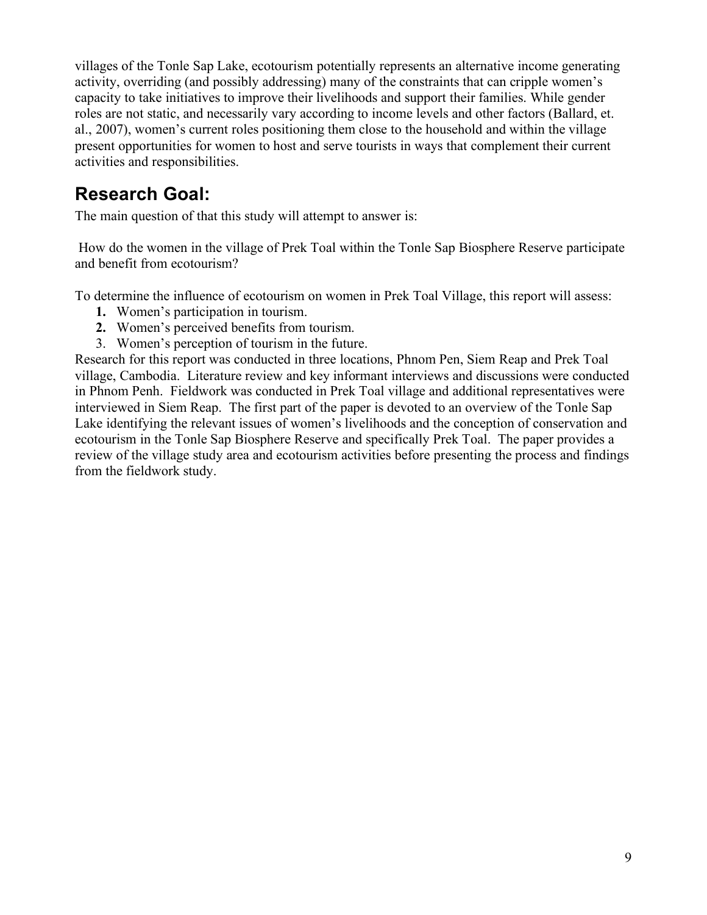villages of the Tonle Sap Lake, ecotourism potentially represents an alternative income generating activity, overriding (and possibly addressing) many of the constraints that can cripple women's capacity to take initiatives to improve their livelihoods and support their families. While gender roles are not static, and necessarily vary according to income levels and other factors (Ballard, et. al., 2007), women's current roles positioning them close to the household and within the village present opportunities for women to host and serve tourists in ways that complement their current activities and responsibilities.

## Research Goal:

The main question of that this study will attempt to answer is:

How do the women in the village of Prek Toal within the Tonle Sap Biosphere Reserve participate and benefit from ecotourism?

To determine the influence of ecotourism on women in Prek Toal Village, this report will assess:

1. Women's participation in tourism.
2. Women's perceived benefits from tourism.
3. Women's perception of tourism in the future.

Research for this report was conducted in three locations, Phnom Pen, Siem Reap and Prek Toal village, Cambodia. Literature review and key informant interviews and discussions were conducted in Phnom Penh. Fieldwork was conducted in Prek Toal village and additional representatives were interviewed in Siem Reap. The first part of the paper is devoted to an overview of the Tonle Sap Lake identifying the relevant issues of women's livelihoods and the conception of conservation and ecotourism in the Tonle Sap Biosphere Reserve and specifically Prek Toal. The paper provides a review of the village study area and ecotourism activities before presenting the process and findings from the fieldwork study.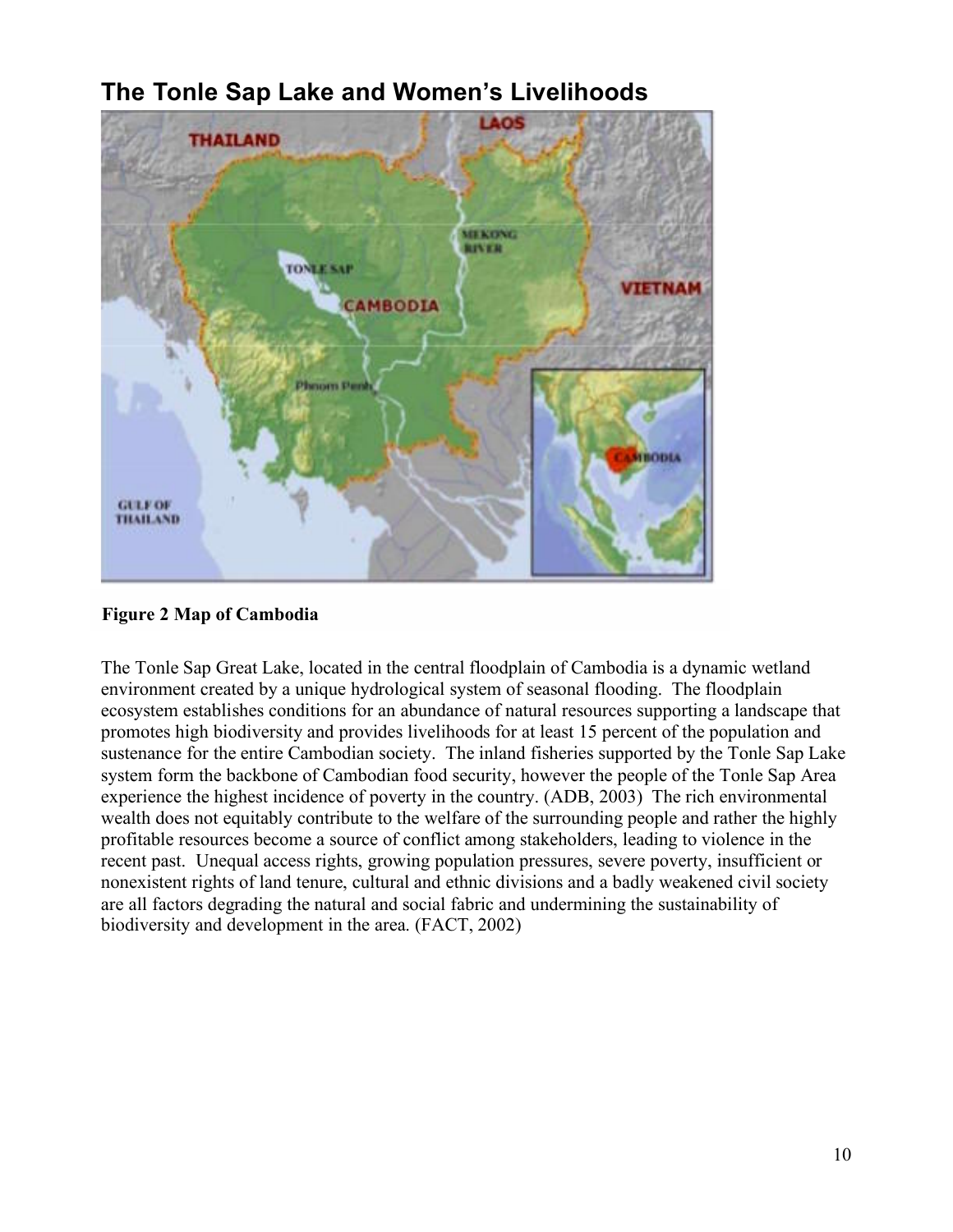## The Tonle Sap Lake and Women's Livelihoods

**Figure 2 Map of Cambodia**

The Tonle Sap Great Lake, located in the central floodplain of Cambodia is a dynamic wetland environment created by a unique hydrological system of seasonal flooding. The floodplain ecosystem establishes conditions for an abundance of natural resources supporting a landscape that promotes high biodiversity and provides livelihoods for at least 15 percent of the population and sustenance for the entire Cambodian society. The inland fisheries supported by the Tonle Sap Lake system form the backbone of Cambodian food security, however the people of the Tonle Sap Area experience the highest incidence of poverty in the country. (ADB, 2003) The rich environmental wealth does not equitably contribute to the welfare of the surrounding people and rather the highly profitable resources become a source of conflict among stakeholders, leading to violence in the recent past. Unequal access rights, growing population pressures, severe poverty, insufficient or nonexistent rights of land tenure, cultural and ethnic divisions and a badly weakened civil society are all factors degrading the natural and social fabric and undermining the sustainability of biodiversity and development in the area. (FACT, 2002)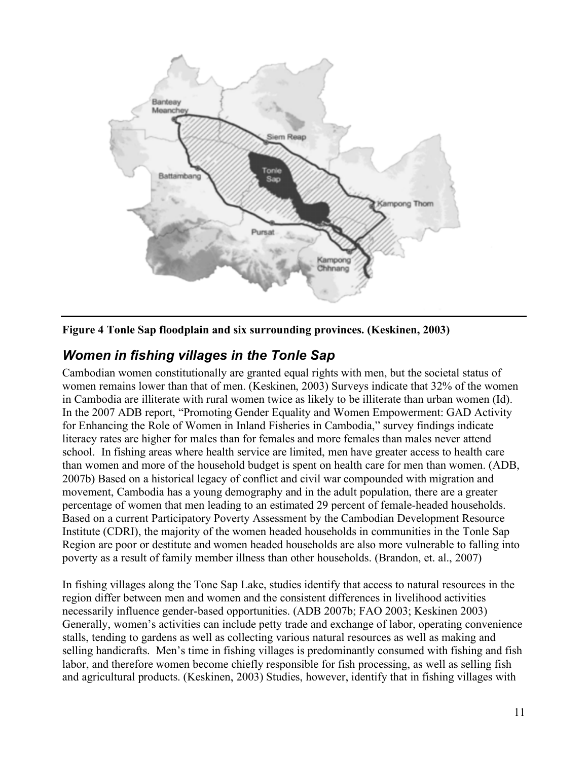**Figure 4 Tonle Sap floodplain and six surrounding provinces. (Keskinen, 2003)**

## *Women in fishing villages in the Tonle Sap*

Cambodian women constitutionally are granted equal rights with men, but the societal status of women remains lower than that of men. (Keskinen, 2003) Surveys indicate that 32% of the women in Cambodia are illiterate with rural women twice as likely to be illiterate than urban women (Id). In the 2007 ADB report, "Promoting Gender Equality and Women Empowerment: GAD Activity for Enhancing the Role of Women in Inland Fisheries in Cambodia," survey findings indicate literacy rates are higher for males than for females and more females than males never attend school. In fishing areas where health service are limited, men have greater access to health care than women and more of the household budget is spent on health care for men than women. (ADB, 2007b) Based on a historical legacy of conflict and civil war compounded with migration and movement, Cambodia has a young demography and in the adult population, there are a greater percentage of women that men leading to an estimated 29 percent of female-headed households. Based on a current Participatory Poverty Assessment by the Cambodian Development Resource Institute (CDRI), the majority of the women headed households in communities in the Tonle Sap Region are poor or destitute and women headed households are also more vulnerable to falling into poverty as a result of family member illness than other households. (Brandon, et. al., 2007)

In fishing villages along the Tone Sap Lake, studies identify that access to natural resources in the region differ between men and women and the consistent differences in livelihood activities necessarily influence gender-based opportunities. (ADB 2007b; FAO 2003; Keskinen 2003) Generally, women's activities can include petty trade and exchange of labor, operating convenience stalls, tending to gardens as well as collecting various natural resources as well as making and selling handicrafts. Men's time in fishing villages is predominantly consumed with fishing and fish labor, and therefore women become chiefly responsible for fish processing, as well as selling fish and agricultural products. (Keskinen, 2003) Studies, however, identify that in fishing villages with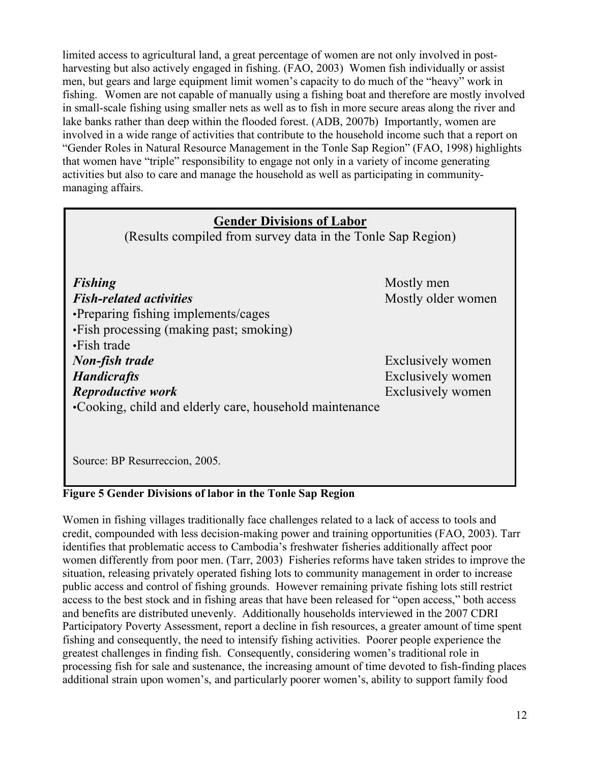limited access to agricultural land, a great percentage of women are not only involved in post-harvesting but also actively engaged in fishing. (FAO, 2003) Women fish individually or assist men, but gears and large equipment limit women's capacity to do much of the "heavy" work in fishing. Women are not capable of manually using a fishing boat and therefore are mostly involved in small-scale fishing using smaller nets as well as to fish in more secure areas along the river and lake banks rather than deep within the flooded forest. (ADB, 2007b) Importantly, women are involved in a wide range of activities that contribute to the household income such that a report on "Gender Roles in Natural Resource Management in the Tonle Sap Region" (FAO, 1998) highlights that women have "triple" responsibility to engage not only in a variety of income generating activities but also to care and manage the household as well as participating in community-managing affairs.

**Gender Divisions of Labor**

(Results compiled from survey data in the Tonle Sap Region)

| Activity | Performed by |
| --- | --- |
| ***Fishing*** | Mostly men |
| ***Fish-related activities*** | Mostly older women |
| •Preparing fishing implements/cages | |
| •Fish processing (making past; smoking) | |
| •Fish trade | |
| ***Non-fish trade*** | Exclusively women |
| ***Handicrafts*** | Exclusively women |
| ***Reproductive work*** | Exclusively women |
| •Cooking, child and elderly care, household maintenance | |

Source: BP Resurreccion, 2005.

**Figure 5 Gender Divisions of labor in the Tonle Sap Region**

Women in fishing villages traditionally face challenges related to a lack of access to tools and credit, compounded with less decision-making power and training opportunities (FAO, 2003). Tarr identifies that problematic access to Cambodia's freshwater fisheries additionally affect poor women differently from poor men. (Tarr, 2003) Fisheries reforms have taken strides to improve the situation, releasing privately operated fishing lots to community management in order to increase public access and control of fishing grounds. However remaining private fishing lots still restrict access to the best stock and in fishing areas that have been released for "open access," both access and benefits are distributed unevenly. Additionally households interviewed in the 2007 CDRI Participatory Poverty Assessment, report a decline in fish resources, a greater amount of time spent fishing and consequently, the need to intensify fishing activities. Poorer people experience the greatest challenges in finding fish. Consequently, considering women's traditional role in processing fish for sale and sustenance, the increasing amount of time devoted to fish-finding places additional strain upon women's, and particularly poorer women's, ability to support family food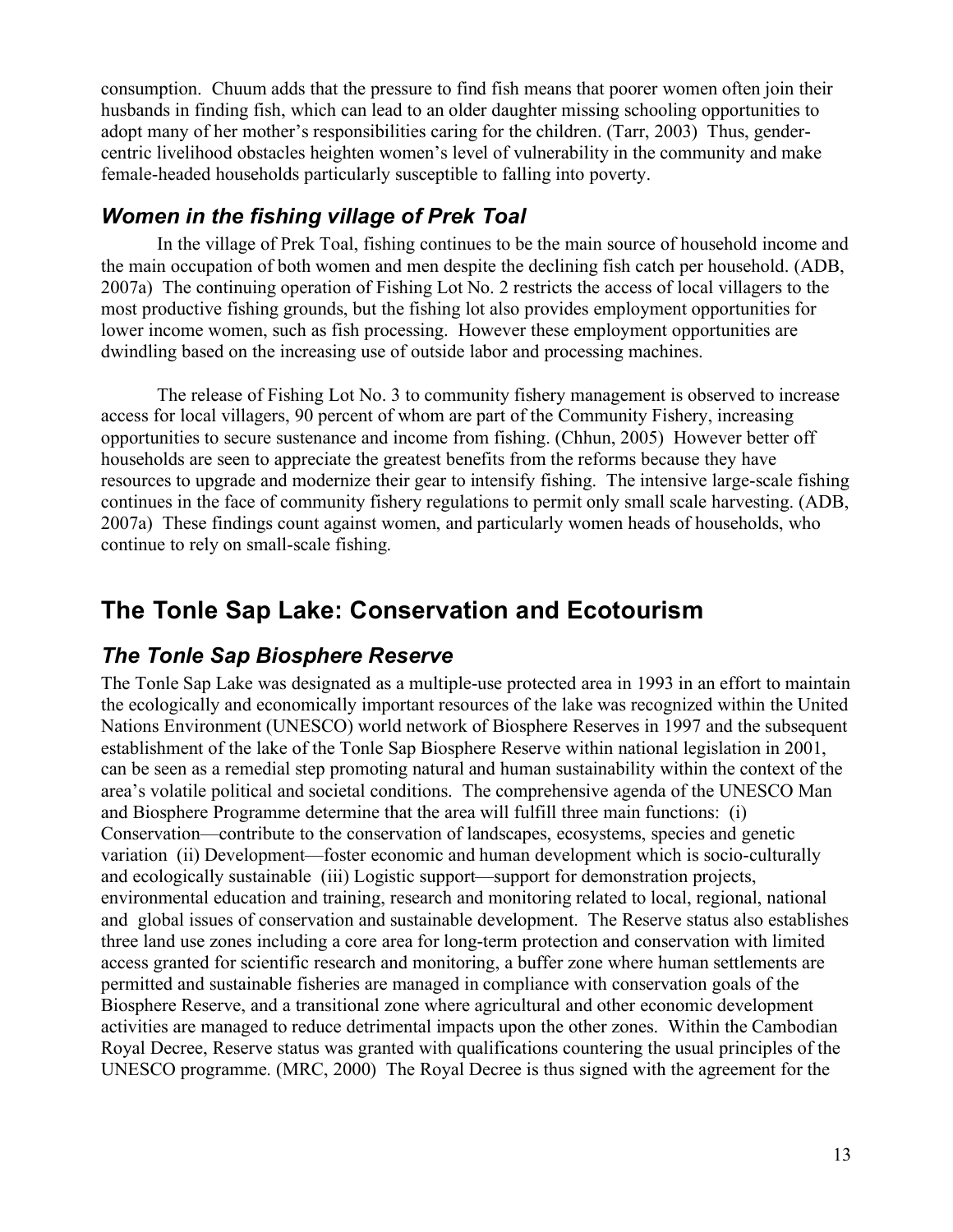consumption. Chuum adds that the pressure to find fish means that poorer women often join their husbands in finding fish, which can lead to an older daughter missing schooling opportunities to adopt many of her mother's responsibilities caring for the children. (Tarr, 2003) Thus, gender-centric livelihood obstacles heighten women's level of vulnerability in the community and make female-headed households particularly susceptible to falling into poverty.

### *Women in the fishing village of Prek Toal*

In the village of Prek Toal, fishing continues to be the main source of household income and the main occupation of both women and men despite the declining fish catch per household. (ADB, 2007a) The continuing operation of Fishing Lot No. 2 restricts the access of local villagers to the most productive fishing grounds, but the fishing lot also provides employment opportunities for lower income women, such as fish processing. However these employment opportunities are dwindling based on the increasing use of outside labor and processing machines.

The release of Fishing Lot No. 3 to community fishery management is observed to increase access for local villagers, 90 percent of whom are part of the Community Fishery, increasing opportunities to secure sustenance and income from fishing. (Chhun, 2005) However better off households are seen to appreciate the greatest benefits from the reforms because they have resources to upgrade and modernize their gear to intensify fishing. The intensive large-scale fishing continues in the face of community fishery regulations to permit only small scale harvesting. (ADB, 2007a) These findings count against women, and particularly women heads of households, who continue to rely on small-scale fishing.

## The Tonle Sap Lake: Conservation and Ecotourism

### *The Tonle Sap Biosphere Reserve*

The Tonle Sap Lake was designated as a multiple-use protected area in 1993 in an effort to maintain the ecologically and economically important resources of the lake was recognized within the United Nations Environment (UNESCO) world network of Biosphere Reserves in 1997 and the subsequent establishment of the lake of the Tonle Sap Biosphere Reserve within national legislation in 2001, can be seen as a remedial step promoting natural and human sustainability within the context of the area's volatile political and societal conditions. The comprehensive agenda of the UNESCO Man and Biosphere Programme determine that the area will fulfill three main functions: (i) Conservation—contribute to the conservation of landscapes, ecosystems, species and genetic variation (ii) Development—foster economic and human development which is socio-culturally and ecologically sustainable (iii) Logistic support—support for demonstration projects, environmental education and training, research and monitoring related to local, regional, national and global issues of conservation and sustainable development. The Reserve status also establishes three land use zones including a core area for long-term protection and conservation with limited access granted for scientific research and monitoring, a buffer zone where human settlements are permitted and sustainable fisheries are managed in compliance with conservation goals of the Biosphere Reserve, and a transitional zone where agricultural and other economic development activities are managed to reduce detrimental impacts upon the other zones. Within the Cambodian Royal Decree, Reserve status was granted with qualifications countering the usual principles of the UNESCO programme. (MRC, 2000) The Royal Decree is thus signed with the agreement for the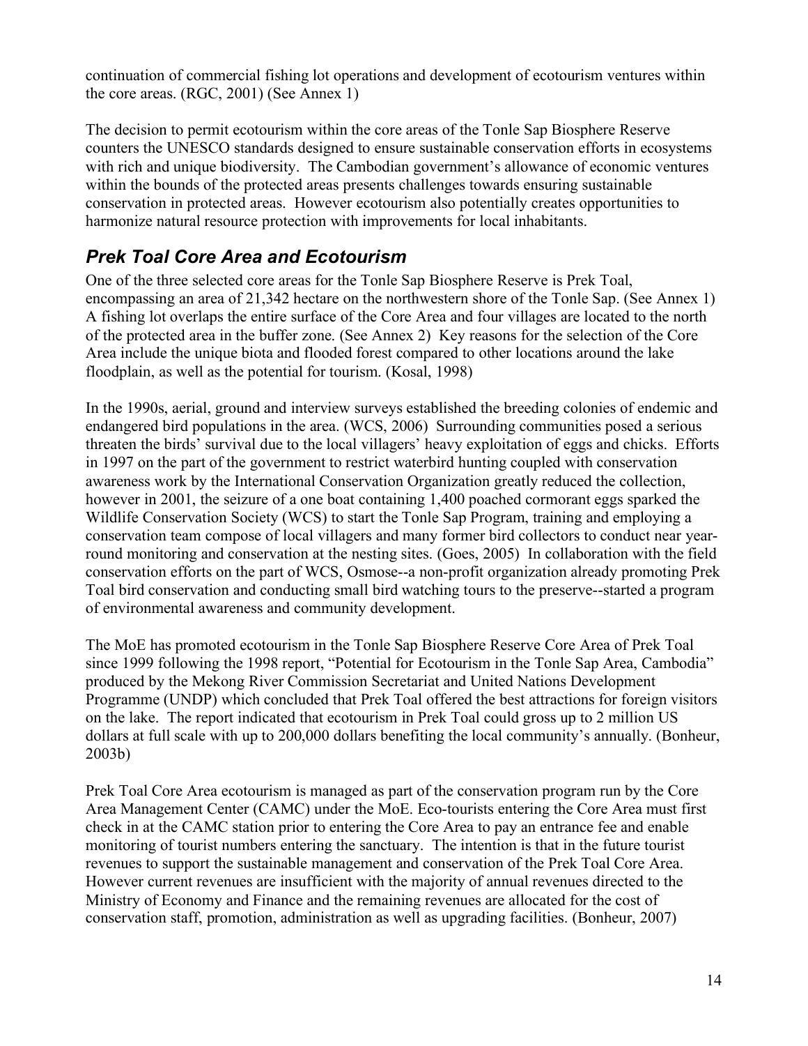continuation of commercial fishing lot operations and development of ecotourism ventures within the core areas. (RGC, 2001) (See Annex 1)

The decision to permit ecotourism within the core areas of the Tonle Sap Biosphere Reserve counters the UNESCO standards designed to ensure sustainable conservation efforts in ecosystems with rich and unique biodiversity. The Cambodian government's allowance of economic ventures within the bounds of the protected areas presents challenges towards ensuring sustainable conservation in protected areas. However ecotourism also potentially creates opportunities to harmonize natural resource protection with improvements for local inhabitants.

## *Prek Toal Core Area and Ecotourism*

One of the three selected core areas for the Tonle Sap Biosphere Reserve is Prek Toal, encompassing an area of 21,342 hectare on the northwestern shore of the Tonle Sap. (See Annex 1) A fishing lot overlaps the entire surface of the Core Area and four villages are located to the north of the protected area in the buffer zone. (See Annex 2) Key reasons for the selection of the Core Area include the unique biota and flooded forest compared to other locations around the lake floodplain, as well as the potential for tourism. (Kosal, 1998)

In the 1990s, aerial, ground and interview surveys established the breeding colonies of endemic and endangered bird populations in the area. (WCS, 2006) Surrounding communities posed a serious threaten the birds' survival due to the local villagers' heavy exploitation of eggs and chicks. Efforts in 1997 on the part of the government to restrict waterbird hunting coupled with conservation awareness work by the International Conservation Organization greatly reduced the collection, however in 2001, the seizure of a one boat containing 1,400 poached cormorant eggs sparked the Wildlife Conservation Society (WCS) to start the Tonle Sap Program, training and employing a conservation team compose of local villagers and many former bird collectors to conduct near year-round monitoring and conservation at the nesting sites. (Goes, 2005) In collaboration with the field conservation efforts on the part of WCS, Osmose--a non-profit organization already promoting Prek Toal bird conservation and conducting small bird watching tours to the preserve--started a program of environmental awareness and community development.

The MoE has promoted ecotourism in the Tonle Sap Biosphere Reserve Core Area of Prek Toal since 1999 following the 1998 report, "Potential for Ecotourism in the Tonle Sap Area, Cambodia" produced by the Mekong River Commission Secretariat and United Nations Development Programme (UNDP) which concluded that Prek Toal offered the best attractions for foreign visitors on the lake. The report indicated that ecotourism in Prek Toal could gross up to 2 million US dollars at full scale with up to 200,000 dollars benefiting the local community's annually. (Bonheur, 2003b)

Prek Toal Core Area ecotourism is managed as part of the conservation program run by the Core Area Management Center (CAMC) under the MoE. Eco-tourists entering the Core Area must first check in at the CAMC station prior to entering the Core Area to pay an entrance fee and enable monitoring of tourist numbers entering the sanctuary. The intention is that in the future tourist revenues to support the sustainable management and conservation of the Prek Toal Core Area. However current revenues are insufficient with the majority of annual revenues directed to the Ministry of Economy and Finance and the remaining revenues are allocated for the cost of conservation staff, promotion, administration as well as upgrading facilities. (Bonheur, 2007)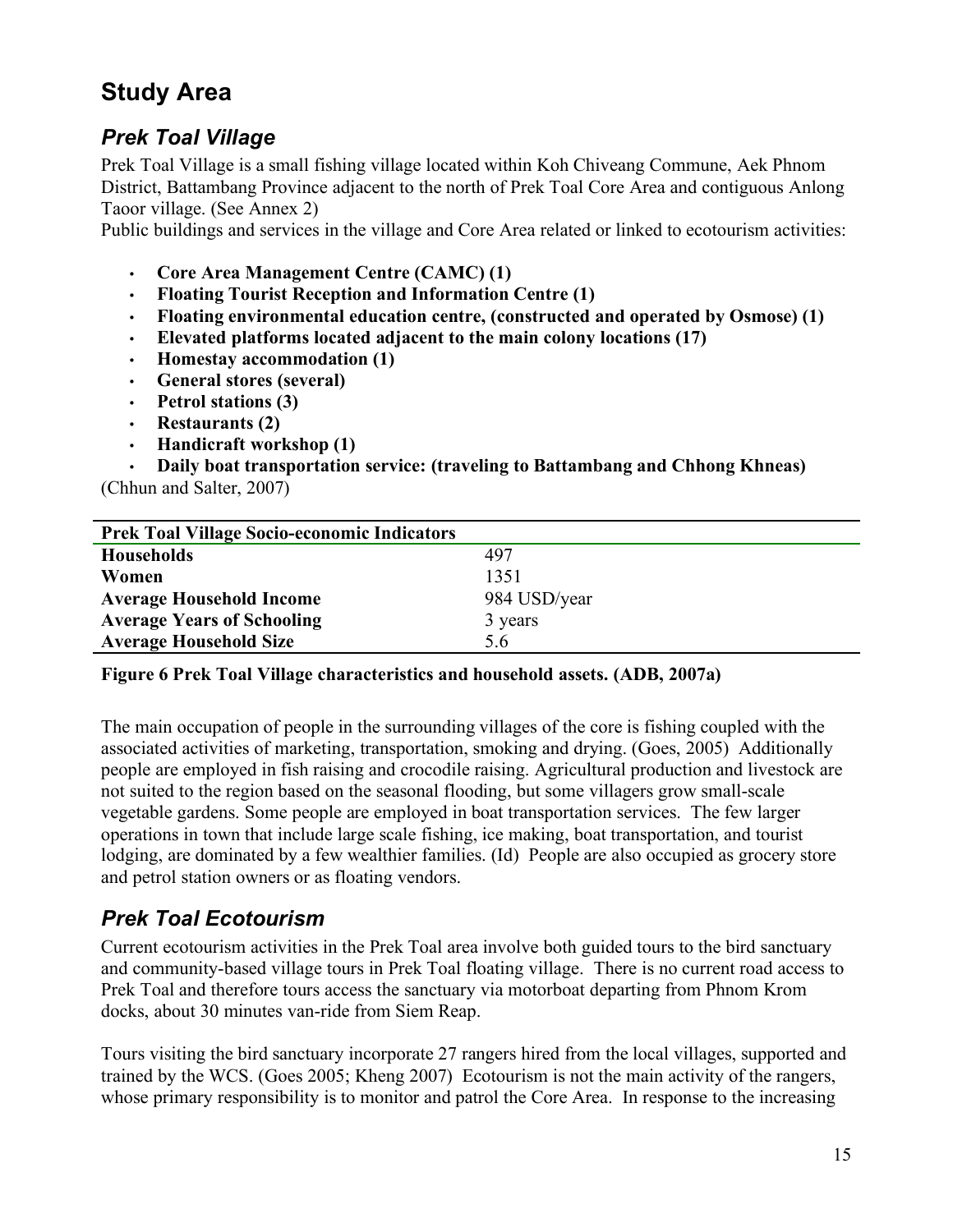# Study Area

## *Prek Toal Village*

Prek Toal Village is a small fishing village located within Koh Chiveang Commune, Aek Phnom District, Battambang Province adjacent to the north of Prek Toal Core Area and contiguous Anlong Taoor village. (See Annex 2)

Public buildings and services in the village and Core Area related or linked to ecotourism activities:

- **Core Area Management Centre (CAMC) (1)**
- **Floating Tourist Reception and Information Centre (1)**
- **Floating environmental education centre, (constructed and operated by Osmose) (1)**
- **Elevated platforms located adjacent to the main colony locations (17)**
- **Homestay accommodation (1)**
- **General stores (several)**
- **Petrol stations (3)**
- **Restaurants (2)**
- **Handicraft workshop (1)**
- **Daily boat transportation service: (traveling to Battambang and Chhong Khneas)**

(Chhun and Salter, 2007)

| **Prek Toal Village Socio-economic Indicators** | |
|---|---|
| **Households** | 497 |
| **Women** | 1351 |
| **Average Household Income** | 984 USD/year |
| **Average Years of Schooling** | 3 years |
| **Average Household Size** | 5.6 |

**Figure 6 Prek Toal Village characteristics and household assets. (ADB, 2007a)**

The main occupation of people in the surrounding villages of the core is fishing coupled with the associated activities of marketing, transportation, smoking and drying. (Goes, 2005) Additionally people are employed in fish raising and crocodile raising. Agricultural production and livestock are not suited to the region based on the seasonal flooding, but some villagers grow small-scale vegetable gardens. Some people are employed in boat transportation services. The few larger operations in town that include large scale fishing, ice making, boat transportation, and tourist lodging, are dominated by a few wealthier families. (Id) People are also occupied as grocery store and petrol station owners or as floating vendors.

## *Prek Toal Ecotourism*

Current ecotourism activities in the Prek Toal area involve both guided tours to the bird sanctuary and community-based village tours in Prek Toal floating village. There is no current road access to Prek Toal and therefore tours access the sanctuary via motorboat departing from Phnom Krom docks, about 30 minutes van-ride from Siem Reap.

Tours visiting the bird sanctuary incorporate 27 rangers hired from the local villages, supported and trained by the WCS. (Goes 2005; Kheng 2007) Ecotourism is not the main activity of the rangers, whose primary responsibility is to monitor and patrol the Core Area. In response to the increasing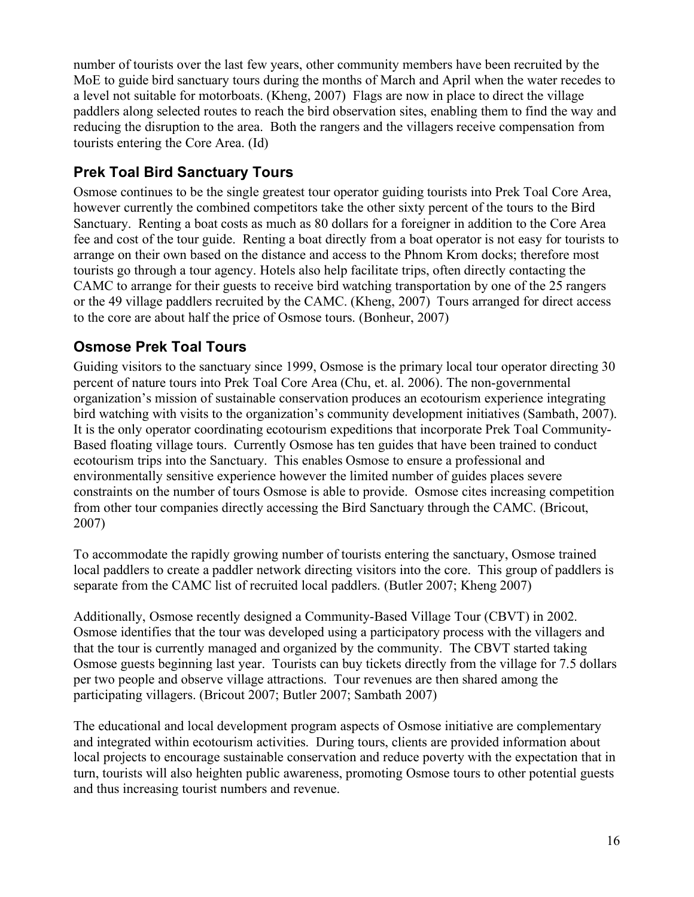number of tourists over the last few years, other community members have been recruited by the MoE to guide bird sanctuary tours during the months of March and April when the water recedes to a level not suitable for motorboats. (Kheng, 2007) Flags are now in place to direct the village paddlers along selected routes to reach the bird observation sites, enabling them to find the way and reducing the disruption to the area. Both the rangers and the villagers receive compensation from tourists entering the Core Area. (Id)

## Prek Toal Bird Sanctuary Tours

Osmose continues to be the single greatest tour operator guiding tourists into Prek Toal Core Area, however currently the combined competitors take the other sixty percent of the tours to the Bird Sanctuary. Renting a boat costs as much as 80 dollars for a foreigner in addition to the Core Area fee and cost of the tour guide. Renting a boat directly from a boat operator is not easy for tourists to arrange on their own based on the distance and access to the Phnom Krom docks; therefore most tourists go through a tour agency. Hotels also help facilitate trips, often directly contacting the CAMC to arrange for their guests to receive bird watching transportation by one of the 25 rangers or the 49 village paddlers recruited by the CAMC. (Kheng, 2007) Tours arranged for direct access to the core are about half the price of Osmose tours. (Bonheur, 2007)

## Osmose Prek Toal Tours

Guiding visitors to the sanctuary since 1999, Osmose is the primary local tour operator directing 30 percent of nature tours into Prek Toal Core Area (Chu, et. al. 2006). The non-governmental organization's mission of sustainable conservation produces an ecotourism experience integrating bird watching with visits to the organization's community development initiatives (Sambath, 2007). It is the only operator coordinating ecotourism expeditions that incorporate Prek Toal Community-Based floating village tours. Currently Osmose has ten guides that have been trained to conduct ecotourism trips into the Sanctuary. This enables Osmose to ensure a professional and environmentally sensitive experience however the limited number of guides places severe constraints on the number of tours Osmose is able to provide. Osmose cites increasing competition from other tour companies directly accessing the Bird Sanctuary through the CAMC. (Bricout, 2007)

To accommodate the rapidly growing number of tourists entering the sanctuary, Osmose trained local paddlers to create a paddler network directing visitors into the core. This group of paddlers is separate from the CAMC list of recruited local paddlers. (Butler 2007; Kheng 2007)

Additionally, Osmose recently designed a Community-Based Village Tour (CBVT) in 2002. Osmose identifies that the tour was developed using a participatory process with the villagers and that the tour is currently managed and organized by the community. The CBVT started taking Osmose guests beginning last year. Tourists can buy tickets directly from the village for 7.5 dollars per two people and observe village attractions. Tour revenues are then shared among the participating villagers. (Bricout 2007; Butler 2007; Sambath 2007)

The educational and local development program aspects of Osmose initiative are complementary and integrated within ecotourism activities. During tours, clients are provided information about local projects to encourage sustainable conservation and reduce poverty with the expectation that in turn, tourists will also heighten public awareness, promoting Osmose tours to other potential guests and thus increasing tourist numbers and revenue.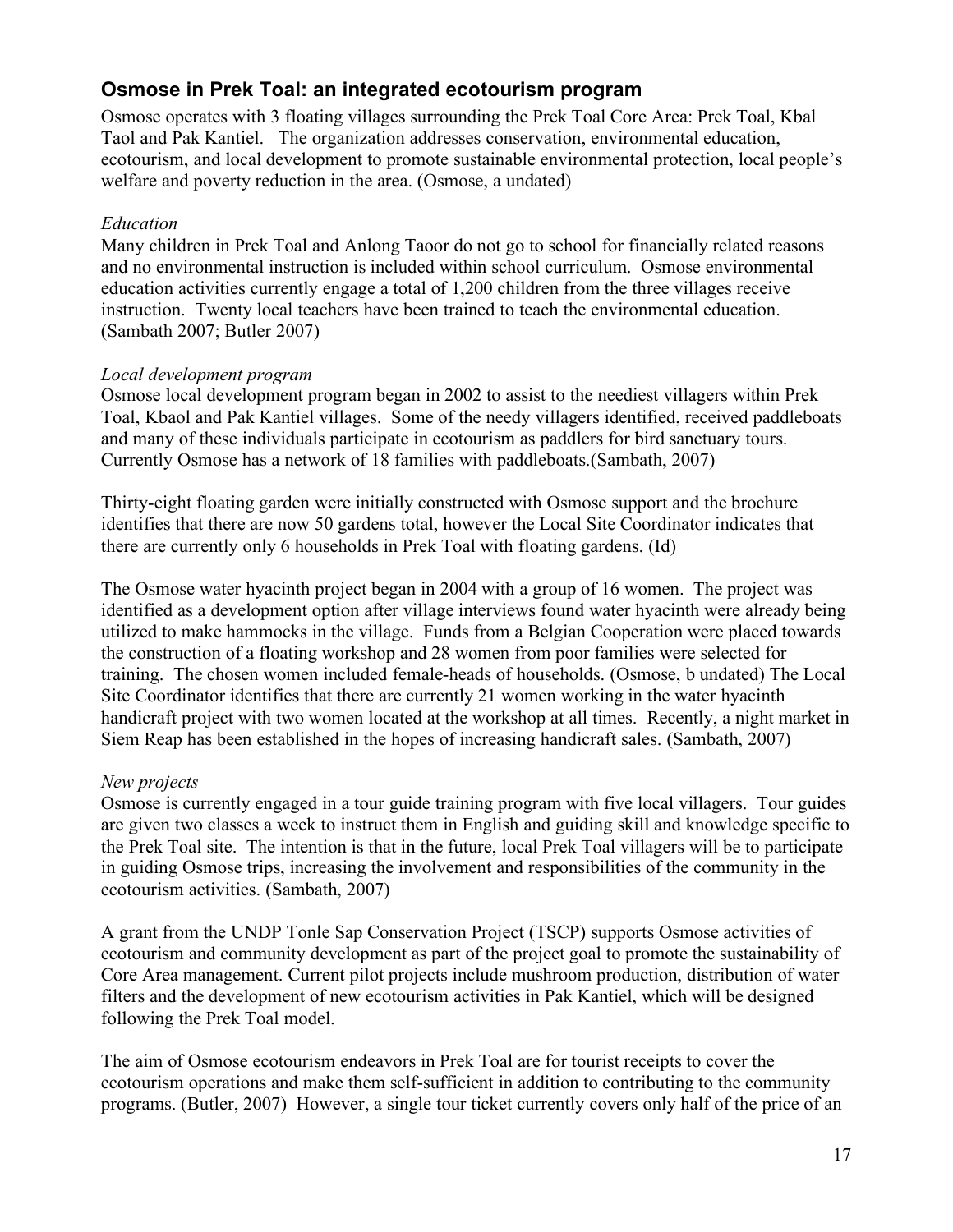## Osmose in Prek Toal: an integrated ecotourism program

Osmose operates with 3 floating villages surrounding the Prek Toal Core Area: Prek Toal, Kbal Taol and Pak Kantiel. The organization addresses conservation, environmental education, ecotourism, and local development to promote sustainable environmental protection, local people's welfare and poverty reduction in the area. (Osmose, a undated)

*Education*

Many children in Prek Toal and Anlong Taoor do not go to school for financially related reasons and no environmental instruction is included within school curriculum. Osmose environmental education activities currently engage a total of 1,200 children from the three villages receive instruction. Twenty local teachers have been trained to teach the environmental education. (Sambath 2007; Butler 2007)

*Local development program*

Osmose local development program began in 2002 to assist to the neediest villagers within Prek Toal, Kbaol and Pak Kantiel villages. Some of the needy villagers identified, received paddleboats and many of these individuals participate in ecotourism as paddlers for bird sanctuary tours. Currently Osmose has a network of 18 families with paddleboats.(Sambath, 2007)

Thirty-eight floating garden were initially constructed with Osmose support and the brochure identifies that there are now 50 gardens total, however the Local Site Coordinator indicates that there are currently only 6 households in Prek Toal with floating gardens. (Id)

The Osmose water hyacinth project began in 2004 with a group of 16 women. The project was identified as a development option after village interviews found water hyacinth were already being utilized to make hammocks in the village. Funds from a Belgian Cooperation were placed towards the construction of a floating workshop and 28 women from poor families were selected for training. The chosen women included female-heads of households. (Osmose, b undated) The Local Site Coordinator identifies that there are currently 21 women working in the water hyacinth handicraft project with two women located at the workshop at all times. Recently, a night market in Siem Reap has been established in the hopes of increasing handicraft sales. (Sambath, 2007)

*New projects*

Osmose is currently engaged in a tour guide training program with five local villagers. Tour guides are given two classes a week to instruct them in English and guiding skill and knowledge specific to the Prek Toal site. The intention is that in the future, local Prek Toal villagers will be to participate in guiding Osmose trips, increasing the involvement and responsibilities of the community in the ecotourism activities. (Sambath, 2007)

A grant from the UNDP Tonle Sap Conservation Project (TSCP) supports Osmose activities of ecotourism and community development as part of the project goal to promote the sustainability of Core Area management. Current pilot projects include mushroom production, distribution of water filters and the development of new ecotourism activities in Pak Kantiel, which will be designed following the Prek Toal model.

The aim of Osmose ecotourism endeavors in Prek Toal are for tourist receipts to cover the ecotourism operations and make them self-sufficient in addition to contributing to the community programs. (Butler, 2007) However, a single tour ticket currently covers only half of the price of an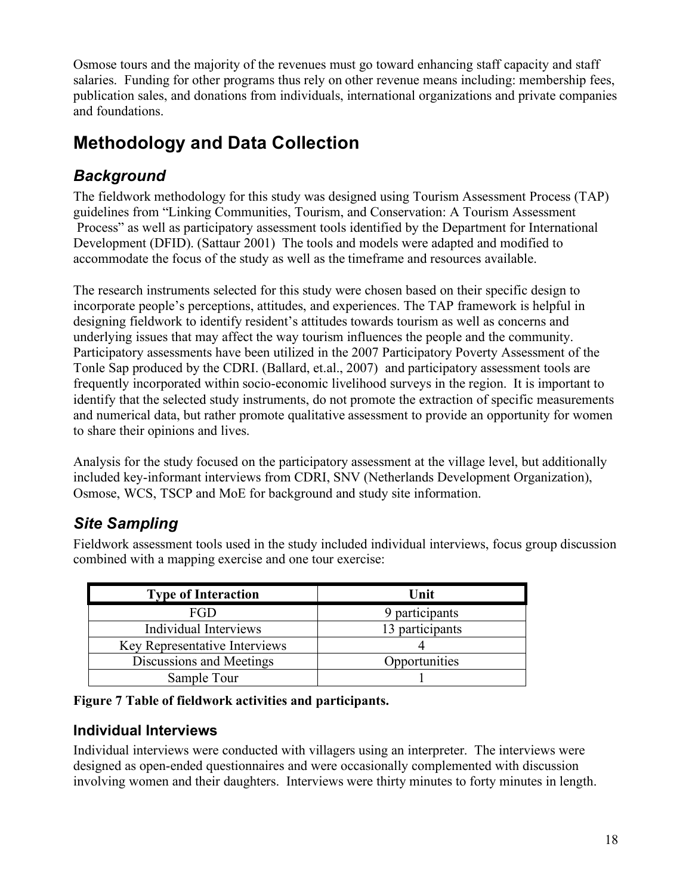Osmose tours and the majority of the revenues must go toward enhancing staff capacity and staff salaries. Funding for other programs thus rely on other revenue means including: membership fees, publication sales, and donations from individuals, international organizations and private companies and foundations.

# Methodology and Data Collection

## *Background*

The fieldwork methodology for this study was designed using Tourism Assessment Process (TAP) guidelines from "Linking Communities, Tourism, and Conservation: A Tourism Assessment Process" as well as participatory assessment tools identified by the Department for International Development (DFID). (Sattaur 2001) The tools and models were adapted and modified to accommodate the focus of the study as well as the timeframe and resources available.

The research instruments selected for this study were chosen based on their specific design to incorporate people's perceptions, attitudes, and experiences. The TAP framework is helpful in designing fieldwork to identify resident's attitudes towards tourism as well as concerns and underlying issues that may affect the way tourism influences the people and the community. Participatory assessments have been utilized in the 2007 Participatory Poverty Assessment of the Tonle Sap produced by the CDRI. (Ballard, et.al., 2007) and participatory assessment tools are frequently incorporated within socio-economic livelihood surveys in the region. It is important to identify that the selected study instruments, do not promote the extraction of specific measurements and numerical data, but rather promote qualitative assessment to provide an opportunity for women to share their opinions and lives.

Analysis for the study focused on the participatory assessment at the village level, but additionally included key-informant interviews from CDRI, SNV (Netherlands Development Organization), Osmose, WCS, TSCP and MoE for background and study site information.

## *Site Sampling*

Fieldwork assessment tools used in the study included individual interviews, focus group discussion combined with a mapping exercise and one tour exercise:

| Type of Interaction | Unit |
|---|---|
| FGD | 9 participants |
| Individual Interviews | 13 participants |
| Key Representative Interviews | 4 |
| Discussions and Meetings | Opportunities |
| Sample Tour | 1 |

**Figure 7 Table of fieldwork activities and participants.**

### Individual Interviews

Individual interviews were conducted with villagers using an interpreter. The interviews were designed as open-ended questionnaires and were occasionally complemented with discussion involving women and their daughters. Interviews were thirty minutes to forty minutes in length.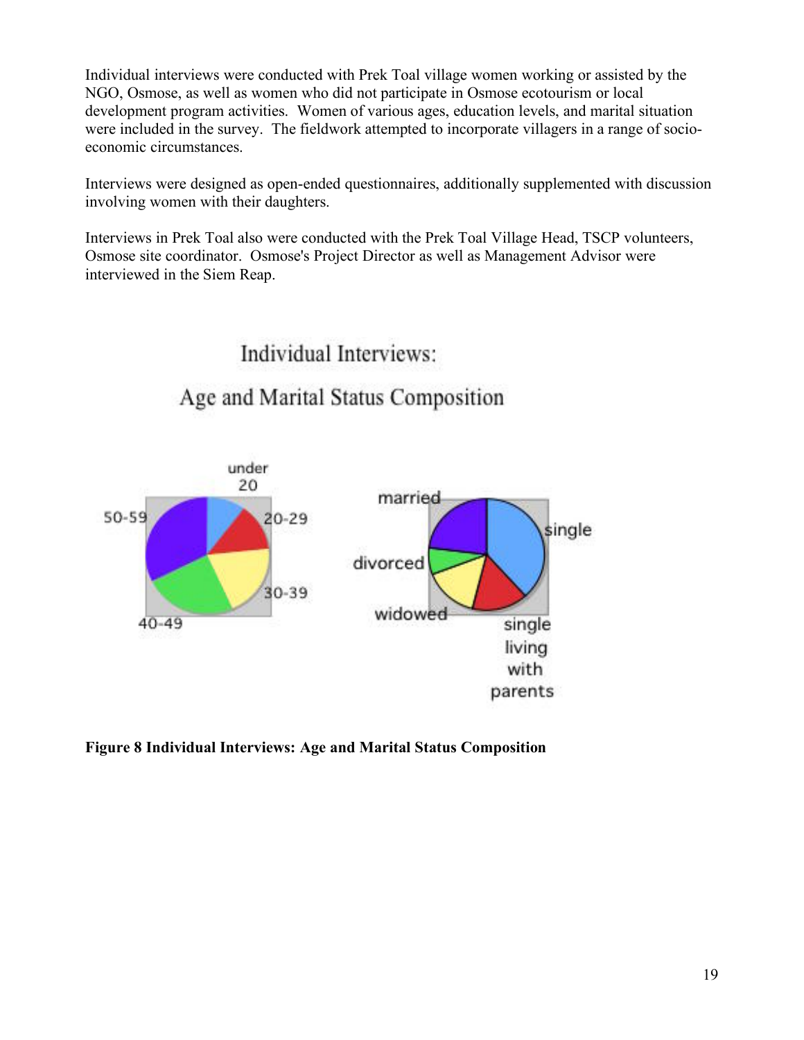Individual interviews were conducted with Prek Toal village women working or assisted by the NGO, Osmose, as well as women who did not participate in Osmose ecotourism or local development program activities. Women of various ages, education levels, and marital situation were included in the survey. The fieldwork attempted to incorporate villagers in a range of socio-economic circumstances.

Interviews were designed as open-ended questionnaires, additionally supplemented with discussion involving women with their daughters.

Interviews in Prek Toal also were conducted with the Prek Toal Village Head, TSCP volunteers, Osmose site coordinator. Osmose's Project Director as well as Management Advisor were interviewed in the Siem Reap.

Individual Interviews:

Age and Marital Status Composition

under 20

20-29

30-39

40-49

50-59

married

single

divorced

widowed

single living with parents

**Figure 8 Individual Interviews: Age and Marital Status Composition**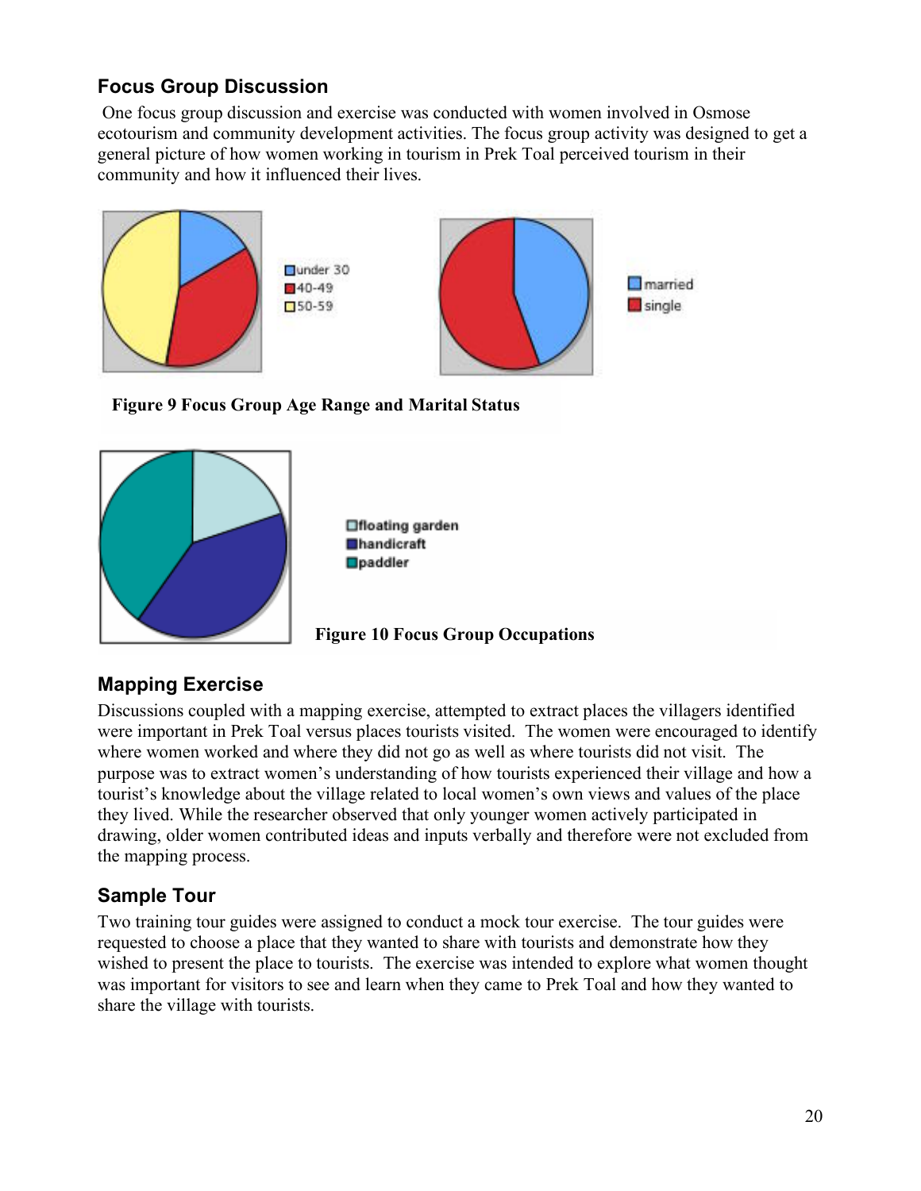## Focus Group Discussion

One focus group discussion and exercise was conducted with women involved in Osmose ecotourism and community development activities. The focus group activity was designed to get a general picture of how women working in tourism in Prek Toal perceived tourism in their community and how it influenced their lives.

**Figure 9 Focus Group Age Range and Marital Status**

**Figure 10 Focus Group Occupations**

## Mapping Exercise

Discussions coupled with a mapping exercise, attempted to extract places the villagers identified were important in Prek Toal versus places tourists visited. The women were encouraged to identify where women worked and where they did not go as well as where tourists did not visit. The purpose was to extract women's understanding of how tourists experienced their village and how a tourist's knowledge about the village related to local women's own views and values of the place they lived. While the researcher observed that only younger women actively participated in drawing, older women contributed ideas and inputs verbally and therefore were not excluded from the mapping process.

## Sample Tour

Two training tour guides were assigned to conduct a mock tour exercise. The tour guides were requested to choose a place that they wanted to share with tourists and demonstrate how they wished to present the place to tourists. The exercise was intended to explore what women thought was important for visitors to see and learn when they came to Prek Toal and how they wanted to share the village with tourists.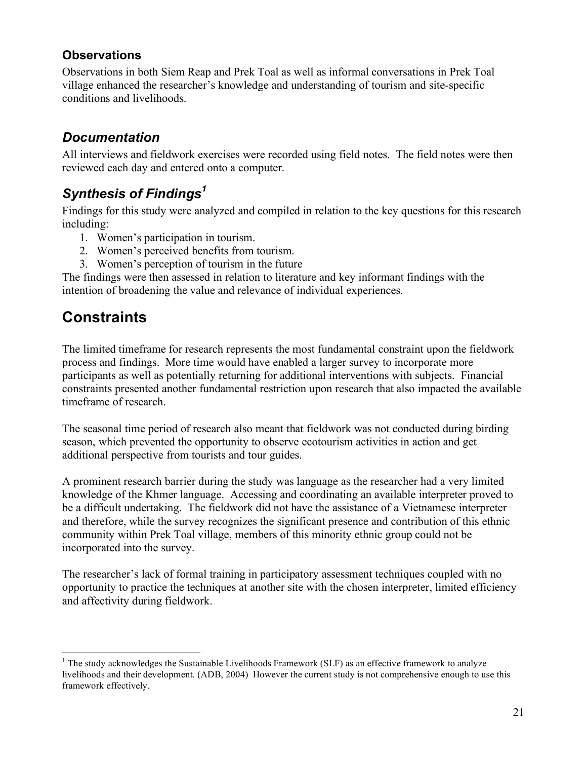### Observations

Observations in both Siem Reap and Prek Toal as well as informal conversations in Prek Toal village enhanced the researcher's knowledge and understanding of tourism and site-specific conditions and livelihoods.

## *Documentation*

All interviews and fieldwork exercises were recorded using field notes. The field notes were then reviewed each day and entered onto a computer.

## *Synthesis of Findings*[1]

Findings for this study were analyzed and compiled in relation to the key questions for this research including:

1. Women's participation in tourism.
2. Women's perceived benefits from tourism.
3. Women's perception of tourism in the future

The findings were then assessed in relation to literature and key informant findings with the intention of broadening the value and relevance of individual experiences.

# Constraints

The limited timeframe for research represents the most fundamental constraint upon the fieldwork process and findings. More time would have enabled a larger survey to incorporate more participants as well as potentially returning for additional interventions with subjects. Financial constraints presented another fundamental restriction upon research that also impacted the available timeframe of research.

The seasonal time period of research also meant that fieldwork was not conducted during birding season, which prevented the opportunity to observe ecotourism activities in action and get additional perspective from tourists and tour guides.

A prominent research barrier during the study was language as the researcher had a very limited knowledge of the Khmer language. Accessing and coordinating an available interpreter proved to be a difficult undertaking. The fieldwork did not have the assistance of a Vietnamese interpreter and therefore, while the survey recognizes the significant presence and contribution of this ethnic community within Prek Toal village, members of this minority ethnic group could not be incorporated into the survey.

The researcher's lack of formal training in participatory assessment techniques coupled with no opportunity to practice the techniques at another site with the chosen interpreter, limited efficiency and affectivity during fieldwork.

[1] The study acknowledges the Sustainable Livelihoods Framework (SLF) as an effective framework to analyze livelihoods and their development. (ADB, 2004) However the current study is not comprehensive enough to use this framework effectively.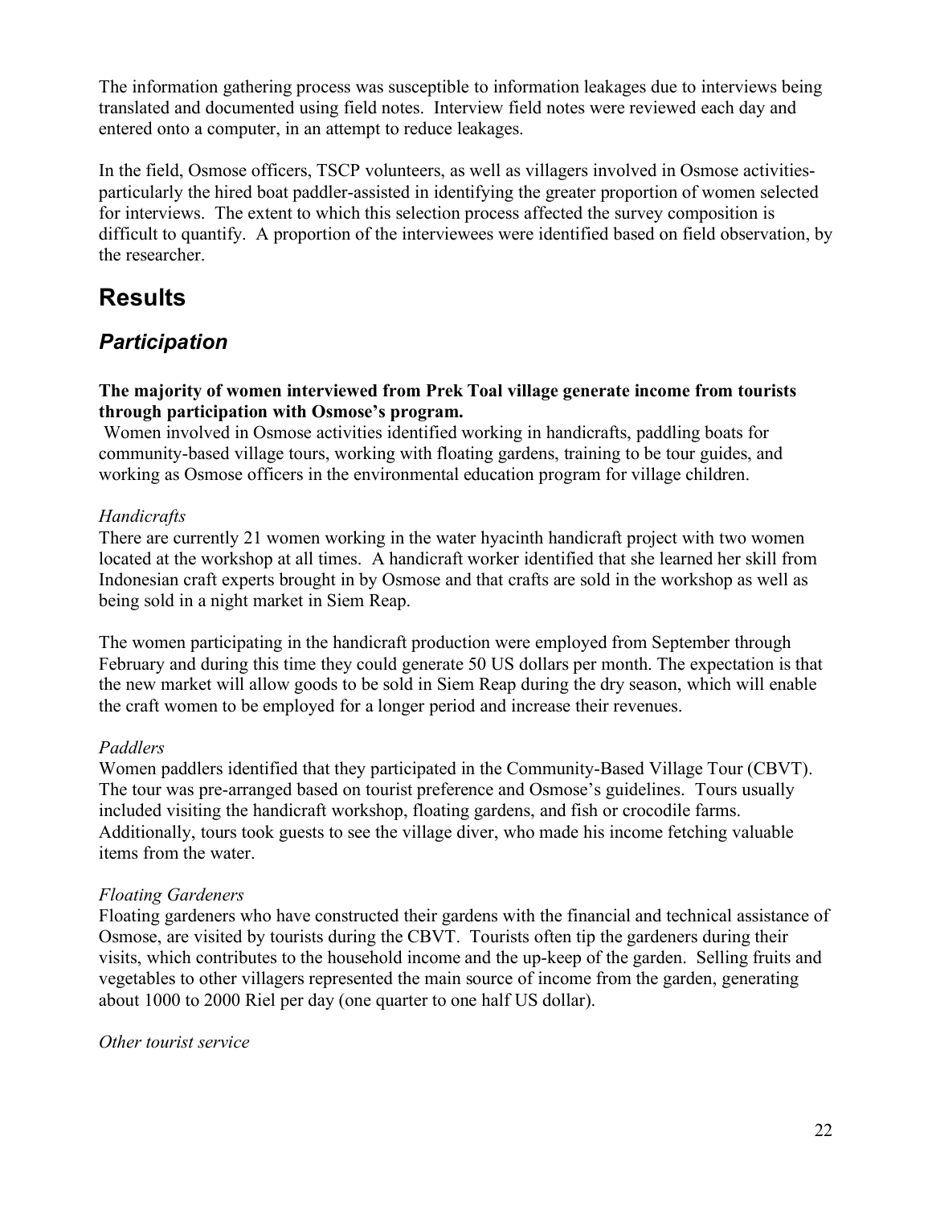The information gathering process was susceptible to information leakages due to interviews being translated and documented using field notes. Interview field notes were reviewed each day and entered onto a computer, in an attempt to reduce leakages.

In the field, Osmose officers, TSCP volunteers, as well as villagers involved in Osmose activities-particularly the hired boat paddler-assisted in identifying the greater proportion of women selected for interviews. The extent to which this selection process affected the survey composition is difficult to quantify. A proportion of the interviewees were identified based on field observation, by the researcher.

# Results

## *Participation*

**The majority of women interviewed from Prek Toal village generate income from tourists through participation with Osmose's program.**

Women involved in Osmose activities identified working in handicrafts, paddling boats for community-based village tours, working with floating gardens, training to be tour guides, and working as Osmose officers in the environmental education program for village children.

*Handicrafts*

There are currently 21 women working in the water hyacinth handicraft project with two women located at the workshop at all times. A handicraft worker identified that she learned her skill from Indonesian craft experts brought in by Osmose and that crafts are sold in the workshop as well as being sold in a night market in Siem Reap.

The women participating in the handicraft production were employed from September through February and during this time they could generate 50 US dollars per month. The expectation is that the new market will allow goods to be sold in Siem Reap during the dry season, which will enable the craft women to be employed for a longer period and increase their revenues.

*Paddlers*

Women paddlers identified that they participated in the Community-Based Village Tour (CBVT). The tour was pre-arranged based on tourist preference and Osmose's guidelines. Tours usually included visiting the handicraft workshop, floating gardens, and fish or crocodile farms. Additionally, tours took guests to see the village diver, who made his income fetching valuable items from the water.

*Floating Gardeners*

Floating gardeners who have constructed their gardens with the financial and technical assistance of Osmose, are visited by tourists during the CBVT. Tourists often tip the gardeners during their visits, which contributes to the household income and the up-keep of the garden. Selling fruits and vegetables to other villagers represented the main source of income from the garden, generating about 1000 to 2000 Riel per day (one quarter to one half US dollar).

*Other tourist service*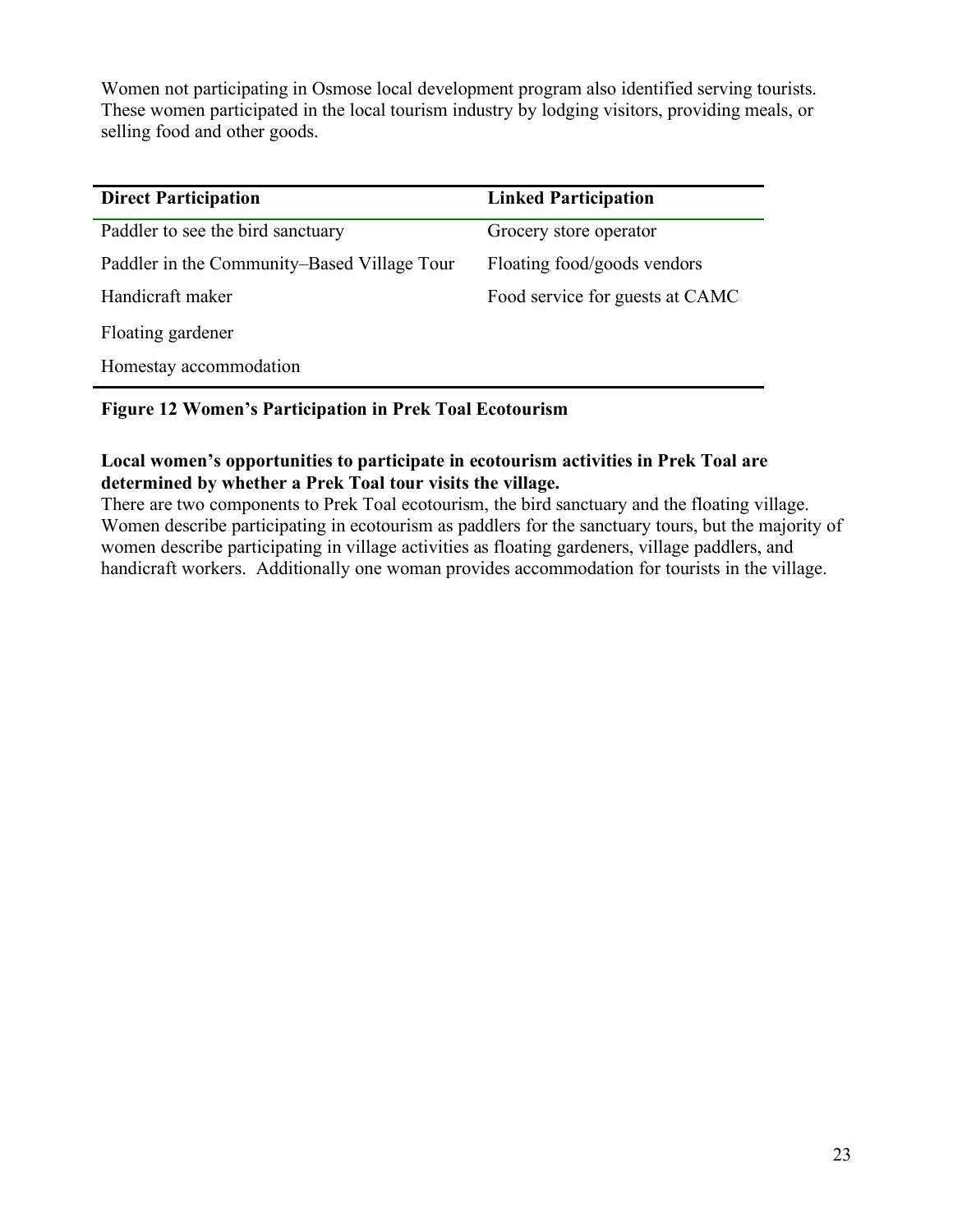Women not participating in Osmose local development program also identified serving tourists. These women participated in the local tourism industry by lodging visitors, providing meals, or selling food and other goods.

| Direct Participation | Linked Participation |
| --- | --- |
| Paddler to see the bird sanctuary | Grocery store operator |
| Paddler in the Community–Based Village Tour | Floating food/goods vendors |
| Handicraft maker | Food service for guests at CAMC |
| Floating gardener | |
| Homestay accommodation | |

**Figure 12 Women's Participation in Prek Toal Ecotourism**

**Local women's opportunities to participate in ecotourism activities in Prek Toal are determined by whether a Prek Toal tour visits the village.**

There are two components to Prek Toal ecotourism, the bird sanctuary and the floating village. Women describe participating in ecotourism as paddlers for the sanctuary tours, but the majority of women describe participating in village activities as floating gardeners, village paddlers, and handicraft workers. Additionally one woman provides accommodation for tourists in the village.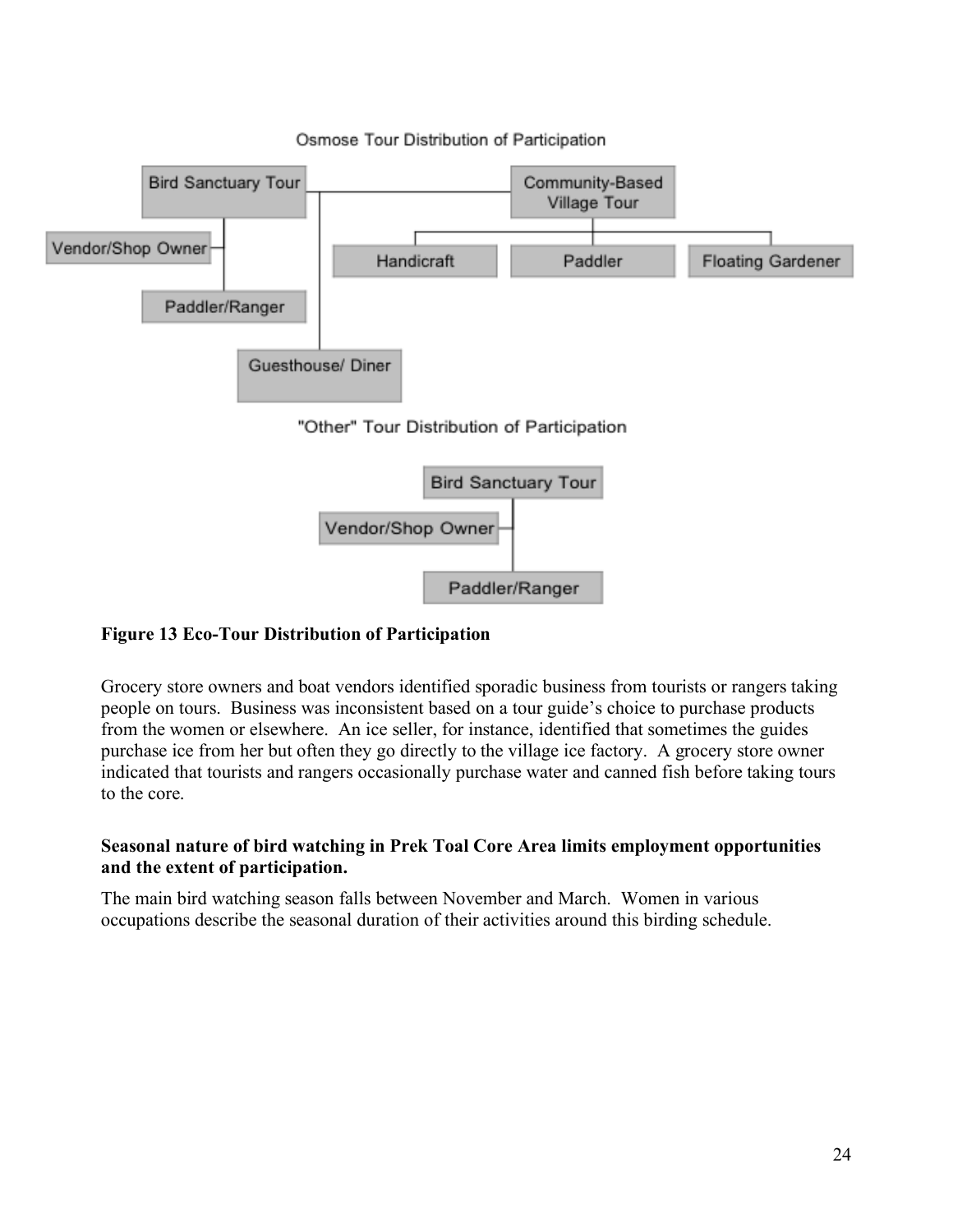Osmose Tour Distribution of Participation

- Bird Sanctuary Tour
  - Vendor/Shop Owner
  - Paddler/Ranger
- Guesthouse/ Diner
- Community-Based Village Tour
  - Handicraft
  - Paddler
  - Floating Gardener

"Other" Tour Distribution of Participation

- Bird Sanctuary Tour
  - Vendor/Shop Owner
  - Paddler/Ranger

**Figure 13 Eco-Tour Distribution of Participation**

Grocery store owners and boat vendors identified sporadic business from tourists or rangers taking people on tours. Business was inconsistent based on a tour guide's choice to purchase products from the women or elsewhere. An ice seller, for instance, identified that sometimes the guides purchase ice from her but often they go directly to the village ice factory. A grocery store owner indicated that tourists and rangers occasionally purchase water and canned fish before taking tours to the core.

**Seasonal nature of bird watching in Prek Toal Core Area limits employment opportunities and the extent of participation.**

The main bird watching season falls between November and March. Women in various occupations describe the seasonal duration of their activities around this birding schedule.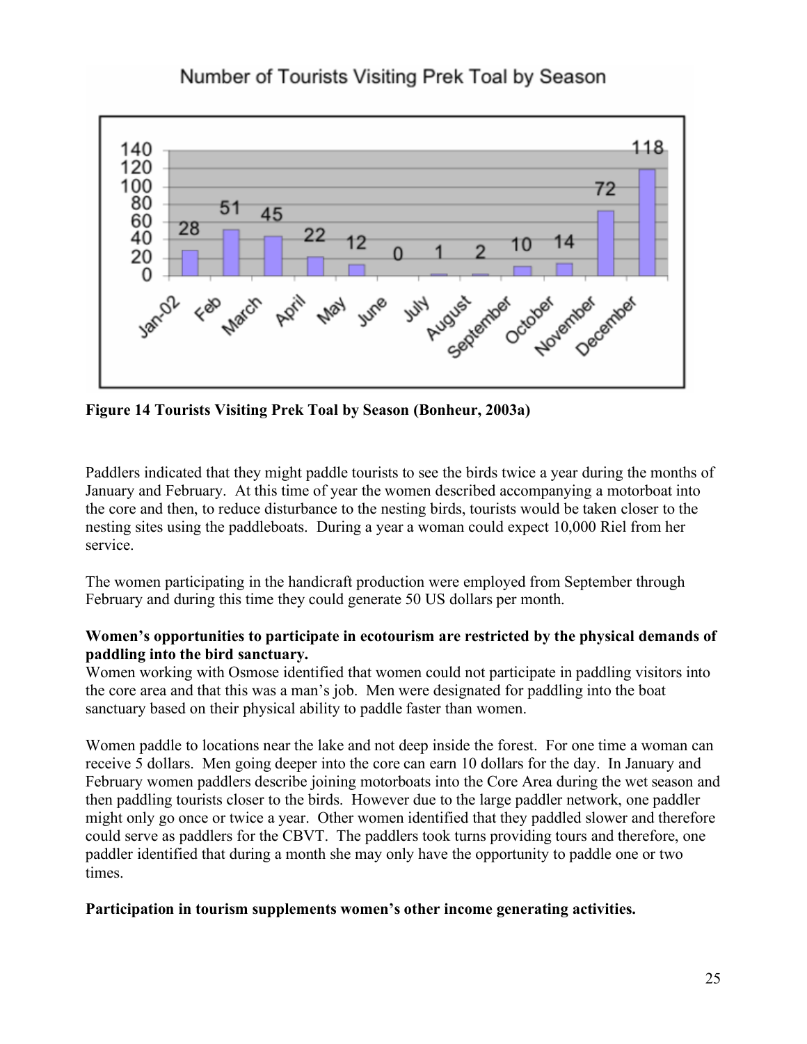Number of Tourists Visiting Prek Toal by Season

| Month | Number of Tourists |
|---|---|
| Jan-02 | 28 |
| Feb | 51 |
| March | 45 |
| April | 22 |
| May | 12 |
| June | 0 |
| July | 1 |
| August | 2 |
| September | 10 |
| October | 14 |
| November | 72 |
| December | 118 |

**Figure 14 Tourists Visiting Prek Toal by Season (Bonheur, 2003a)**

Paddlers indicated that they might paddle tourists to see the birds twice a year during the months of January and February. At this time of year the women described accompanying a motorboat into the core and then, to reduce disturbance to the nesting birds, tourists would be taken closer to the nesting sites using the paddleboats. During a year a woman could expect 10,000 Riel from her service.

The women participating in the handicraft production were employed from September through February and during this time they could generate 50 US dollars per month.

**Women's opportunities to participate in ecotourism are restricted by the physical demands of paddling into the bird sanctuary.**

Women working with Osmose identified that women could not participate in paddling visitors into the core area and that this was a man's job. Men were designated for paddling into the boat sanctuary based on their physical ability to paddle faster than women.

Women paddle to locations near the lake and not deep inside the forest. For one time a woman can receive 5 dollars. Men going deeper into the core can earn 10 dollars for the day. In January and February women paddlers describe joining motorboats into the Core Area during the wet season and then paddling tourists closer to the birds. However due to the large paddler network, one paddler might only go once or twice a year. Other women identified that they paddled slower and therefore could serve as paddlers for the CBVT. The paddlers took turns providing tours and therefore, one paddler identified that during a month she may only have the opportunity to paddle one or two times.

**Participation in tourism supplements women's other income generating activities.**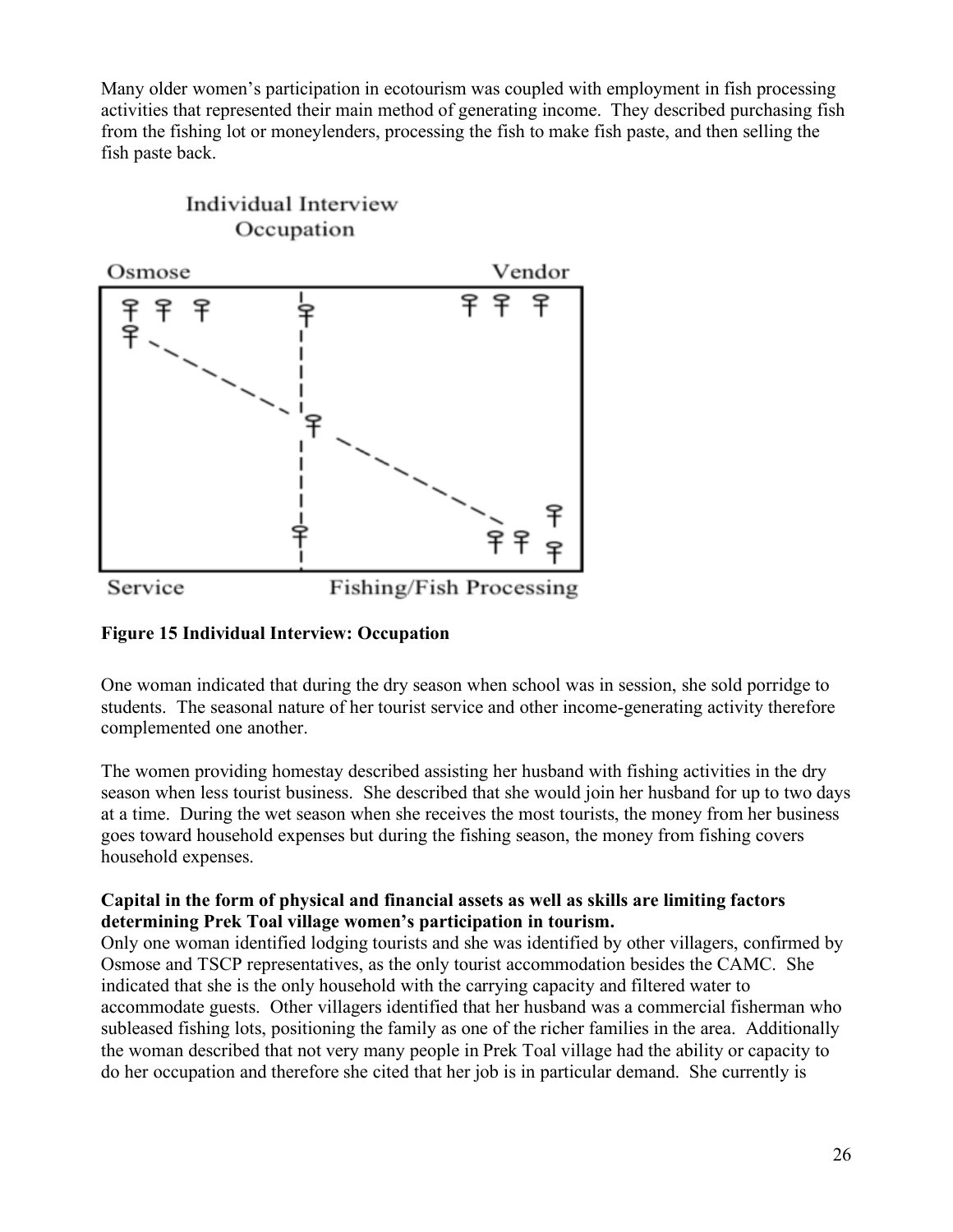Many older women's participation in ecotourism was coupled with employment in fish processing activities that represented their main method of generating income. They described purchasing fish from the fishing lot or moneylenders, processing the fish to make fish paste, and then selling the fish paste back.

Individual Interview Occupation

Osmose | Vendor

Service | Fishing/Fish Processing

**Figure 15 Individual Interview: Occupation**

One woman indicated that during the dry season when school was in session, she sold porridge to students. The seasonal nature of her tourist service and other income-generating activity therefore complemented one another.

The women providing homestay described assisting her husband with fishing activities in the dry season when less tourist business. She described that she would join her husband for up to two days at a time. During the wet season when she receives the most tourists, the money from her business goes toward household expenses but during the fishing season, the money from fishing covers household expenses.

**Capital in the form of physical and financial assets as well as skills are limiting factors determining Prek Toal village women's participation in tourism.**

Only one woman identified lodging tourists and she was identified by other villagers, confirmed by Osmose and TSCP representatives, as the only tourist accommodation besides the CAMC. She indicated that she is the only household with the carrying capacity and filtered water to accommodate guests. Other villagers identified that her husband was a commercial fisherman who subleased fishing lots, positioning the family as one of the richer families in the area. Additionally the woman described that not very many people in Prek Toal village had the ability or capacity to do her occupation and therefore she cited that her job is in particular demand. She currently is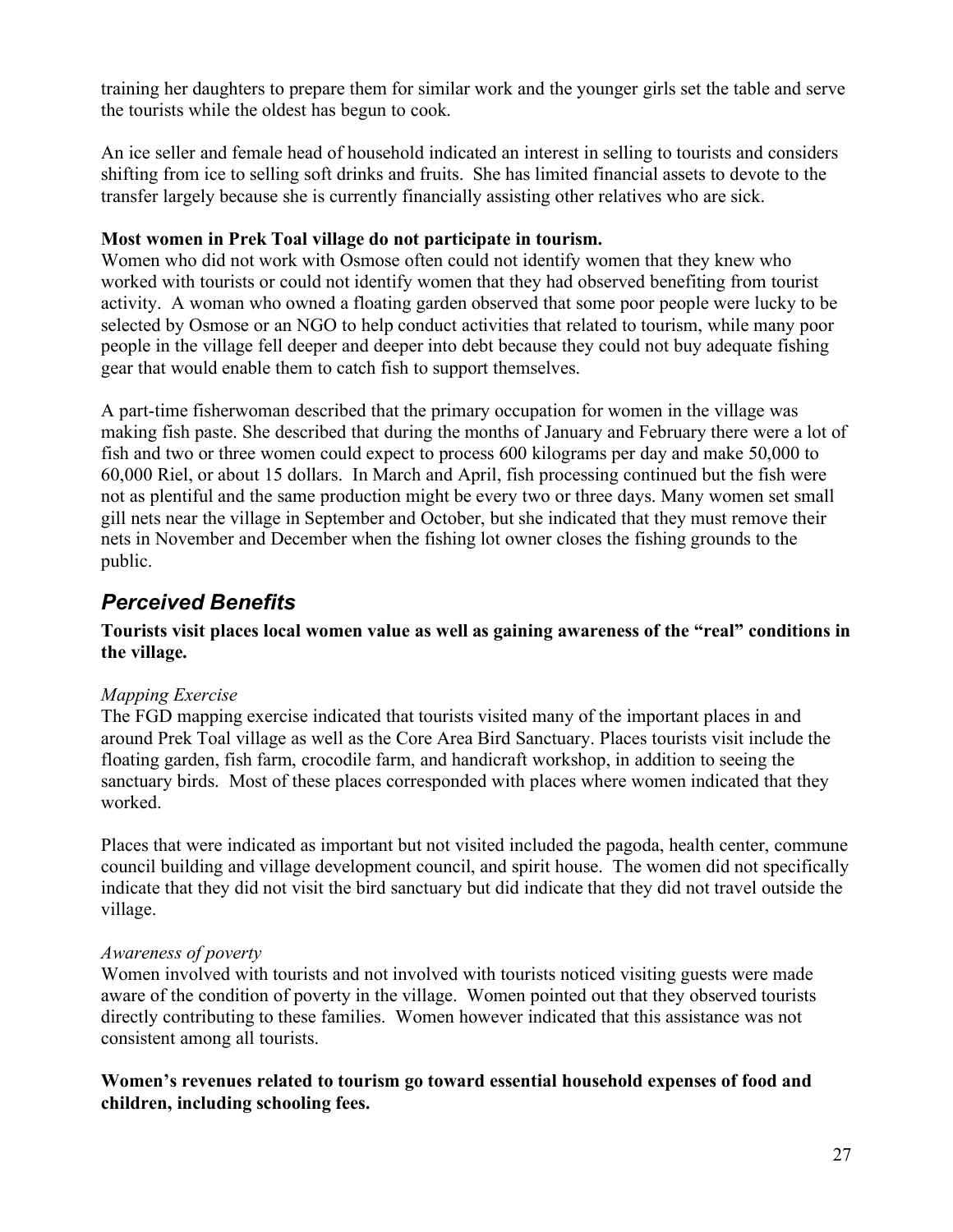training her daughters to prepare them for similar work and the younger girls set the table and serve the tourists while the oldest has begun to cook.

An ice seller and female head of household indicated an interest in selling to tourists and considers shifting from ice to selling soft drinks and fruits. She has limited financial assets to devote to the transfer largely because she is currently financially assisting other relatives who are sick.

**Most women in Prek Toal village do not participate in tourism.**

Women who did not work with Osmose often could not identify women that they knew who worked with tourists or could not identify women that they had observed benefiting from tourist activity. A woman who owned a floating garden observed that some poor people were lucky to be selected by Osmose or an NGO to help conduct activities that related to tourism, while many poor people in the village fell deeper and deeper into debt because they could not buy adequate fishing gear that would enable them to catch fish to support themselves.

A part-time fisherwoman described that the primary occupation for women in the village was making fish paste. She described that during the months of January and February there were a lot of fish and two or three women could expect to process 600 kilograms per day and make 50,000 to 60,000 Riel, or about 15 dollars. In March and April, fish processing continued but the fish were not as plentiful and the same production might be every two or three days. Many women set small gill nets near the village in September and October, but she indicated that they must remove their nets in November and December when the fishing lot owner closes the fishing grounds to the public.

## *Perceived Benefits*

**Tourists visit places local women value as well as gaining awareness of the "real" conditions in the village.**

*Mapping Exercise*

The FGD mapping exercise indicated that tourists visited many of the important places in and around Prek Toal village as well as the Core Area Bird Sanctuary. Places tourists visit include the floating garden, fish farm, crocodile farm, and handicraft workshop, in addition to seeing the sanctuary birds. Most of these places corresponded with places where women indicated that they worked.

Places that were indicated as important but not visited included the pagoda, health center, commune council building and village development council, and spirit house. The women did not specifically indicate that they did not visit the bird sanctuary but did indicate that they did not travel outside the village.

*Awareness of poverty*

Women involved with tourists and not involved with tourists noticed visiting guests were made aware of the condition of poverty in the village. Women pointed out that they observed tourists directly contributing to these families. Women however indicated that this assistance was not consistent among all tourists.

**Women's revenues related to tourism go toward essential household expenses of food and children, including schooling fees.**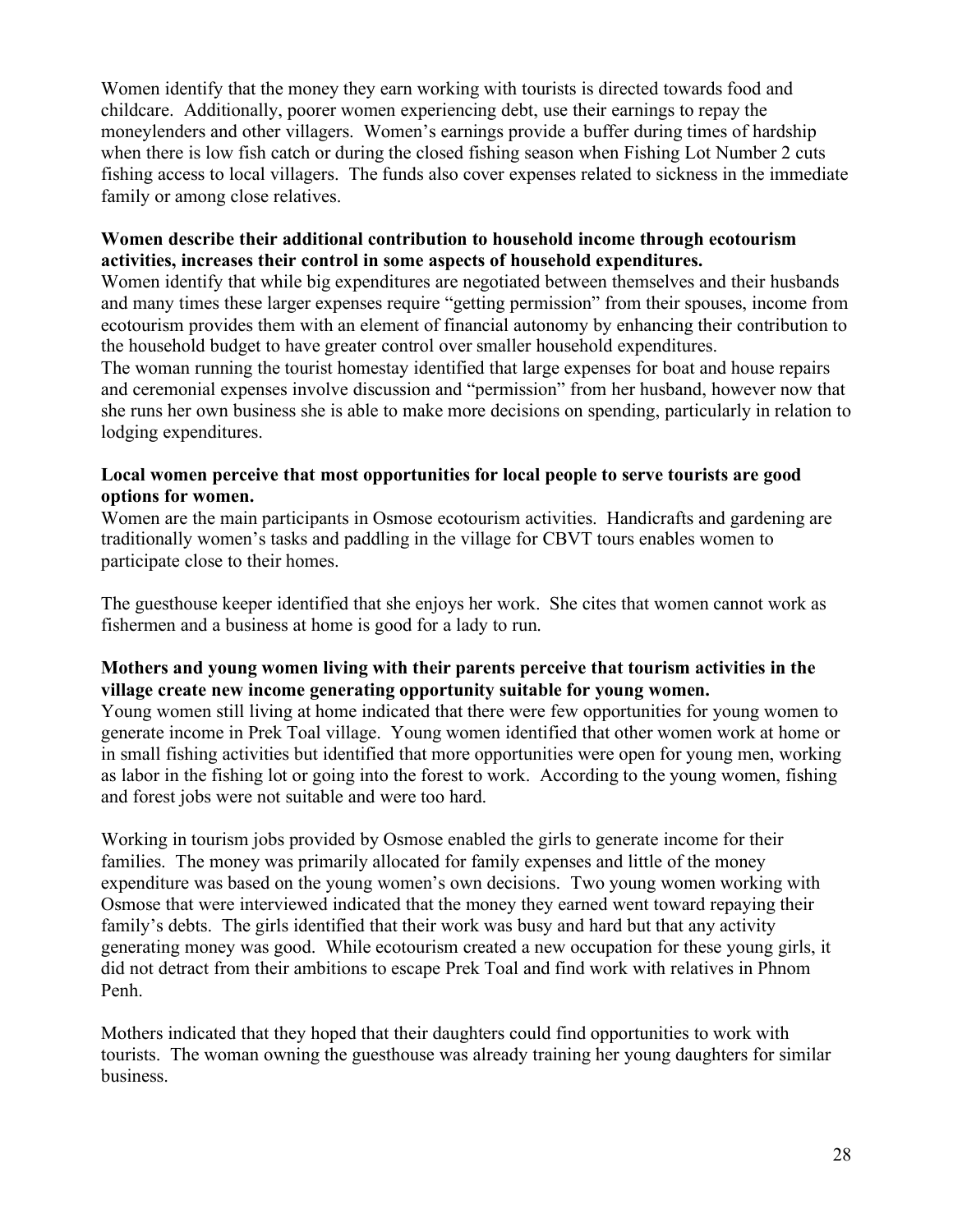Women identify that the money they earn working with tourists is directed towards food and childcare. Additionally, poorer women experiencing debt, use their earnings to repay the moneylenders and other villagers. Women's earnings provide a buffer during times of hardship when there is low fish catch or during the closed fishing season when Fishing Lot Number 2 cuts fishing access to local villagers. The funds also cover expenses related to sickness in the immediate family or among close relatives.

**Women describe their additional contribution to household income through ecotourism activities, increases their control in some aspects of household expenditures.**

Women identify that while big expenditures are negotiated between themselves and their husbands and many times these larger expenses require "getting permission" from their spouses, income from ecotourism provides them with an element of financial autonomy by enhancing their contribution to the household budget to have greater control over smaller household expenditures.

The woman running the tourist homestay identified that large expenses for boat and house repairs and ceremonial expenses involve discussion and "permission" from her husband, however now that she runs her own business she is able to make more decisions on spending, particularly in relation to lodging expenditures.

**Local women perceive that most opportunities for local people to serve tourists are good options for women.**

Women are the main participants in Osmose ecotourism activities. Handicrafts and gardening are traditionally women's tasks and paddling in the village for CBVT tours enables women to participate close to their homes.

The guesthouse keeper identified that she enjoys her work. She cites that women cannot work as fishermen and a business at home is good for a lady to run.

**Mothers and young women living with their parents perceive that tourism activities in the village create new income generating opportunity suitable for young women.**

Young women still living at home indicated that there were few opportunities for young women to generate income in Prek Toal village. Young women identified that other women work at home or in small fishing activities but identified that more opportunities were open for young men, working as labor in the fishing lot or going into the forest to work. According to the young women, fishing and forest jobs were not suitable and were too hard.

Working in tourism jobs provided by Osmose enabled the girls to generate income for their families. The money was primarily allocated for family expenses and little of the money expenditure was based on the young women's own decisions. Two young women working with Osmose that were interviewed indicated that the money they earned went toward repaying their family's debts. The girls identified that their work was busy and hard but that any activity generating money was good. While ecotourism created a new occupation for these young girls, it did not detract from their ambitions to escape Prek Toal and find work with relatives in Phnom Penh.

Mothers indicated that they hoped that their daughters could find opportunities to work with tourists. The woman owning the guesthouse was already training her young daughters for similar business.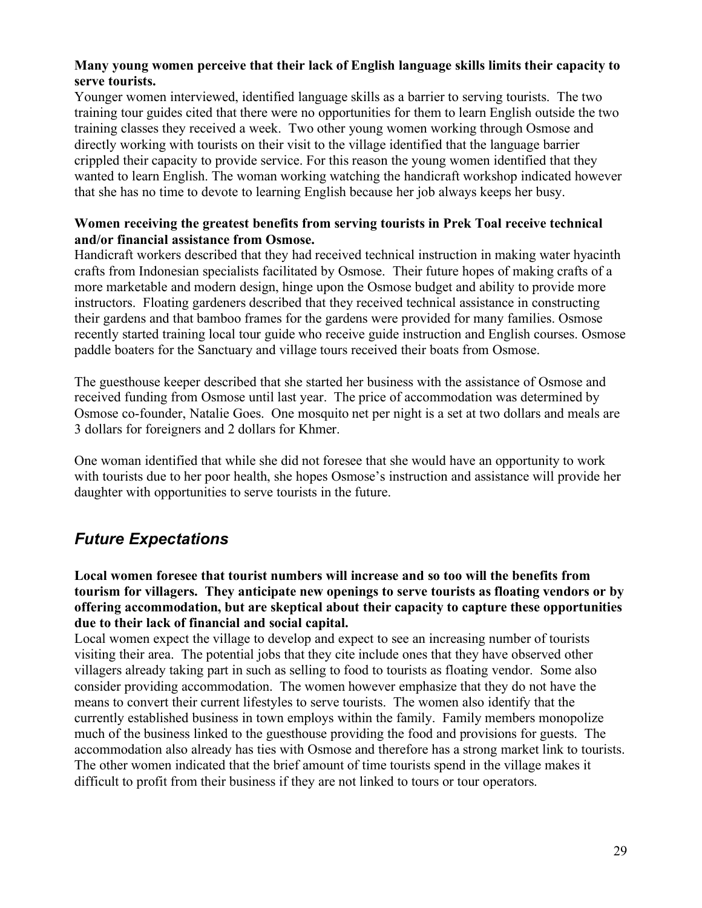**Many young women perceive that their lack of English language skills limits their capacity to serve tourists.**

Younger women interviewed, identified language skills as a barrier to serving tourists. The two training tour guides cited that there were no opportunities for them to learn English outside the two training classes they received a week. Two other young women working through Osmose and directly working with tourists on their visit to the village identified that the language barrier crippled their capacity to provide service. For this reason the young women identified that they wanted to learn English. The woman working watching the handicraft workshop indicated however that she has no time to devote to learning English because her job always keeps her busy.

**Women receiving the greatest benefits from serving tourists in Prek Toal receive technical and/or financial assistance from Osmose.**

Handicraft workers described that they had received technical instruction in making water hyacinth crafts from Indonesian specialists facilitated by Osmose. Their future hopes of making crafts of a more marketable and modern design, hinge upon the Osmose budget and ability to provide more instructors. Floating gardeners described that they received technical assistance in constructing their gardens and that bamboo frames for the gardens were provided for many families. Osmose recently started training local tour guide who receive guide instruction and English courses. Osmose paddle boaters for the Sanctuary and village tours received their boats from Osmose.

The guesthouse keeper described that she started her business with the assistance of Osmose and received funding from Osmose until last year. The price of accommodation was determined by Osmose co-founder, Natalie Goes. One mosquito net per night is a set at two dollars and meals are 3 dollars for foreigners and 2 dollars for Khmer.

One woman identified that while she did not foresee that she would have an opportunity to work with tourists due to her poor health, she hopes Osmose's instruction and assistance will provide her daughter with opportunities to serve tourists in the future.

## *Future Expectations*

**Local women foresee that tourist numbers will increase and so too will the benefits from tourism for villagers. They anticipate new openings to serve tourists as floating vendors or by offering accommodation, but are skeptical about their capacity to capture these opportunities due to their lack of financial and social capital.**

Local women expect the village to develop and expect to see an increasing number of tourists visiting their area. The potential jobs that they cite include ones that they have observed other villagers already taking part in such as selling to food to tourists as floating vendor. Some also consider providing accommodation. The women however emphasize that they do not have the means to convert their current lifestyles to serve tourists. The women also identify that the currently established business in town employs within the family. Family members monopolize much of the business linked to the guesthouse providing the food and provisions for guests. The accommodation also already has ties with Osmose and therefore has a strong market link to tourists. The other women indicated that the brief amount of time tourists spend in the village makes it difficult to profit from their business if they are not linked to tours or tour operators.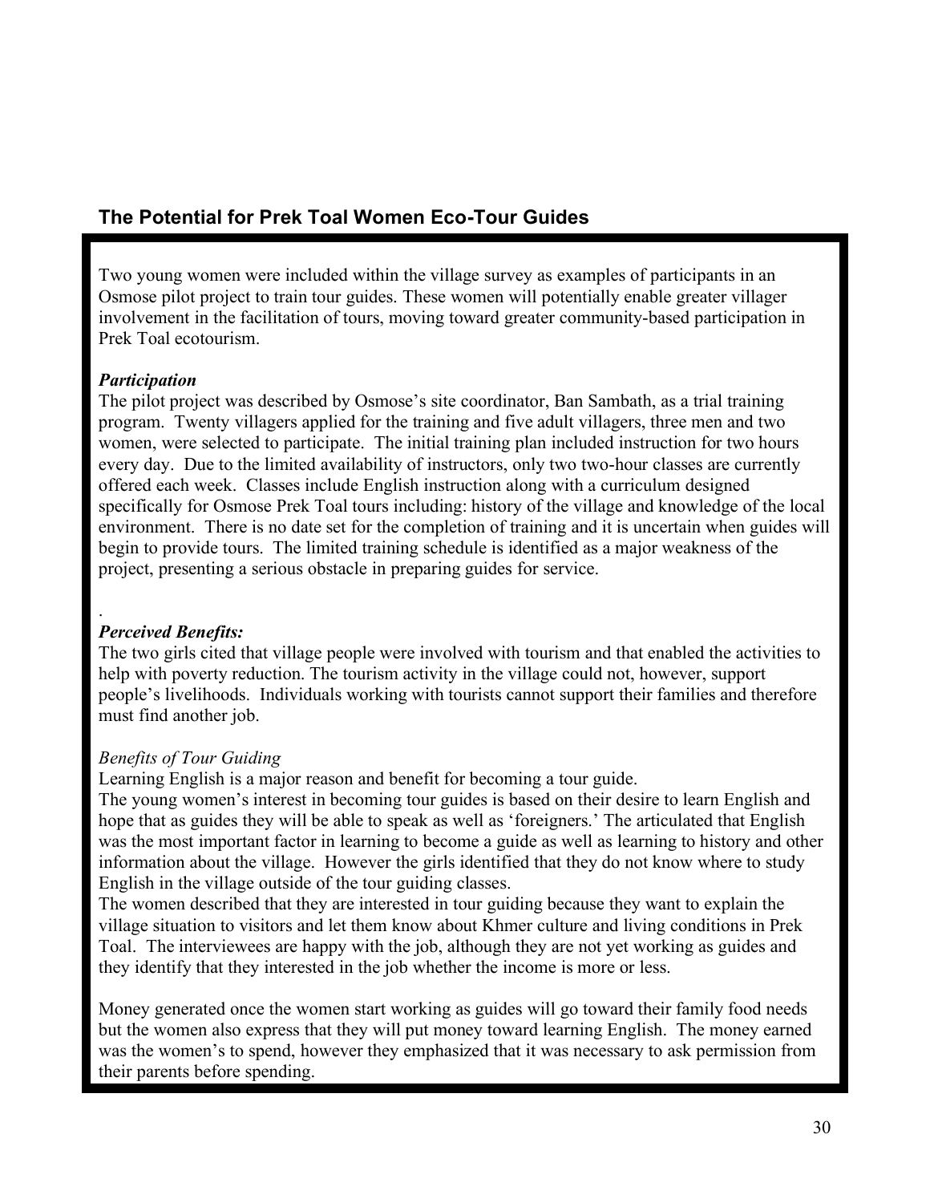## The Potential for Prek Toal Women Eco-Tour Guides

Two young women were included within the village survey as examples of participants in an Osmose pilot project to train tour guides. These women will potentially enable greater villager involvement in the facilitation of tours, moving toward greater community-based participation in Prek Toal ecotourism.

***Participation***

The pilot project was described by Osmose's site coordinator, Ban Sambath, as a trial training program. Twenty villagers applied for the training and five adult villagers, three men and two women, were selected to participate. The initial training plan included instruction for two hours every day. Due to the limited availability of instructors, only two two-hour classes are currently offered each week. Classes include English instruction along with a curriculum designed specifically for Osmose Prek Toal tours including: history of the village and knowledge of the local environment. There is no date set for the completion of training and it is uncertain when guides will begin to provide tours. The limited training schedule is identified as a major weakness of the project, presenting a serious obstacle in preparing guides for service.

.

***Perceived Benefits:***

The two girls cited that village people were involved with tourism and that enabled the activities to help with poverty reduction. The tourism activity in the village could not, however, support people's livelihoods. Individuals working with tourists cannot support their families and therefore must find another job.

*Benefits of Tour Guiding*

Learning English is a major reason and benefit for becoming a tour guide.

The young women's interest in becoming tour guides is based on their desire to learn English and hope that as guides they will be able to speak as well as 'foreigners.' The articulated that English was the most important factor in learning to become a guide as well as learning to history and other information about the village. However the girls identified that they do not know where to study English in the village outside of the tour guiding classes.

The women described that they are interested in tour guiding because they want to explain the village situation to visitors and let them know about Khmer culture and living conditions in Prek Toal. The interviewees are happy with the job, although they are not yet working as guides and they identify that they interested in the job whether the income is more or less.

Money generated once the women start working as guides will go toward their family food needs but the women also express that they will put money toward learning English. The money earned was the women's to spend, however they emphasized that it was necessary to ask permission from their parents before spending.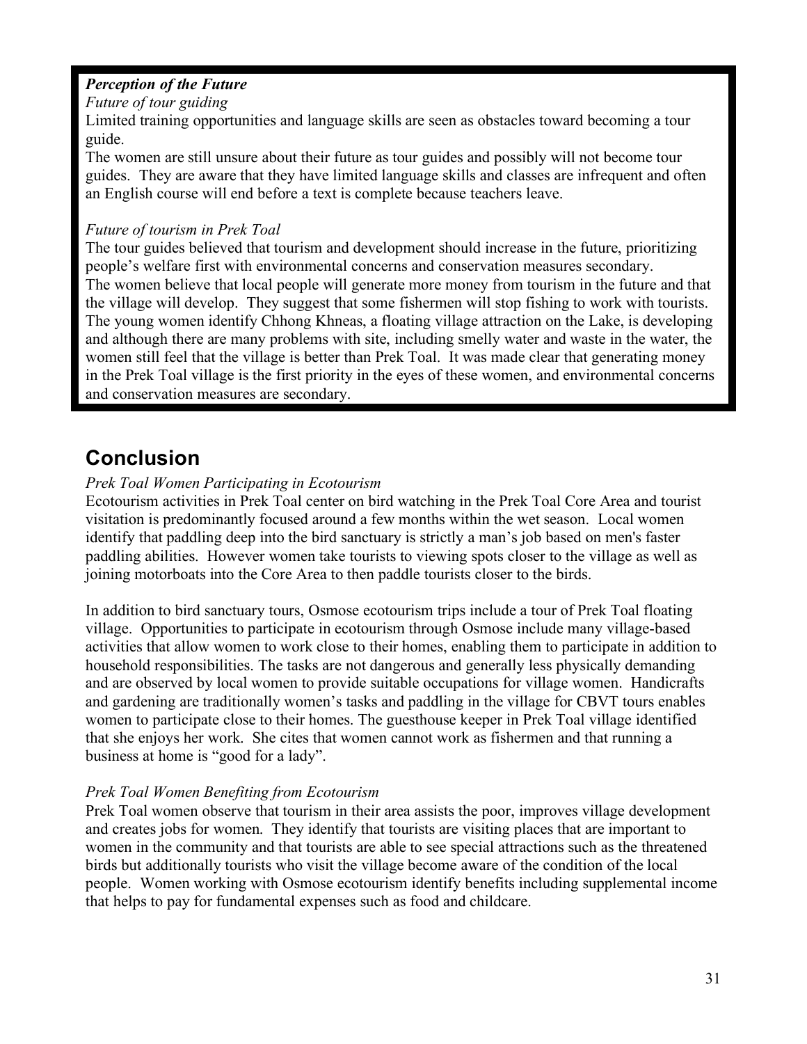***Perception of the Future***

*Future of tour guiding*

Limited training opportunities and language skills are seen as obstacles toward becoming a tour guide.

The women are still unsure about their future as tour guides and possibly will not become tour guides. They are aware that they have limited language skills and classes are infrequent and often an English course will end before a text is complete because teachers leave.

*Future of tourism in Prek Toal*

The tour guides believed that tourism and development should increase in the future, prioritizing people's welfare first with environmental concerns and conservation measures secondary.

The women believe that local people will generate more money from tourism in the future and that the village will develop. They suggest that some fishermen will stop fishing to work with tourists. The young women identify Chhong Khneas, a floating village attraction on the Lake, is developing and although there are many problems with site, including smelly water and waste in the water, the women still feel that the village is better than Prek Toal. It was made clear that generating money in the Prek Toal village is the first priority in the eyes of these women, and environmental concerns and conservation measures are secondary.

## Conclusion

*Prek Toal Women Participating in Ecotourism*

Ecotourism activities in Prek Toal center on bird watching in the Prek Toal Core Area and tourist visitation is predominantly focused around a few months within the wet season. Local women identify that paddling deep into the bird sanctuary is strictly a man's job based on men's faster paddling abilities. However women take tourists to viewing spots closer to the village as well as joining motorboats into the Core Area to then paddle tourists closer to the birds.

In addition to bird sanctuary tours, Osmose ecotourism trips include a tour of Prek Toal floating village. Opportunities to participate in ecotourism through Osmose include many village-based activities that allow women to work close to their homes, enabling them to participate in addition to household responsibilities. The tasks are not dangerous and generally less physically demanding and are observed by local women to provide suitable occupations for village women. Handicrafts and gardening are traditionally women's tasks and paddling in the village for CBVT tours enables women to participate close to their homes. The guesthouse keeper in Prek Toal village identified that she enjoys her work. She cites that women cannot work as fishermen and that running a business at home is "good for a lady".

*Prek Toal Women Benefiting from Ecotourism*

Prek Toal women observe that tourism in their area assists the poor, improves village development and creates jobs for women. They identify that tourists are visiting places that are important to women in the community and that tourists are able to see special attractions such as the threatened birds but additionally tourists who visit the village become aware of the condition of the local people. Women working with Osmose ecotourism identify benefits including supplemental income that helps to pay for fundamental expenses such as food and childcare.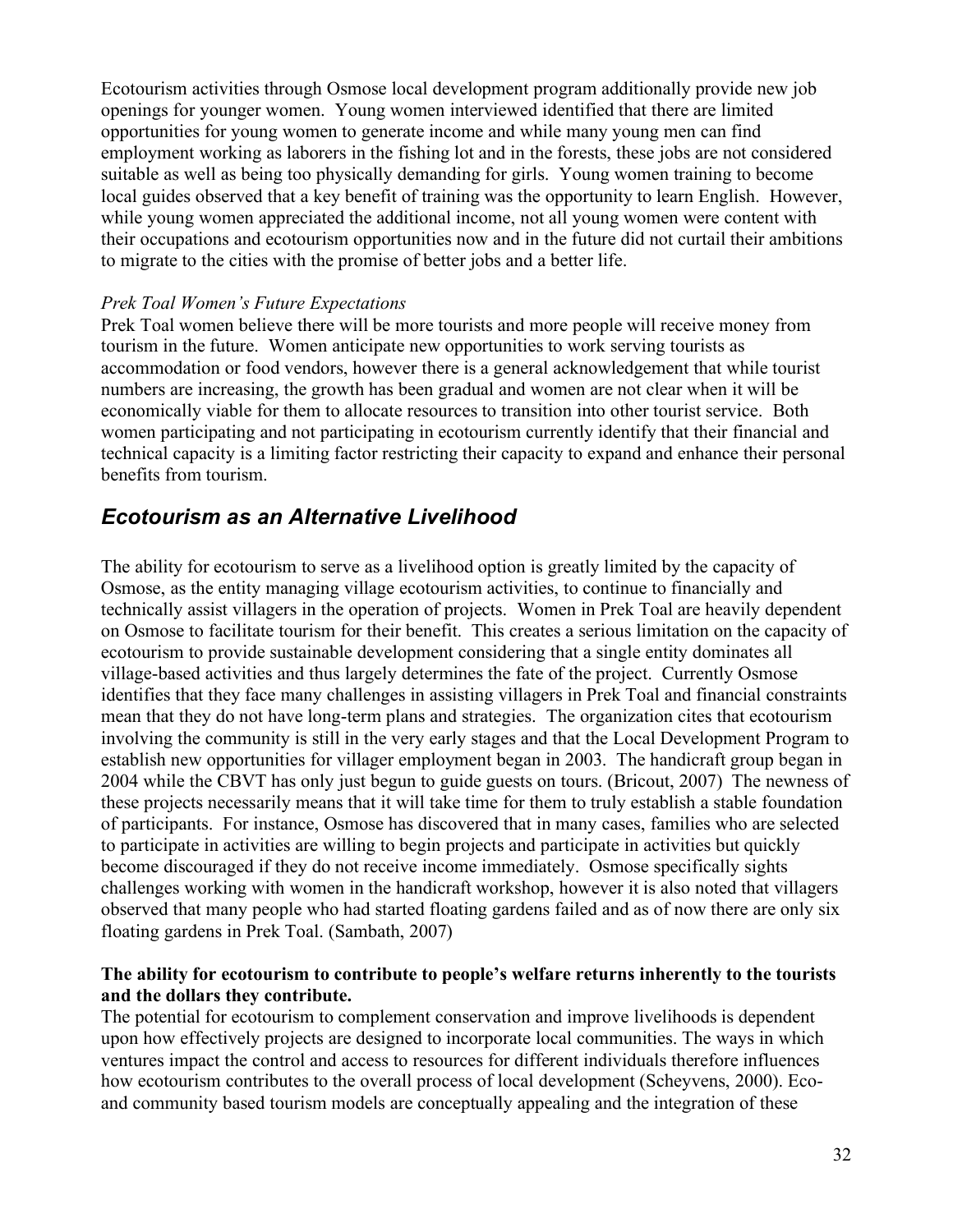Ecotourism activities through Osmose local development program additionally provide new job openings for younger women. Young women interviewed identified that there are limited opportunities for young women to generate income and while many young men can find employment working as laborers in the fishing lot and in the forests, these jobs are not considered suitable as well as being too physically demanding for girls. Young women training to become local guides observed that a key benefit of training was the opportunity to learn English. However, while young women appreciated the additional income, not all young women were content with their occupations and ecotourism opportunities now and in the future did not curtail their ambitions to migrate to the cities with the promise of better jobs and a better life.

*Prek Toal Women's Future Expectations*

Prek Toal women believe there will be more tourists and more people will receive money from tourism in the future. Women anticipate new opportunities to work serving tourists as accommodation or food vendors, however there is a general acknowledgement that while tourist numbers are increasing, the growth has been gradual and women are not clear when it will be economically viable for them to allocate resources to transition into other tourist service. Both women participating and not participating in ecotourism currently identify that their financial and technical capacity is a limiting factor restricting their capacity to expand and enhance their personal benefits from tourism.

## *Ecotourism as an Alternative Livelihood*

The ability for ecotourism to serve as a livelihood option is greatly limited by the capacity of Osmose, as the entity managing village ecotourism activities, to continue to financially and technically assist villagers in the operation of projects. Women in Prek Toal are heavily dependent on Osmose to facilitate tourism for their benefit. This creates a serious limitation on the capacity of ecotourism to provide sustainable development considering that a single entity dominates all village-based activities and thus largely determines the fate of the project. Currently Osmose identifies that they face many challenges in assisting villagers in Prek Toal and financial constraints mean that they do not have long-term plans and strategies. The organization cites that ecotourism involving the community is still in the very early stages and that the Local Development Program to establish new opportunities for villager employment began in 2003. The handicraft group began in 2004 while the CBVT has only just begun to guide guests on tours. (Bricout, 2007) The newness of these projects necessarily means that it will take time for them to truly establish a stable foundation of participants. For instance, Osmose has discovered that in many cases, families who are selected to participate in activities are willing to begin projects and participate in activities but quickly become discouraged if they do not receive income immediately. Osmose specifically sights challenges working with women in the handicraft workshop, however it is also noted that villagers observed that many people who had started floating gardens failed and as of now there are only six floating gardens in Prek Toal. (Sambath, 2007)

**The ability for ecotourism to contribute to people's welfare returns inherently to the tourists and the dollars they contribute.**

The potential for ecotourism to complement conservation and improve livelihoods is dependent upon how effectively projects are designed to incorporate local communities. The ways in which ventures impact the control and access to resources for different individuals therefore influences how ecotourism contributes to the overall process of local development (Scheyvens, 2000). Eco- and community based tourism models are conceptually appealing and the integration of these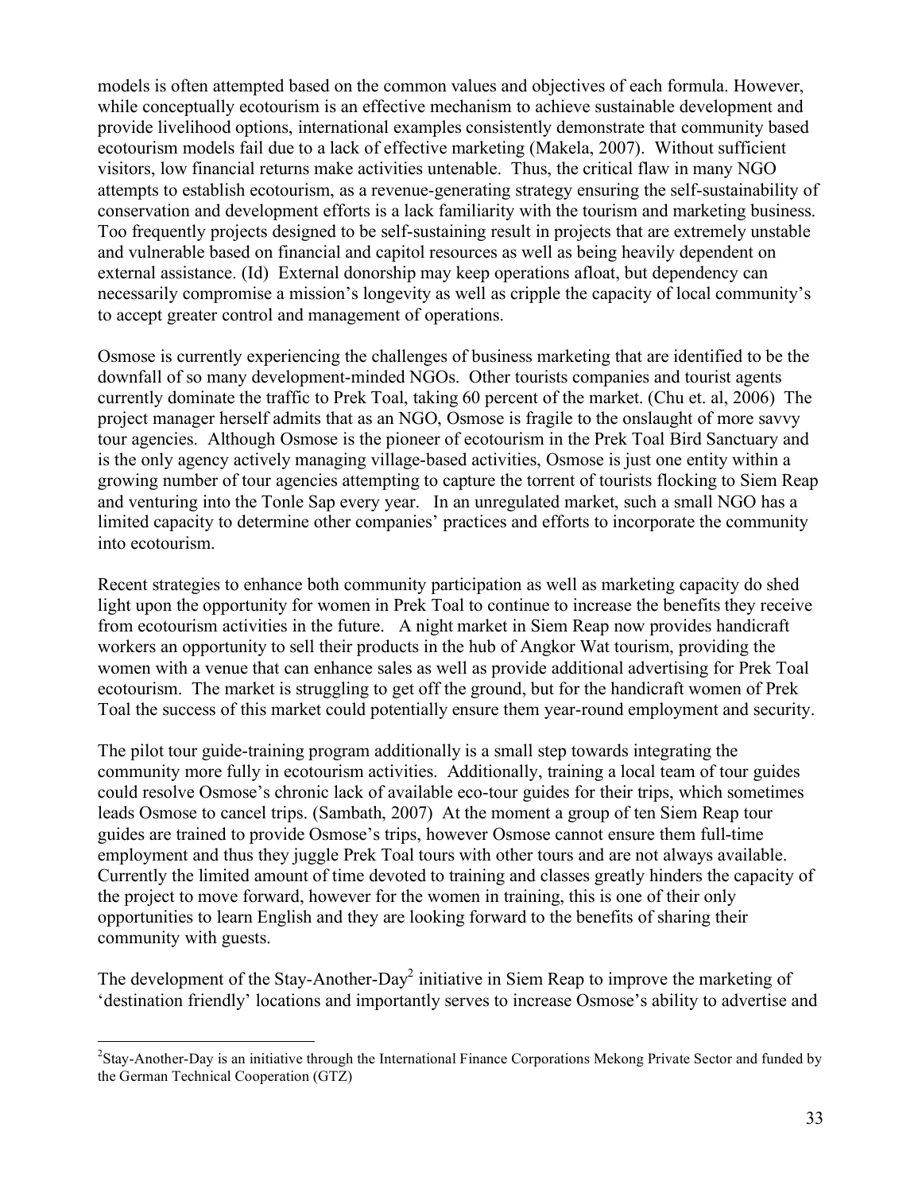models is often attempted based on the common values and objectives of each formula. However, while conceptually ecotourism is an effective mechanism to achieve sustainable development and provide livelihood options, international examples consistently demonstrate that community based ecotourism models fail due to a lack of effective marketing (Makela, 2007). Without sufficient visitors, low financial returns make activities untenable. Thus, the critical flaw in many NGO attempts to establish ecotourism, as a revenue-generating strategy ensuring the self-sustainability of conservation and development efforts is a lack familiarity with the tourism and marketing business. Too frequently projects designed to be self-sustaining result in projects that are extremely unstable and vulnerable based on financial and capitol resources as well as being heavily dependent on external assistance. (Id) External donorship may keep operations afloat, but dependency can necessarily compromise a mission's longevity as well as cripple the capacity of local community's to accept greater control and management of operations.

Osmose is currently experiencing the challenges of business marketing that are identified to be the downfall of so many development-minded NGOs. Other tourists companies and tourist agents currently dominate the traffic to Prek Toal, taking 60 percent of the market. (Chu et. al, 2006) The project manager herself admits that as an NGO, Osmose is fragile to the onslaught of more savvy tour agencies. Although Osmose is the pioneer of ecotourism in the Prek Toal Bird Sanctuary and is the only agency actively managing village-based activities, Osmose is just one entity within a growing number of tour agencies attempting to capture the torrent of tourists flocking to Siem Reap and venturing into the Tonle Sap every year. In an unregulated market, such a small NGO has a limited capacity to determine other companies' practices and efforts to incorporate the community into ecotourism.

Recent strategies to enhance both community participation as well as marketing capacity do shed light upon the opportunity for women in Prek Toal to continue to increase the benefits they receive from ecotourism activities in the future. A night market in Siem Reap now provides handicraft workers an opportunity to sell their products in the hub of Angkor Wat tourism, providing the women with a venue that can enhance sales as well as provide additional advertising for Prek Toal ecotourism. The market is struggling to get off the ground, but for the handicraft women of Prek Toal the success of this market could potentially ensure them year-round employment and security.

The pilot tour guide-training program additionally is a small step towards integrating the community more fully in ecotourism activities. Additionally, training a local team of tour guides could resolve Osmose's chronic lack of available eco-tour guides for their trips, which sometimes leads Osmose to cancel trips. (Sambath, 2007) At the moment a group of ten Siem Reap tour guides are trained to provide Osmose's trips, however Osmose cannot ensure them full-time employment and thus they juggle Prek Toal tours with other tours and are not always available. Currently the limited amount of time devoted to training and classes greatly hinders the capacity of the project to move forward, however for the women in training, this is one of their only opportunities to learn English and they are looking forward to the benefits of sharing their community with guests.

The development of the Stay-Another-Day[2] initiative in Siem Reap to improve the marketing of 'destination friendly' locations and importantly serves to increase Osmose's ability to advertise and

[2] Stay-Another-Day is an initiative through the International Finance Corporations Mekong Private Sector and funded by the German Technical Cooperation (GTZ)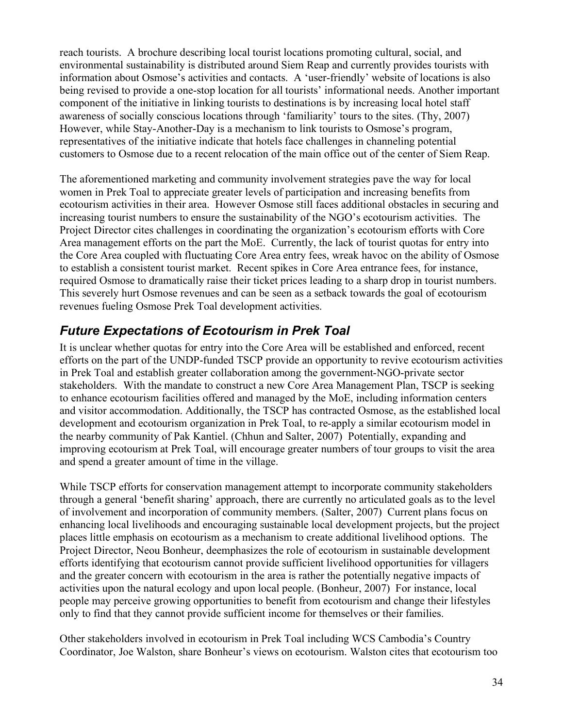reach tourists. A brochure describing local tourist locations promoting cultural, social, and environmental sustainability is distributed around Siem Reap and currently provides tourists with information about Osmose's activities and contacts. A 'user-friendly' website of locations is also being revised to provide a one-stop location for all tourists' informational needs. Another important component of the initiative in linking tourists to destinations is by increasing local hotel staff awareness of socially conscious locations through 'familiarity' tours to the sites. (Thy, 2007) However, while Stay-Another-Day is a mechanism to link tourists to Osmose's program, representatives of the initiative indicate that hotels face challenges in channeling potential customers to Osmose due to a recent relocation of the main office out of the center of Siem Reap.

The aforementioned marketing and community involvement strategies pave the way for local women in Prek Toal to appreciate greater levels of participation and increasing benefits from ecotourism activities in their area. However Osmose still faces additional obstacles in securing and increasing tourist numbers to ensure the sustainability of the NGO's ecotourism activities. The Project Director cites challenges in coordinating the organization's ecotourism efforts with Core Area management efforts on the part the MoE. Currently, the lack of tourist quotas for entry into the Core Area coupled with fluctuating Core Area entry fees, wreak havoc on the ability of Osmose to establish a consistent tourist market. Recent spikes in Core Area entrance fees, for instance, required Osmose to dramatically raise their ticket prices leading to a sharp drop in tourist numbers. This severely hurt Osmose revenues and can be seen as a setback towards the goal of ecotourism revenues fueling Osmose Prek Toal development activities.

## *Future Expectations of Ecotourism in Prek Toal*

It is unclear whether quotas for entry into the Core Area will be established and enforced, recent efforts on the part of the UNDP-funded TSCP provide an opportunity to revive ecotourism activities in Prek Toal and establish greater collaboration among the government-NGO-private sector stakeholders. With the mandate to construct a new Core Area Management Plan, TSCP is seeking to enhance ecotourism facilities offered and managed by the MoE, including information centers and visitor accommodation. Additionally, the TSCP has contracted Osmose, as the established local development and ecotourism organization in Prek Toal, to re-apply a similar ecotourism model in the nearby community of Pak Kantiel. (Chhun and Salter, 2007) Potentially, expanding and improving ecotourism at Prek Toal, will encourage greater numbers of tour groups to visit the area and spend a greater amount of time in the village.

While TSCP efforts for conservation management attempt to incorporate community stakeholders through a general 'benefit sharing' approach, there are currently no articulated goals as to the level of involvement and incorporation of community members. (Salter, 2007) Current plans focus on enhancing local livelihoods and encouraging sustainable local development projects, but the project places little emphasis on ecotourism as a mechanism to create additional livelihood options. The Project Director, Neou Bonheur, deemphasizes the role of ecotourism in sustainable development efforts identifying that ecotourism cannot provide sufficient livelihood opportunities for villagers and the greater concern with ecotourism in the area is rather the potentially negative impacts of activities upon the natural ecology and upon local people. (Bonheur, 2007) For instance, local people may perceive growing opportunities to benefit from ecotourism and change their lifestyles only to find that they cannot provide sufficient income for themselves or their families.

Other stakeholders involved in ecotourism in Prek Toal including WCS Cambodia's Country Coordinator, Joe Walston, share Bonheur's views on ecotourism. Walston cites that ecotourism too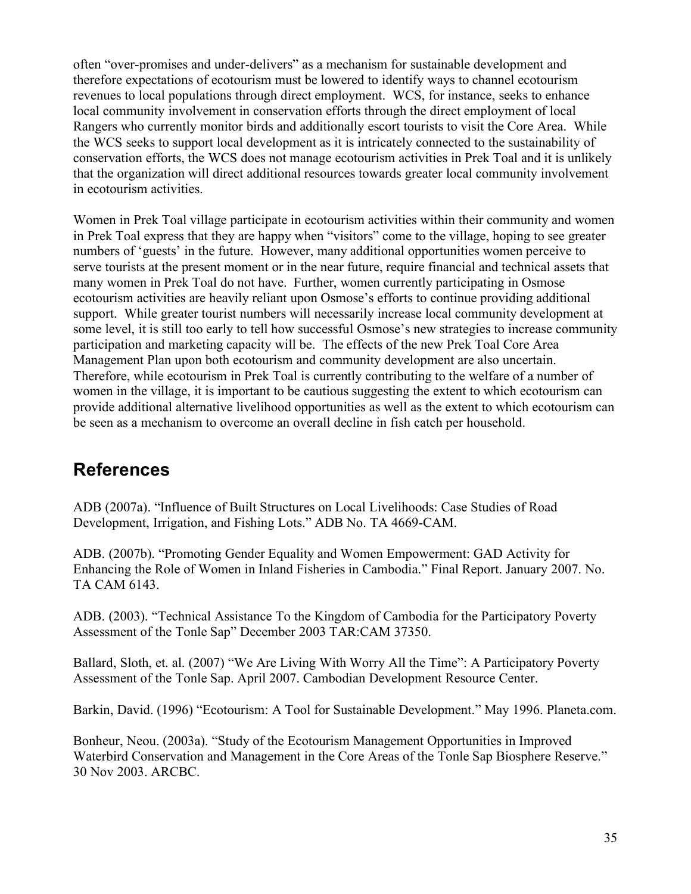often "over-promises and under-delivers" as a mechanism for sustainable development and therefore expectations of ecotourism must be lowered to identify ways to channel ecotourism revenues to local populations through direct employment. WCS, for instance, seeks to enhance local community involvement in conservation efforts through the direct employment of local Rangers who currently monitor birds and additionally escort tourists to visit the Core Area. While the WCS seeks to support local development as it is intricately connected to the sustainability of conservation efforts, the WCS does not manage ecotourism activities in Prek Toal and it is unlikely that the organization will direct additional resources towards greater local community involvement in ecotourism activities.

Women in Prek Toal village participate in ecotourism activities within their community and women in Prek Toal express that they are happy when "visitors" come to the village, hoping to see greater numbers of 'guests' in the future. However, many additional opportunities women perceive to serve tourists at the present moment or in the near future, require financial and technical assets that many women in Prek Toal do not have. Further, women currently participating in Osmose ecotourism activities are heavily reliant upon Osmose's efforts to continue providing additional support. While greater tourist numbers will necessarily increase local community development at some level, it is still too early to tell how successful Osmose's new strategies to increase community participation and marketing capacity will be. The effects of the new Prek Toal Core Area Management Plan upon both ecotourism and community development are also uncertain. Therefore, while ecotourism in Prek Toal is currently contributing to the welfare of a number of women in the village, it is important to be cautious suggesting the extent to which ecotourism can provide additional alternative livelihood opportunities as well as the extent to which ecotourism can be seen as a mechanism to overcome an overall decline in fish catch per household.

## References

ADB (2007a). "Influence of Built Structures on Local Livelihoods: Case Studies of Road Development, Irrigation, and Fishing Lots." ADB No. TA 4669-CAM.

ADB. (2007b). "Promoting Gender Equality and Women Empowerment: GAD Activity for Enhancing the Role of Women in Inland Fisheries in Cambodia." Final Report. January 2007. No. TA CAM 6143.

ADB. (2003). "Technical Assistance To the Kingdom of Cambodia for the Participatory Poverty Assessment of the Tonle Sap" December 2003 TAR:CAM 37350.

Ballard, Sloth, et. al. (2007) "We Are Living With Worry All the Time": A Participatory Poverty Assessment of the Tonle Sap. April 2007. Cambodian Development Resource Center.

Barkin, David. (1996) "Ecotourism: A Tool for Sustainable Development." May 1996. Planeta.com.

Bonheur, Neou. (2003a). "Study of the Ecotourism Management Opportunities in Improved Waterbird Conservation and Management in the Core Areas of the Tonle Sap Biosphere Reserve." 30 Nov 2003. ARCBC.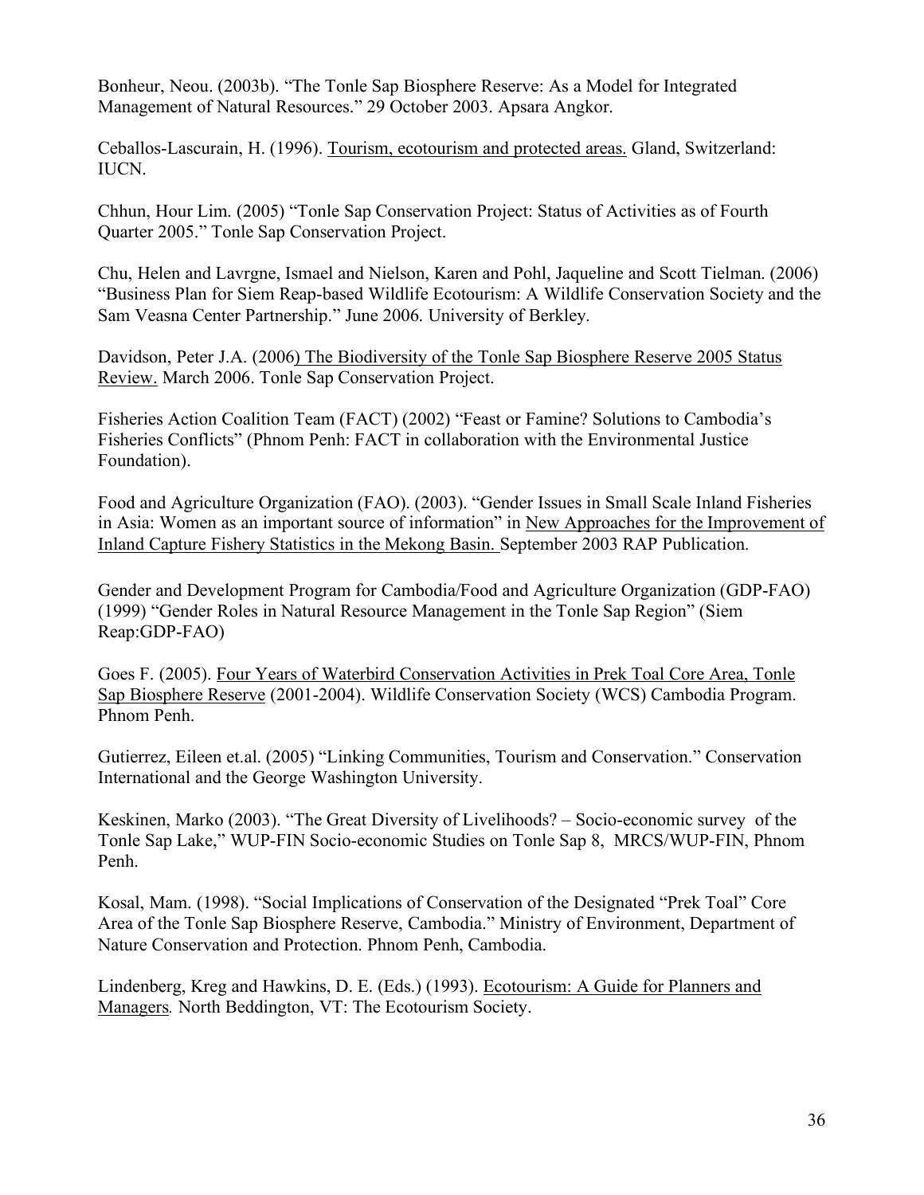Bonheur, Neou. (2003b). “The Tonle Sap Biosphere Reserve: As a Model for Integrated Management of Natural Resources.” 29 October 2003. Apsara Angkor.

Ceballos-Lascurain, H. (1996). <u>Tourism, ecotourism and protected areas.</u> Gland, Switzerland: IUCN.

Chhun, Hour Lim. (2005) “Tonle Sap Conservation Project: Status of Activities as of Fourth Quarter 2005.” Tonle Sap Conservation Project.

Chu, Helen and Lavrgne, Ismael and Nielson, Karen and Pohl, Jaqueline and Scott Tielman. (2006) “Business Plan for Siem Reap-based Wildlife Ecotourism: A Wildlife Conservation Society and the Sam Veasna Center Partnership.” June 2006. University of Berkley.

Davidson, Peter J.A. (2006<u>) The Biodiversity of the Tonle Sap Biosphere Reserve 2005 Status Review.</u> March 2006. Tonle Sap Conservation Project.

Fisheries Action Coalition Team (FACT) (2002) “Feast or Famine? Solutions to Cambodia’s Fisheries Conflicts” (Phnom Penh: FACT in collaboration with the Environmental Justice Foundation).

Food and Agriculture Organization (FAO). (2003). “Gender Issues in Small Scale Inland Fisheries in Asia: Women as an important source of information” in <u>New Approaches for the Improvement of Inland Capture Fishery Statistics in the Mekong Basin.</u> September 2003 RAP Publication.

Gender and Development Program for Cambodia/Food and Agriculture Organization (GDP-FAO) (1999) “Gender Roles in Natural Resource Management in the Tonle Sap Region” (Siem Reap:GDP-FAO)

Goes F. (2005). <u>Four Years of Waterbird Conservation Activities in Prek Toal Core Area, Tonle Sap Biosphere Reserve</u> (2001-2004). Wildlife Conservation Society (WCS) Cambodia Program. Phnom Penh.

Gutierrez, Eileen et.al. (2005) “Linking Communities, Tourism and Conservation.” Conservation International and the George Washington University.

Keskinen, Marko (2003). “The Great Diversity of Livelihoods? – Socio-economic survey of the Tonle Sap Lake,” WUP-FIN Socio-economic Studies on Tonle Sap 8, MRCS/WUP-FIN, Phnom Penh.

Kosal, Mam. (1998). “Social Implications of Conservation of the Designated “Prek Toal” Core Area of the Tonle Sap Biosphere Reserve, Cambodia.” Ministry of Environment, Department of Nature Conservation and Protection. Phnom Penh, Cambodia.

Lindenberg, Kreg and Hawkins, D. E. (Eds.) (1993). <u>Ecotourism: A Guide for Planners and Managers</u>*.* North Beddington, VT: The Ecotourism Society.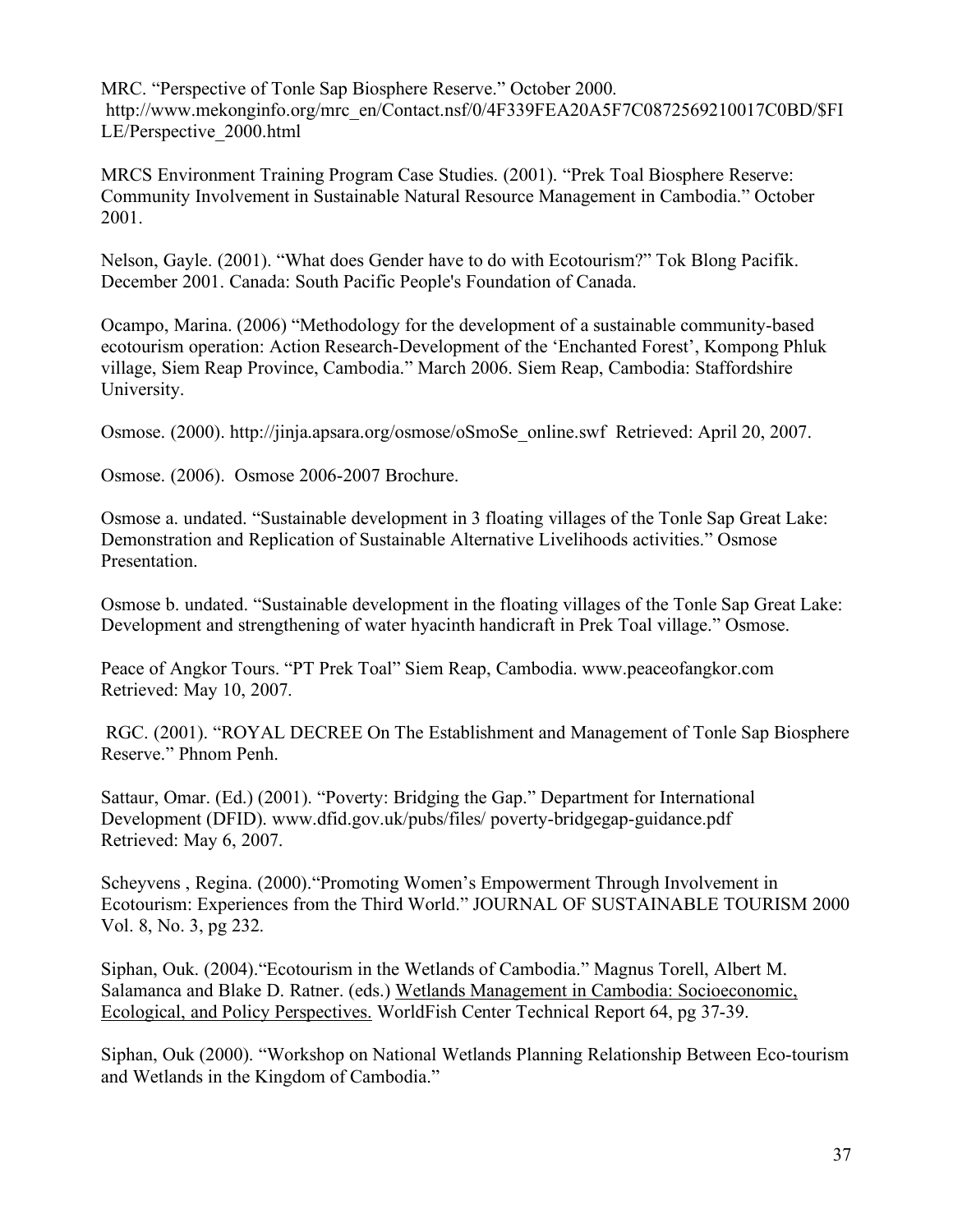MRC. "Perspective of Tonle Sap Biosphere Reserve." October 2000. http://www.mekonginfo.org/mrc_en/Contact.nsf/0/4F339FEA20A5F7C0872569210017C0BD/$FILE/Perspective_2000.html

MRCS Environment Training Program Case Studies. (2001). "Prek Toal Biosphere Reserve: Community Involvement in Sustainable Natural Resource Management in Cambodia." October 2001.

Nelson, Gayle. (2001). "What does Gender have to do with Ecotourism?" Tok Blong Pacifik. December 2001. Canada: South Pacific People's Foundation of Canada.

Ocampo, Marina. (2006) "Methodology for the development of a sustainable community-based ecotourism operation: Action Research-Development of the 'Enchanted Forest', Kompong Phluk village, Siem Reap Province, Cambodia." March 2006. Siem Reap, Cambodia: Staffordshire University.

Osmose. (2000). http://jinja.apsara.org/osmose/oSmoSe_online.swf Retrieved: April 20, 2007.

Osmose. (2006). Osmose 2006-2007 Brochure.

Osmose a. undated. "Sustainable development in 3 floating villages of the Tonle Sap Great Lake: Demonstration and Replication of Sustainable Alternative Livelihoods activities." Osmose Presentation.

Osmose b. undated. "Sustainable development in the floating villages of the Tonle Sap Great Lake: Development and strengthening of water hyacinth handicraft in Prek Toal village." Osmose.

Peace of Angkor Tours. "PT Prek Toal" Siem Reap, Cambodia. www.peaceofangkor.com Retrieved: May 10, 2007.

RGC. (2001). "ROYAL DECREE On The Establishment and Management of Tonle Sap Biosphere Reserve." Phnom Penh.

Sattaur, Omar. (Ed.) (2001). "Poverty: Bridging the Gap." Department for International Development (DFID). www.dfid.gov.uk/pubs/files/ poverty-bridgegap-guidance.pdf Retrieved: May 6, 2007.

Scheyvens , Regina. (2000)."Promoting Women's Empowerment Through Involvement in Ecotourism: Experiences from the Third World." JOURNAL OF SUSTAINABLE TOURISM 2000 Vol. 8, No. 3, pg 232.

Siphan, Ouk. (2004)."Ecotourism in the Wetlands of Cambodia." Magnus Torell, Albert M. Salamanca and Blake D. Ratner. (eds.) Wetlands Management in Cambodia: Socioeconomic, Ecological, and Policy Perspectives. WorldFish Center Technical Report 64, pg 37-39.

Siphan, Ouk (2000). "Workshop on National Wetlands Planning Relationship Between Eco-tourism and Wetlands in the Kingdom of Cambodia."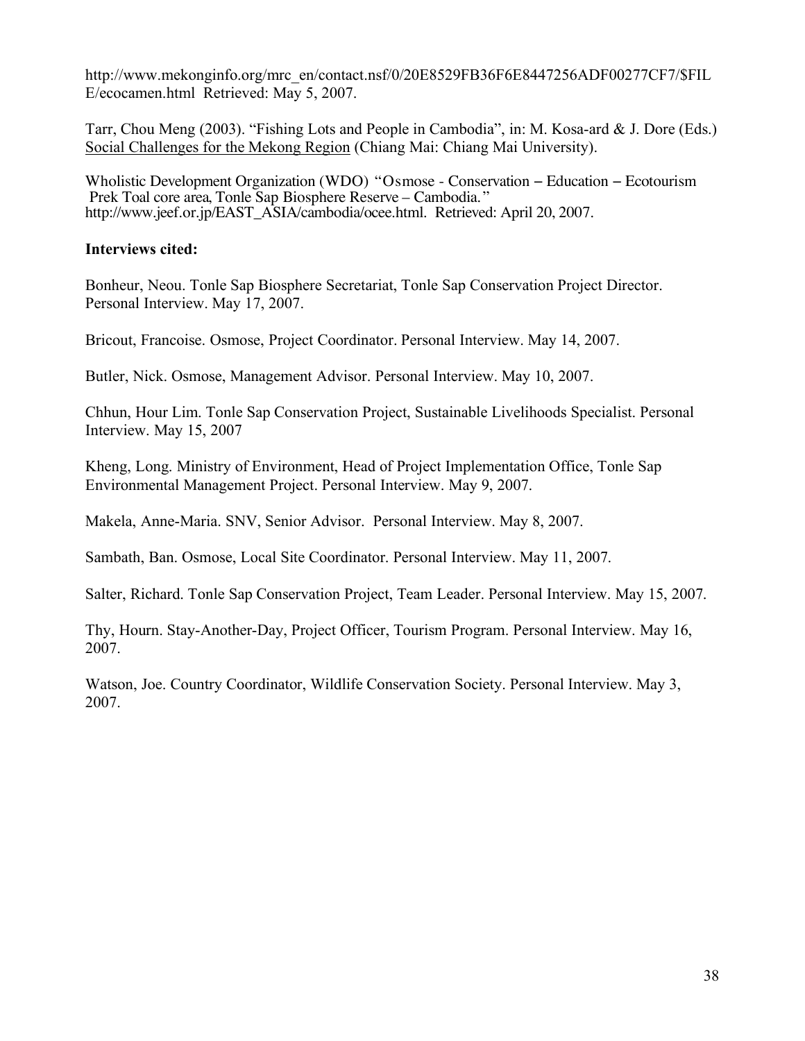http://www.mekonginfo.org/mrc_en/contact.nsf/0/20E8529FB36F6E8447256ADF00277CF7/$FILE/ecocamen.html Retrieved: May 5, 2007.

Tarr, Chou Meng (2003). "Fishing Lots and People in Cambodia", in: M. Kosa-ard & J. Dore (Eds.) Social Challenges for the Mekong Region (Chiang Mai: Chiang Mai University).

Wholistic Development Organization (WDO) "Osmose - Conservation – Education – Ecotourism Prek Toal core area, Tonle Sap Biosphere Reserve – Cambodia." http://www.jeef.or.jp/EAST_ASIA/cambodia/ocee.html. Retrieved: April 20, 2007.

**Interviews cited:**

Bonheur, Neou. Tonle Sap Biosphere Secretariat, Tonle Sap Conservation Project Director. Personal Interview. May 17, 2007.

Bricout, Francoise. Osmose, Project Coordinator. Personal Interview. May 14, 2007.

Butler, Nick. Osmose, Management Advisor. Personal Interview. May 10, 2007.

Chhun, Hour Lim. Tonle Sap Conservation Project, Sustainable Livelihoods Specialist. Personal Interview. May 15, 2007

Kheng, Long. Ministry of Environment, Head of Project Implementation Office, Tonle Sap Environmental Management Project. Personal Interview. May 9, 2007.

Makela, Anne-Maria. SNV, Senior Advisor. Personal Interview. May 8, 2007.

Sambath, Ban. Osmose, Local Site Coordinator. Personal Interview. May 11, 2007.

Salter, Richard. Tonle Sap Conservation Project, Team Leader. Personal Interview. May 15, 2007.

Thy, Hourn. Stay-Another-Day, Project Officer, Tourism Program. Personal Interview. May 16, 2007.

Watson, Joe. Country Coordinator, Wildlife Conservation Society. Personal Interview. May 3, 2007.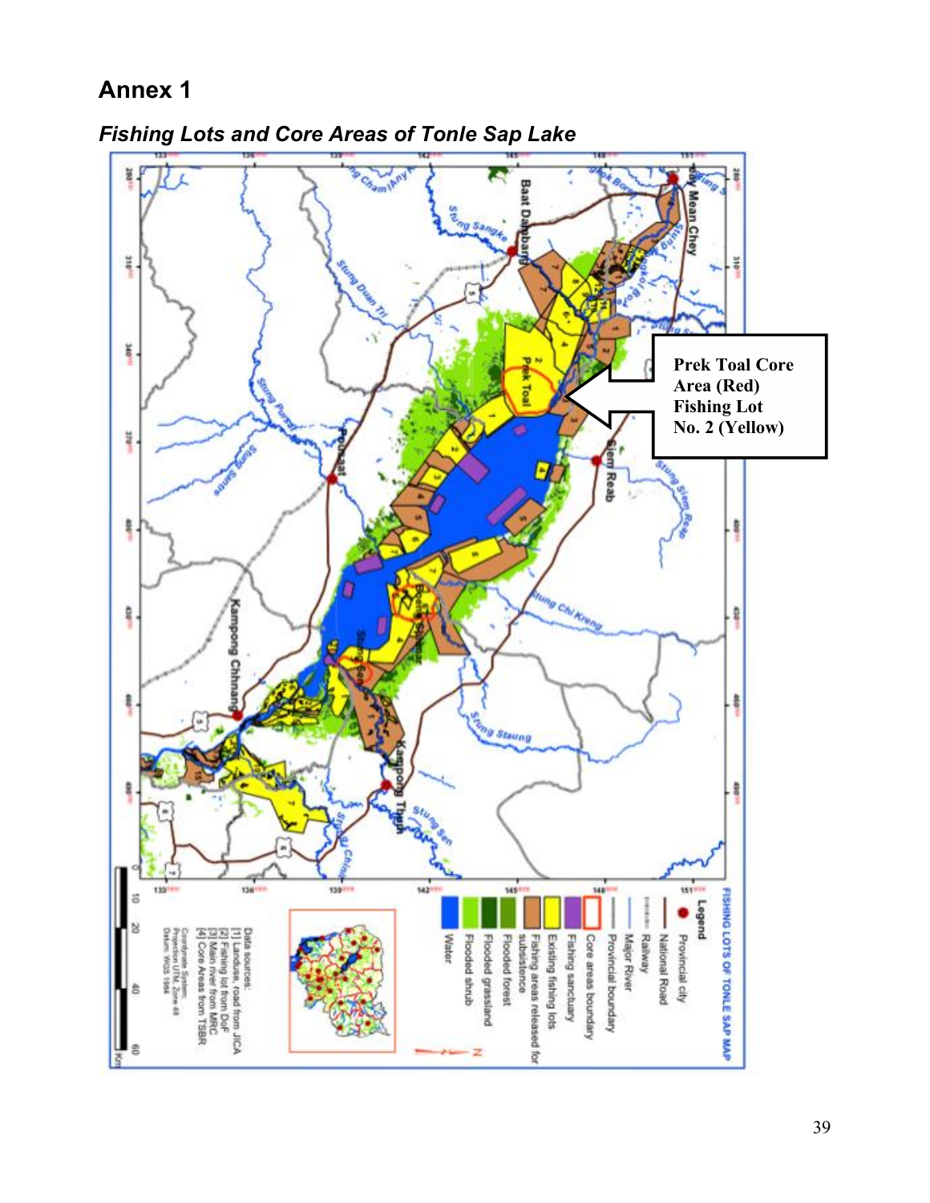# Annex 1

## *Fishing Lots and Core Areas of Tonle Sap Lake*

**Prek Toal Core Area (Red) Fishing Lot No. 2 (Yellow)**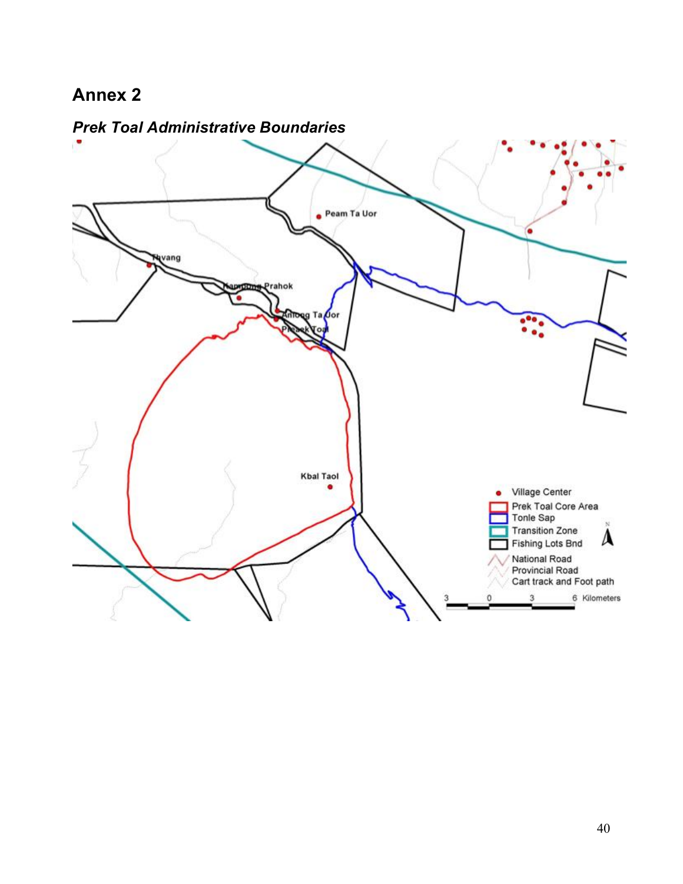# Annex 2

***Prek Toal Administrative Boundaries***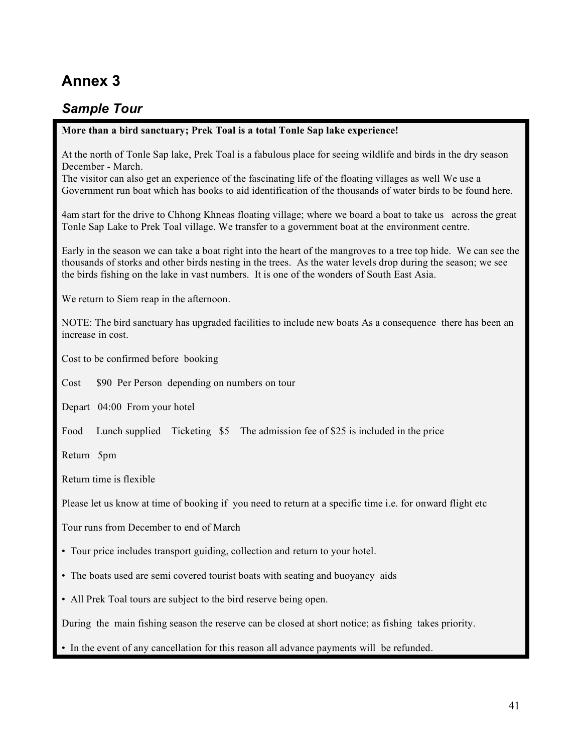# Annex 3

## *Sample Tour*

**More than a bird sanctuary; Prek Toal is a total Tonle Sap lake experience!**

At the north of Tonle Sap lake, Prek Toal is a fabulous place for seeing wildlife and birds in the dry season December - March.
The visitor can also get an experience of the fascinating life of the floating villages as well We use a Government run boat which has books to aid identification of the thousands of water birds to be found here.

4am start for the drive to Chhong Khneas floating village; where we board a boat to take us across the great Tonle Sap Lake to Prek Toal village. We transfer to a government boat at the environment centre.

Early in the season we can take a boat right into the heart of the mangroves to a tree top hide. We can see the thousands of storks and other birds nesting in the trees. As the water levels drop during the season; we see the birds fishing on the lake in vast numbers. It is one of the wonders of South East Asia.

We return to Siem reap in the afternoon.

NOTE: The bird sanctuary has upgraded facilities to include new boats As a consequence there has been an increase in cost.

Cost to be confirmed before booking

Cost $90 Per Person depending on numbers on tour

Depart 04:00 From your hotel

Food Lunch supplied Ticketing $5 The admission fee of $25 is included in the price

Return 5pm

Return time is flexible

Please let us know at time of booking if you need to return at a specific time i.e. for onward flight etc

Tour runs from December to end of March

- Tour price includes transport guiding, collection and return to your hotel.
- The boats used are semi covered tourist boats with seating and buoyancy aids
- All Prek Toal tours are subject to the bird reserve being open.

During the main fishing season the reserve can be closed at short notice; as fishing takes priority.

- In the event of any cancellation for this reason all advance payments will be refunded.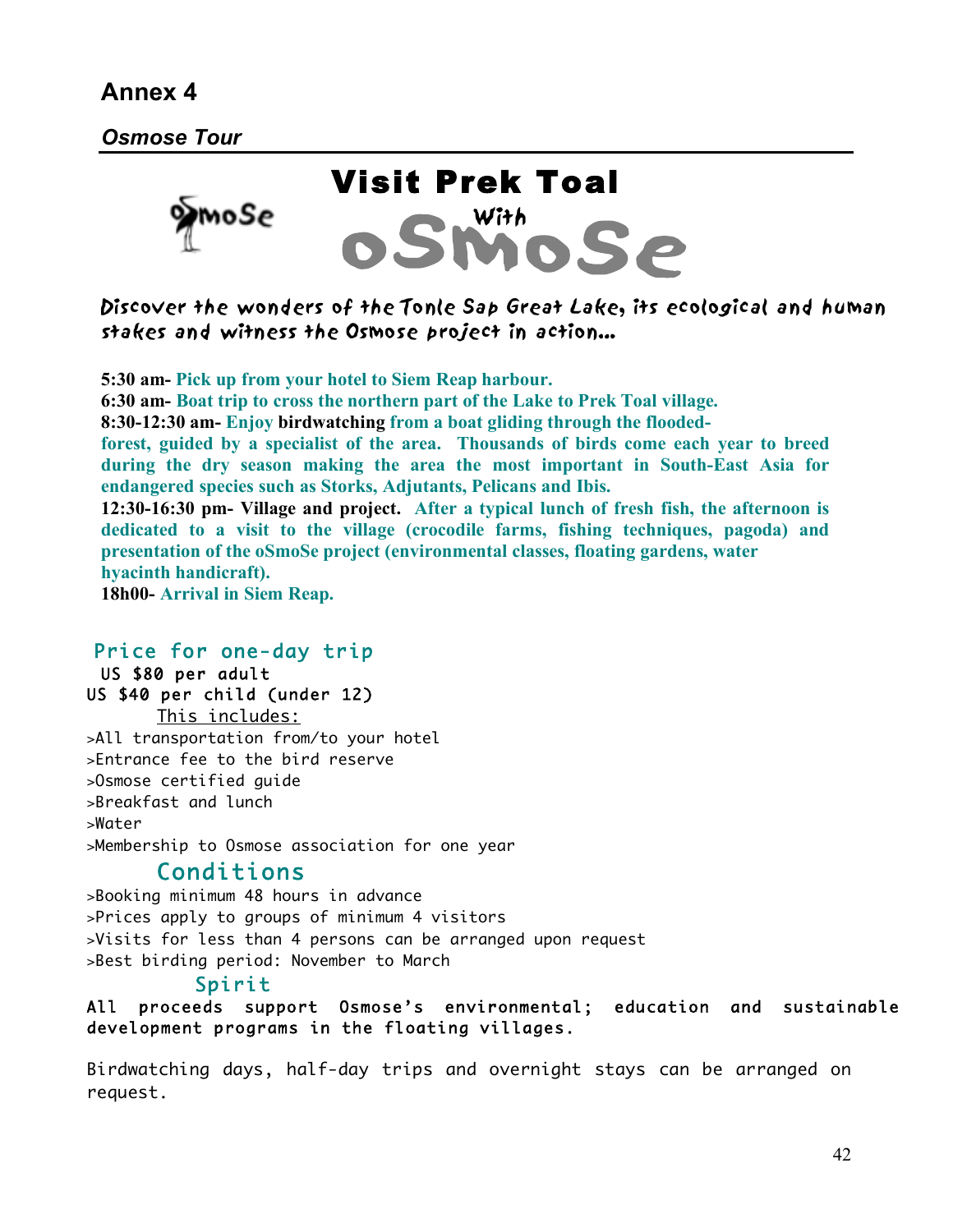## Annex 4

### *Osmose Tour*

# Visit Prek Toal
With
oSmoSe

Discover the wonders of the Tonle Sap Great Lake, its ecological and human stakes and witness the Osmose project in action…

**5:30 am- Pick up from your hotel to Siem Reap harbour.**
**6:30 am- Boat trip to cross the northern part of the Lake to Prek Toal village.**
**8:30-12:30 am- Enjoy birdwatching from a boat gliding through the flooded-forest, guided by a specialist of the area. Thousands of birds come each year to breed during the dry season making the area the most important in South-East Asia for endangered species such as Storks, Adjutants, Pelicans and Ibis.**
**12:30-16:30 pm- Village and project. After a typical lunch of fresh fish, the afternoon is dedicated to a visit to the village (crocodile farms, fishing techniques, pagoda) and presentation of the oSmoSe project (environmental classes, floating gardens, water hyacinth handicraft).**
**18h00- Arrival in Siem Reap.**

### Price for one-day trip

US $80 per adult
US $40 per child (under 12)

This includes:

>All transportation from/to your hotel
>Entrance fee to the bird reserve
>Osmose certified guide
>Breakfast and lunch
>Water
>Membership to Osmose association for one year

### Conditions

>Booking minimum 48 hours in advance
>Prices apply to groups of minimum 4 visitors
>Visits for less than 4 persons can be arranged upon request
>Best birding period: November to March

### Spirit

All proceeds support Osmose's environmental; education and sustainable development programs in the floating villages.

Birdwatching days, half-day trips and overnight stays can be arranged on request.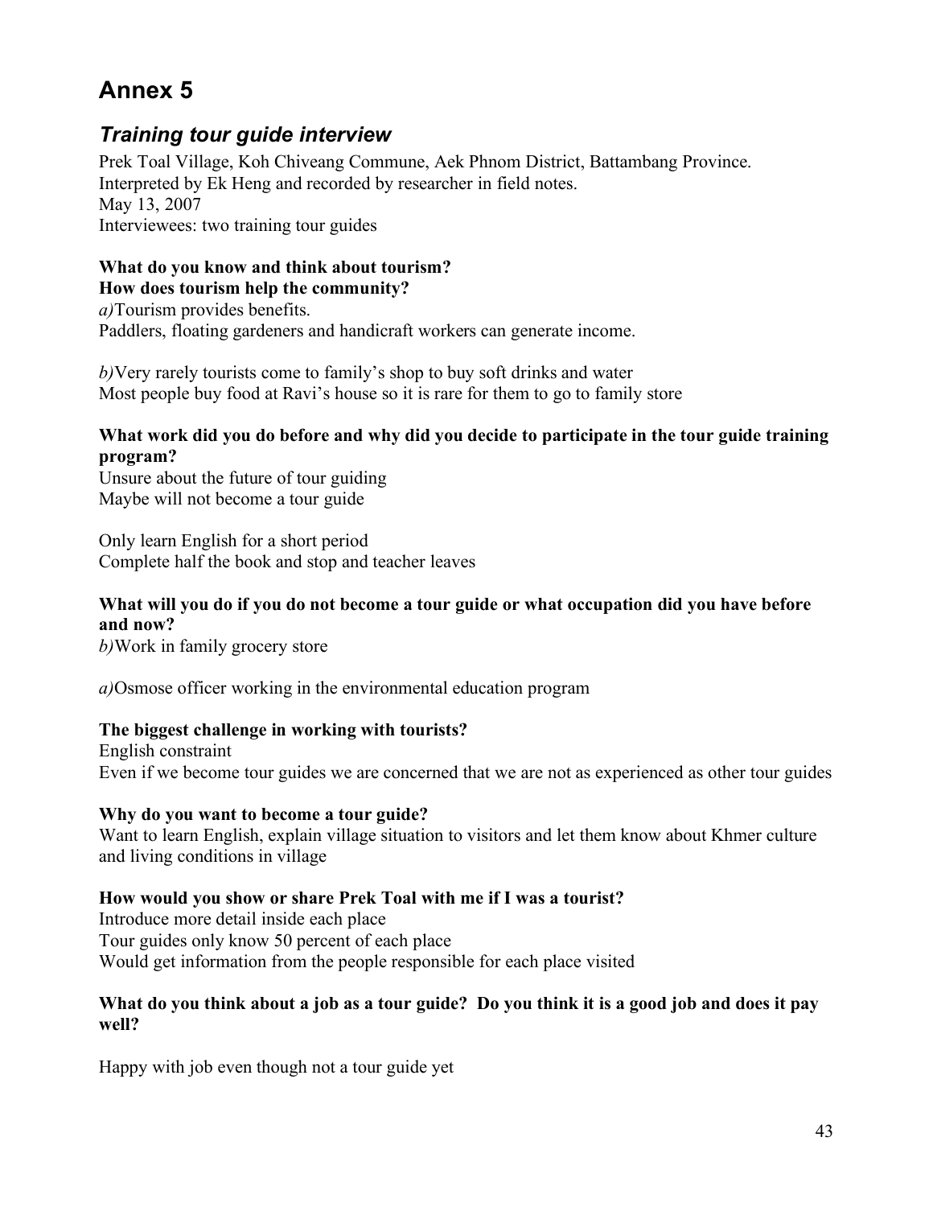# Annex 5

## *Training tour guide interview*

Prek Toal Village, Koh Chiveang Commune, Aek Phnom District, Battambang Province.
Interpreted by Ek Heng and recorded by researcher in field notes.
May 13, 2007
Interviewees: two training tour guides

**What do you know and think about tourism?**
**How does tourism help the community?**

*a)*Tourism provides benefits.
Paddlers, floating gardeners and handicraft workers can generate income.

*b)*Very rarely tourists come to family's shop to buy soft drinks and water
Most people buy food at Ravi's house so it is rare for them to go to family store

**What work did you do before and why did you decide to participate in the tour guide training program?**

Unsure about the future of tour guiding
Maybe will not become a tour guide

Only learn English for a short period
Complete half the book and stop and teacher leaves

**What will you do if you do not become a tour guide or what occupation did you have before and now?**

*b)*Work in family grocery store

*a)*Osmose officer working in the environmental education program

**The biggest challenge in working with tourists?**

English constraint
Even if we become tour guides we are concerned that we are not as experienced as other tour guides

**Why do you want to become a tour guide?**

Want to learn English, explain village situation to visitors and let them know about Khmer culture and living conditions in village

**How would you show or share Prek Toal with me if I was a tourist?**

Introduce more detail inside each place
Tour guides only know 50 percent of each place
Would get information from the people responsible for each place visited

**What do you think about a job as a tour guide? Do you think it is a good job and does it pay well?**

Happy with job even though not a tour guide yet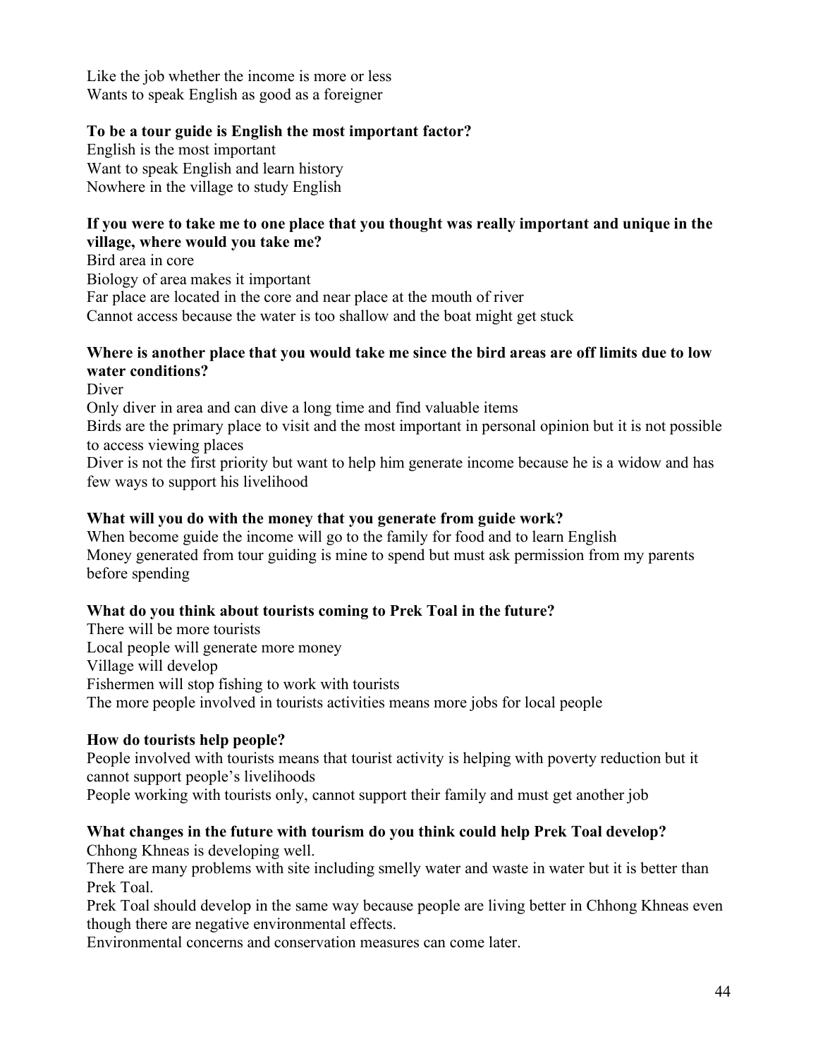Like the job whether the income is more or less
Wants to speak English as good as a foreigner

**To be a tour guide is English the most important factor?**
English is the most important
Want to speak English and learn history
Nowhere in the village to study English

**If you were to take me to one place that you thought was really important and unique in the village, where would you take me?**
Bird area in core
Biology of area makes it important
Far place are located in the core and near place at the mouth of river
Cannot access because the water is too shallow and the boat might get stuck

**Where is another place that you would take me since the bird areas are off limits due to low water conditions?**
Diver
Only diver in area and can dive a long time and find valuable items
Birds are the primary place to visit and the most important in personal opinion but it is not possible to access viewing places
Diver is not the first priority but want to help him generate income because he is a widow and has few ways to support his livelihood

**What will you do with the money that you generate from guide work?**
When become guide the income will go to the family for food and to learn English
Money generated from tour guiding is mine to spend but must ask permission from my parents before spending

**What do you think about tourists coming to Prek Toal in the future?**
There will be more tourists
Local people will generate more money
Village will develop
Fishermen will stop fishing to work with tourists
The more people involved in tourists activities means more jobs for local people

**How do tourists help people?**
People involved with tourists means that tourist activity is helping with poverty reduction but it cannot support people's livelihoods
People working with tourists only, cannot support their family and must get another job

**What changes in the future with tourism do you think could help Prek Toal develop?**
Chhong Khneas is developing well.
There are many problems with site including smelly water and waste in water but it is better than Prek Toal.
Prek Toal should develop in the same way because people are living better in Chhong Khneas even though there are negative environmental effects.
Environmental concerns and conservation measures can come later.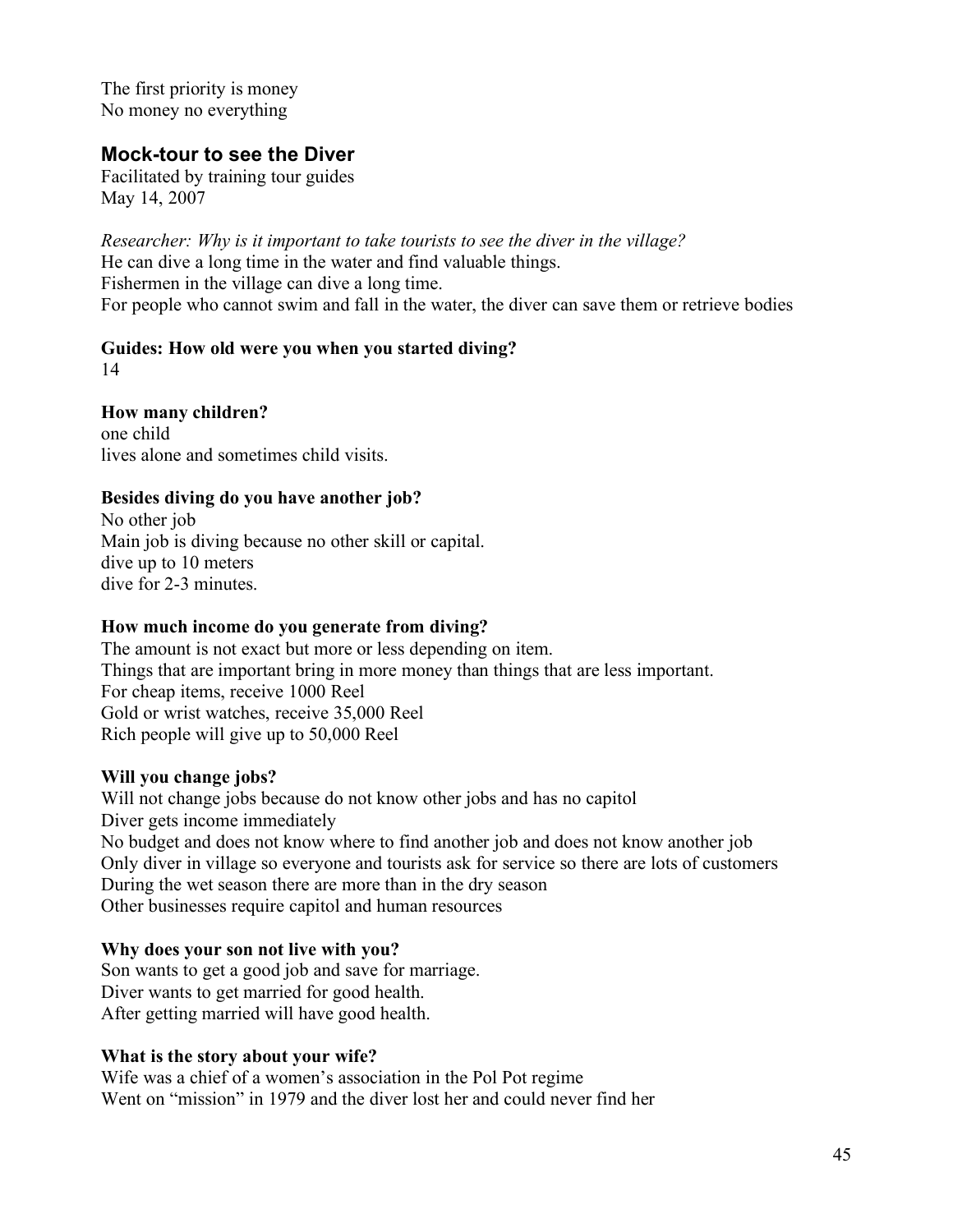The first priority is money
No money no everything

## Mock-tour to see the Diver

Facilitated by training tour guides
May 14, 2007

*Researcher: Why is it important to take tourists to see the diver in the village?*
He can dive a long time in the water and find valuable things.
Fishermen in the village can dive a long time.
For people who cannot swim and fall in the water, the diver can save them or retrieve bodies

**Guides: How old were you when you started diving?**
14

**How many children?**
one child
lives alone and sometimes child visits.

**Besides diving do you have another job?**
No other job
Main job is diving because no other skill or capital.
dive up to 10 meters
dive for 2-3 minutes.

**How much income do you generate from diving?**
The amount is not exact but more or less depending on item.
Things that are important bring in more money than things that are less important.
For cheap items, receive 1000 Reel
Gold or wrist watches, receive 35,000 Reel
Rich people will give up to 50,000 Reel

**Will you change jobs?**
Will not change jobs because do not know other jobs and has no capitol
Diver gets income immediately
No budget and does not know where to find another job and does not know another job
Only diver in village so everyone and tourists ask for service so there are lots of customers
During the wet season there are more than in the dry season
Other businesses require capitol and human resources

**Why does your son not live with you?**
Son wants to get a good job and save for marriage.
Diver wants to get married for good health.
After getting married will have good health.

**What is the story about your wife?**
Wife was a chief of a women's association in the Pol Pot regime
Went on "mission" in 1979 and the diver lost her and could never find her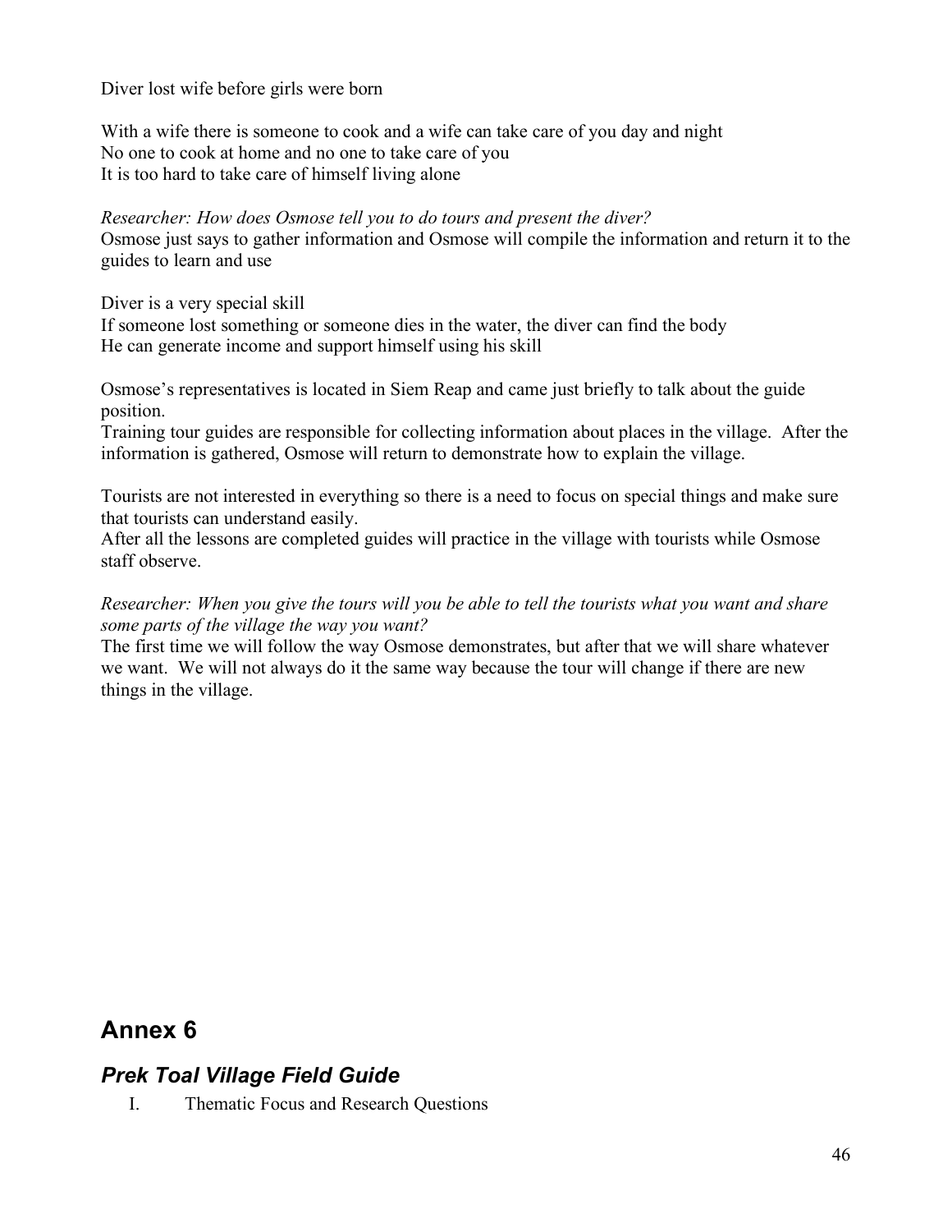Diver lost wife before girls were born

With a wife there is someone to cook and a wife can take care of you day and night
No one to cook at home and no one to take care of you
It is too hard to take care of himself living alone

*Researcher: How does Osmose tell you to do tours and present the diver?*
Osmose just says to gather information and Osmose will compile the information and return it to the guides to learn and use

Diver is a very special skill
If someone lost something or someone dies in the water, the diver can find the body
He can generate income and support himself using his skill

Osmose's representatives is located in Siem Reap and came just briefly to talk about the guide position.
Training tour guides are responsible for collecting information about places in the village. After the information is gathered, Osmose will return to demonstrate how to explain the village.

Tourists are not interested in everything so there is a need to focus on special things and make sure that tourists can understand easily.
After all the lessons are completed guides will practice in the village with tourists while Osmose staff observe.

*Researcher: When you give the tours will you be able to tell the tourists what you want and share some parts of the village the way you want?*
The first time we will follow the way Osmose demonstrates, but after that we will share whatever we want. We will not always do it the same way because the tour will change if there are new things in the village.

# Annex 6

## *Prek Toal Village Field Guide*

I. Thematic Focus and Research Questions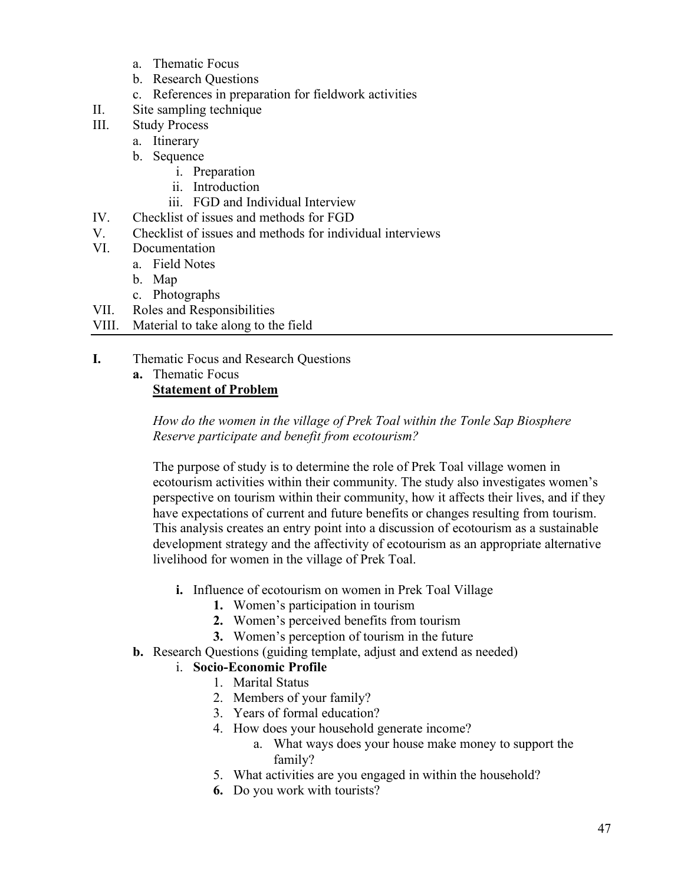a. Thematic Focus
b. Research Questions
c. References in preparation for fieldwork activities

II. Site sampling technique

III. Study Process
  a. Itinerary
  b. Sequence
    i. Preparation
    ii. Introduction
    iii. FGD and Individual Interview

IV. Checklist of issues and methods for FGD

V. Checklist of issues and methods for individual interviews

VI. Documentation
  a. Field Notes
  b. Map
  c. Photographs

VII. Roles and Responsibilities

VIII. Material to take along to the field

---

**I.** Thematic Focus and Research Questions

**a.** Thematic Focus

**Statement of Problem**

*How do the women in the village of Prek Toal within the Tonle Sap Biosphere Reserve participate and benefit from ecotourism?*

The purpose of study is to determine the role of Prek Toal village women in ecotourism activities within their community. The study also investigates women's perspective on tourism within their community, how it affects their lives, and if they have expectations of current and future benefits or changes resulting from tourism. This analysis creates an entry point into a discussion of ecotourism as a sustainable development strategy and the affectivity of ecotourism as an appropriate alternative livelihood for women in the village of Prek Toal.

**i.** Influence of ecotourism on women in Prek Toal Village
  **1.** Women's participation in tourism
  **2.** Women's perceived benefits from tourism
  **3.** Women's perception of tourism in the future

**b.** Research Questions (guiding template, adjust and extend as needed)

i. **Socio-Economic Profile**
  1. Marital Status
  2. Members of your family?
  3. Years of formal education?
  4. How does your household generate income?
    a. What ways does your house make money to support the family?
  5. What activities are you engaged in within the household?
  **6.** Do you work with tourists?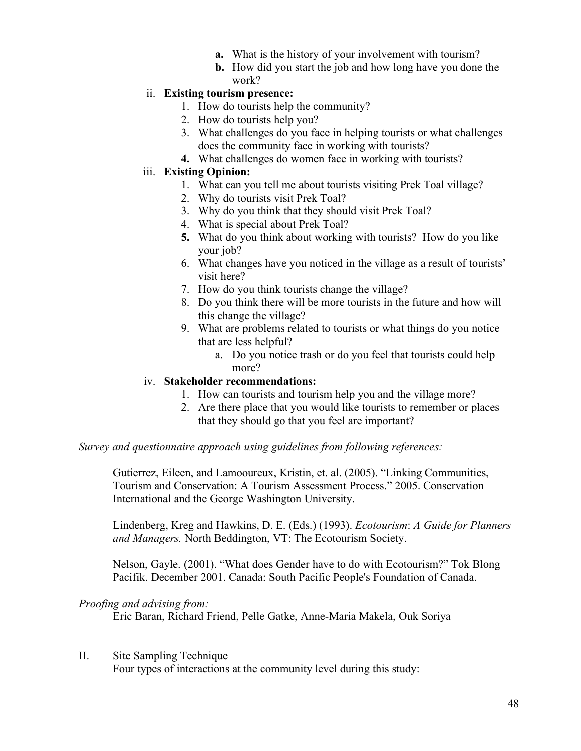- **a.** What is the history of your involvement with tourism?
   - **b.** How did you start the job and how long have you done the work?

ii. **Existing tourism presence:**

   1. How do tourists help the community?
   2. How do tourists help you?
   3. What challenges do you face in helping tourists or what challenges does the community face in working with tourists?
   4. What challenges do women face in working with tourists?

iii. **Existing Opinion:**

   1. What can you tell me about tourists visiting Prek Toal village?
   2. Why do tourists visit Prek Toal?
   3. Why do you think that they should visit Prek Toal?
   4. What is special about Prek Toal?
   5. What do you think about working with tourists? How do you like your job?
   6. What changes have you noticed in the village as a result of tourists' visit here?
   7. How do you think tourists change the village?
   8. Do you think there will be more tourists in the future and how will this change the village?
   9. What are problems related to tourists or what things do you notice that are less helpful?
      - a. Do you notice trash or do you feel that tourists could help more?

iv. **Stakeholder recommendations:**

   1. How can tourists and tourism help you and the village more?
   2. Are there place that you would like tourists to remember or places that they should go that you feel are important?

*Survey and questionnaire approach using guidelines from following references:*

Gutierrez, Eileen, and Lamooureux, Kristin, et. al. (2005). "Linking Communities, Tourism and Conservation: A Tourism Assessment Process." 2005. Conservation International and the George Washington University.

Lindenberg, Kreg and Hawkins, D. E. (Eds.) (1993). *Ecotourism*: *A Guide for Planners and Managers.* North Beddington, VT: The Ecotourism Society.

Nelson, Gayle. (2001). "What does Gender have to do with Ecotourism?" Tok Blong Pacifik. December 2001. Canada: South Pacific People's Foundation of Canada.

*Proofing and advising from:*

Eric Baran, Richard Friend, Pelle Gatke, Anne-Maria Makela, Ouk Soriya

II. Site Sampling Technique

Four types of interactions at the community level during this study: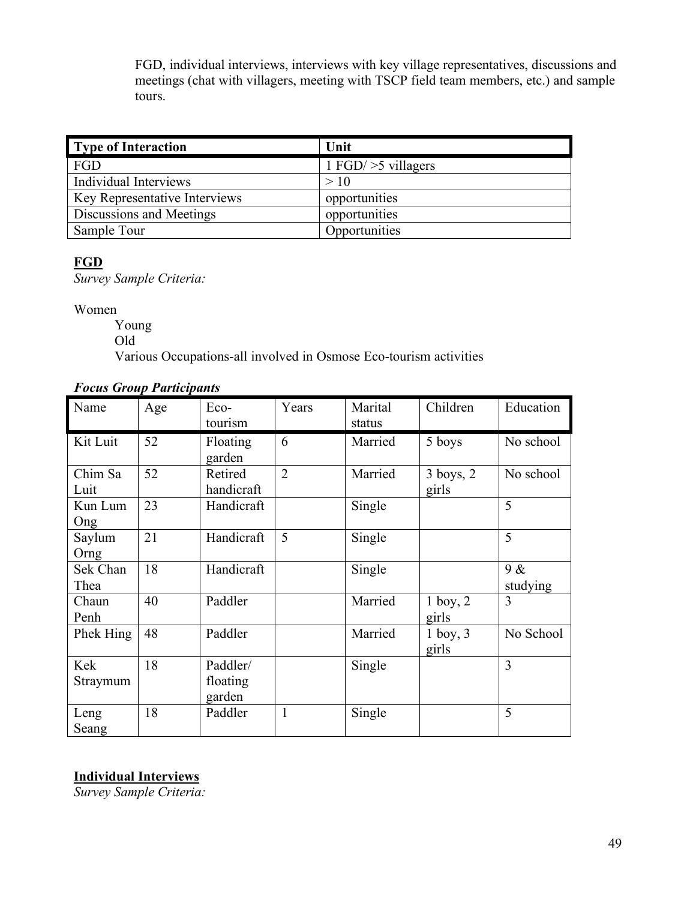FGD, individual interviews, interviews with key village representatives, discussions and meetings (chat with villagers, meeting with TSCP field team members, etc.) and sample tours.

| Type of Interaction | Unit |
|---|---|
| FGD | 1 FGD/ >5 villagers |
| Individual Interviews | > 10 |
| Key Representative Interviews | opportunities |
| Discussions and Meetings | opportunities |
| Sample Tour | Opportunities |

**FGD**

*Survey Sample Criteria:*

Women

- Young
- Old
- Various Occupations-all involved in Osmose Eco-tourism activities

***Focus Group Participants***

| Name | Age | Eco-tourism | Years | Marital status | Children | Education |
|---|---|---|---|---|---|---|
| Kit Luit | 52 | Floating garden | 6 | Married | 5 boys | No school |
| Chim Sa Luit | 52 | Retired handicraft | 2 | Married | 3 boys, 2 girls | No school |
| Kun Lum Ong | 23 | Handicraft | | Single | | 5 |
| Saylum Orng | 21 | Handicraft | 5 | Single | | 5 |
| Sek Chan Thea | 18 | Handicraft | | Single | | 9 & studying |
| Chaun Penh | 40 | Paddler | | Married | 1 boy, 2 girls | 3 |
| Phek Hing | 48 | Paddler | | Married | 1 boy, 3 girls | No School |
| Kek Straymum | 18 | Paddler/ floating garden | | Single | | 3 |
| Leng Seang | 18 | Paddler | 1 | Single | | 5 |

**Individual Interviews**

*Survey Sample Criteria:*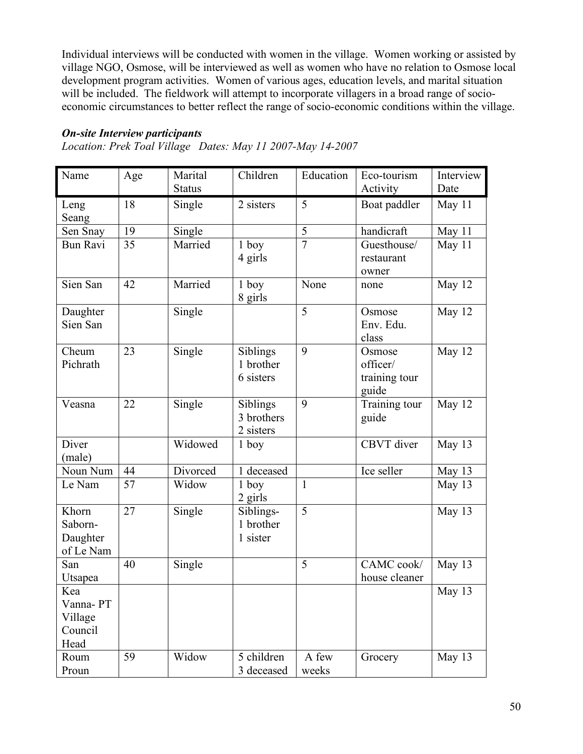Individual interviews will be conducted with women in the village. Women working or assisted by village NGO, Osmose, will be interviewed as well as women who have no relation to Osmose local development program activities. Women of various ages, education levels, and marital situation will be included. The fieldwork will attempt to incorporate villagers in a broad range of socio-economic circumstances to better reflect the range of socio-economic conditions within the village.

***On-site Interview participants***

*Location: Prek Toal Village Dates: May 11 2007-May 14-2007*

| Name | Age | Marital Status | Children | Education | Eco-tourism Activity | Interview Date |
|---|---|---|---|---|---|---|
| Leng Seang | 18 | Single | 2 sisters | 5 | Boat paddler | May 11 |
| Sen Snay | 19 | Single | | 5 | handicraft | May 11 |
| Bun Ravi | 35 | Married | 1 boy 4 girls | 7 | Guesthouse/ restaurant owner | May 11 |
| Sien San | 42 | Married | 1 boy 8 girls | None | none | May 12 |
| Daughter Sien San | | Single | | 5 | Osmose Env. Edu. class | May 12 |
| Cheum Pichrath | 23 | Single | Siblings 1 brother 6 sisters | 9 | Osmose officer/ training tour guide | May 12 |
| Veasna | 22 | Single | Siblings 3 brothers 2 sisters | 9 | Training tour guide | May 12 |
| Diver (male) | | Widowed | 1 boy | | CBVT diver | May 13 |
| Noun Num | 44 | Divorced | 1 deceased | | Ice seller | May 13 |
| Le Nam | 57 | Widow | 1 boy 2 girls | 1 | | May 13 |
| Khorn Saborn- Daughter of Le Nam | 27 | Single | Siblings- 1 brother 1 sister | 5 | | May 13 |
| San Utsapea | 40 | Single | | 5 | CAMC cook/ house cleaner | May 13 |
| Kea Vanna- PT Village Council Head | | | | | | May 13 |
| Roum Proun | 59 | Widow | 5 children 3 deceased | A few weeks | Grocery | May 13 |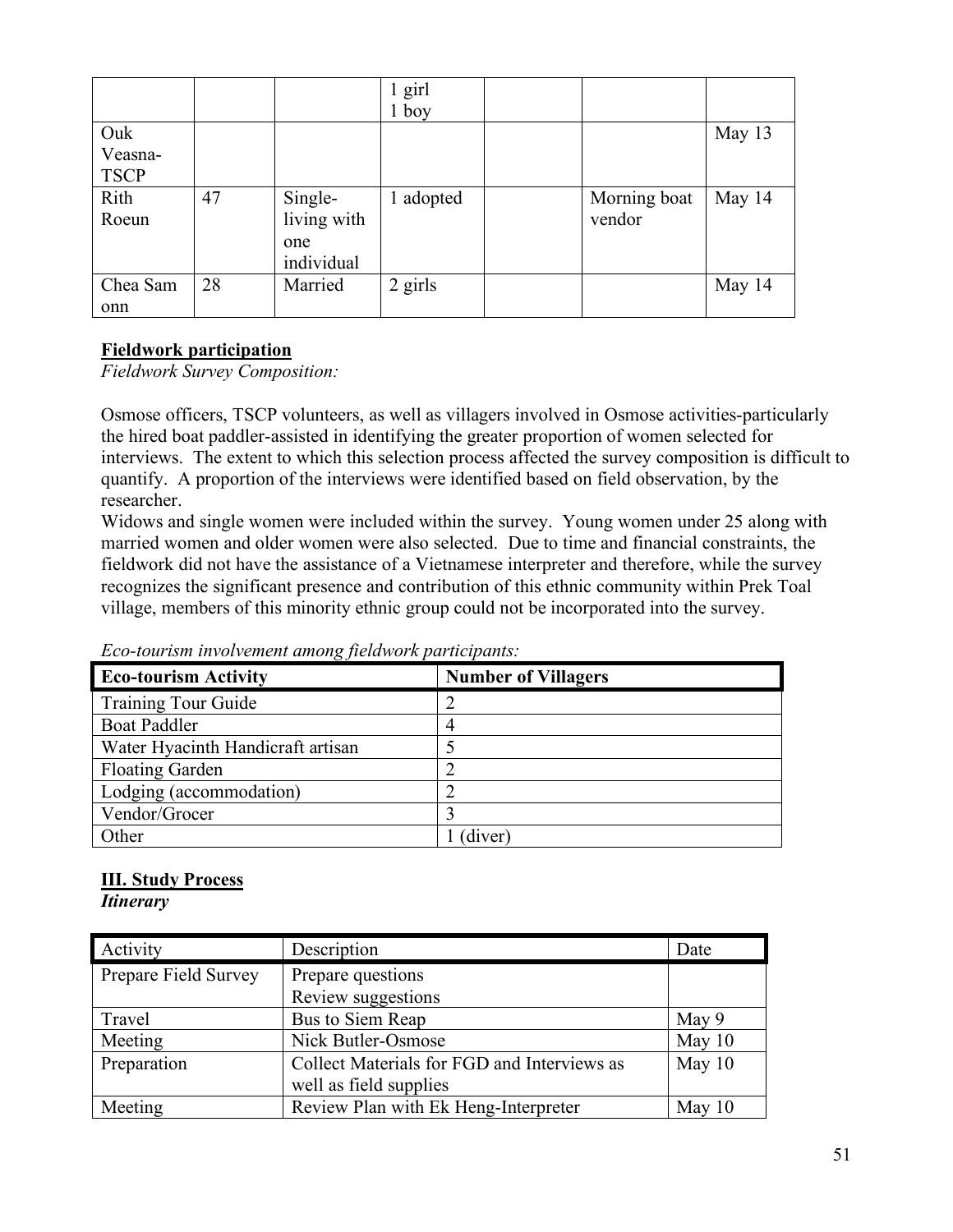| | | | 1 girl<br>1 boy | | | |
|---|---|---|---|---|---|---|
| Ouk Veasna-TSCP | | | | | | May 13 |
| Rith Roeun | 47 | Single-living with one individual | 1 adopted | | Morning boat vendor | May 14 |
| Chea Sam onn | 28 | Married | 2 girls | | | May 14 |

**Fieldwork participation**

*Fieldwork Survey Composition:*

Osmose officers, TSCP volunteers, as well as villagers involved in Osmose activities-particularly the hired boat paddler-assisted in identifying the greater proportion of women selected for interviews. The extent to which this selection process affected the survey composition is difficult to quantify. A proportion of the interviews were identified based on field observation, by the researcher.

Widows and single women were included within the survey. Young women under 25 along with married women and older women were also selected. Due to time and financial constraints, the fieldwork did not have the assistance of a Vietnamese interpreter and therefore, while the survey recognizes the significant presence and contribution of this ethnic community within Prek Toal village, members of this minority ethnic group could not be incorporated into the survey.

*Eco-tourism involvement among fieldwork participants:*

| Eco-tourism Activity | Number of Villagers |
|---|---|
| Training Tour Guide | 2 |
| Boat Paddler | 4 |
| Water Hyacinth Handicraft artisan | 5 |
| Floating Garden | 2 |
| Lodging (accommodation) | 2 |
| Vendor/Grocer | 3 |
| Other | 1 (diver) |

## III. Study Process

***Itinerary***

| Activity | Description | Date |
|---|---|---|
| Prepare Field Survey | Prepare questions<br>Review suggestions | |
| Travel | Bus to Siem Reap | May 9 |
| Meeting | Nick Butler-Osmose | May 10 |
| Preparation | Collect Materials for FGD and Interviews as well as field supplies | May 10 |
| Meeting | Review Plan with Ek Heng-Interpreter | May 10 |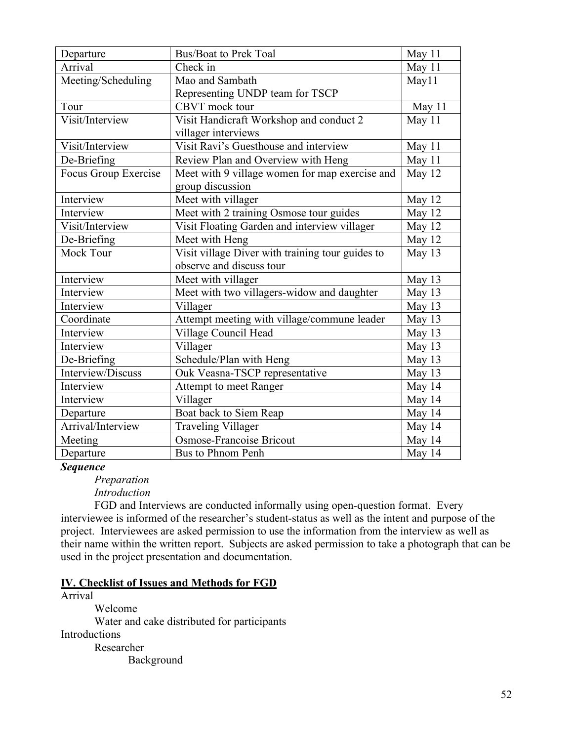| Departure | Bus/Boat to Prek Toal | May 11 |
|---|---|---|
| Arrival | Check in | May 11 |
| Meeting/Scheduling | Mao and Sambath Representing UNDP team for TSCP | May11 |
| Tour | CBVT mock tour | May 11 |
| Visit/Interview | Visit Handicraft Workshop and conduct 2 villager interviews | May 11 |
| Visit/Interview | Visit Ravi's Guesthouse and interview | May 11 |
| De-Briefing | Review Plan and Overview with Heng | May 11 |
| Focus Group Exercise | Meet with 9 village women for map exercise and group discussion | May 12 |
| Interview | Meet with villager | May 12 |
| Interview | Meet with 2 training Osmose tour guides | May 12 |
| Visit/Interview | Visit Floating Garden and interview villager | May 12 |
| De-Briefing | Meet with Heng | May 12 |
| Mock Tour | Visit village Diver with training tour guides to observe and discuss tour | May 13 |
| Interview | Meet with villager | May 13 |
| Interview | Meet with two villagers-widow and daughter | May 13 |
| Interview | Villager | May 13 |
| Coordinate | Attempt meeting with village/commune leader | May 13 |
| Interview | Village Council Head | May 13 |
| Interview | Villager | May 13 |
| De-Briefing | Schedule/Plan with Heng | May 13 |
| Interview/Discuss | Ouk Veasna-TSCP representative | May 13 |
| Interview | Attempt to meet Ranger | May 14 |
| Interview | Villager | May 14 |
| Departure | Boat back to Siem Reap | May 14 |
| Arrival/Interview | Traveling Villager | May 14 |
| Meeting | Osmose-Francoise Bricout | May 14 |
| Departure | Bus to Phnom Penh | May 14 |

***Sequence***

*Preparation*

*Introduction*

FGD and Interviews are conducted informally using open-question format. Every interviewee is informed of the researcher's student-status as well as the intent and purpose of the project. Interviewees are asked permission to use the information from the interview as well as their name within the written report. Subjects are asked permission to take a photograph that can be used in the project presentation and documentation.

## IV. Checklist of Issues and Methods for FGD

Arrival
- Welcome
- Water and cake distributed for participants

Introductions
- Researcher
  - Background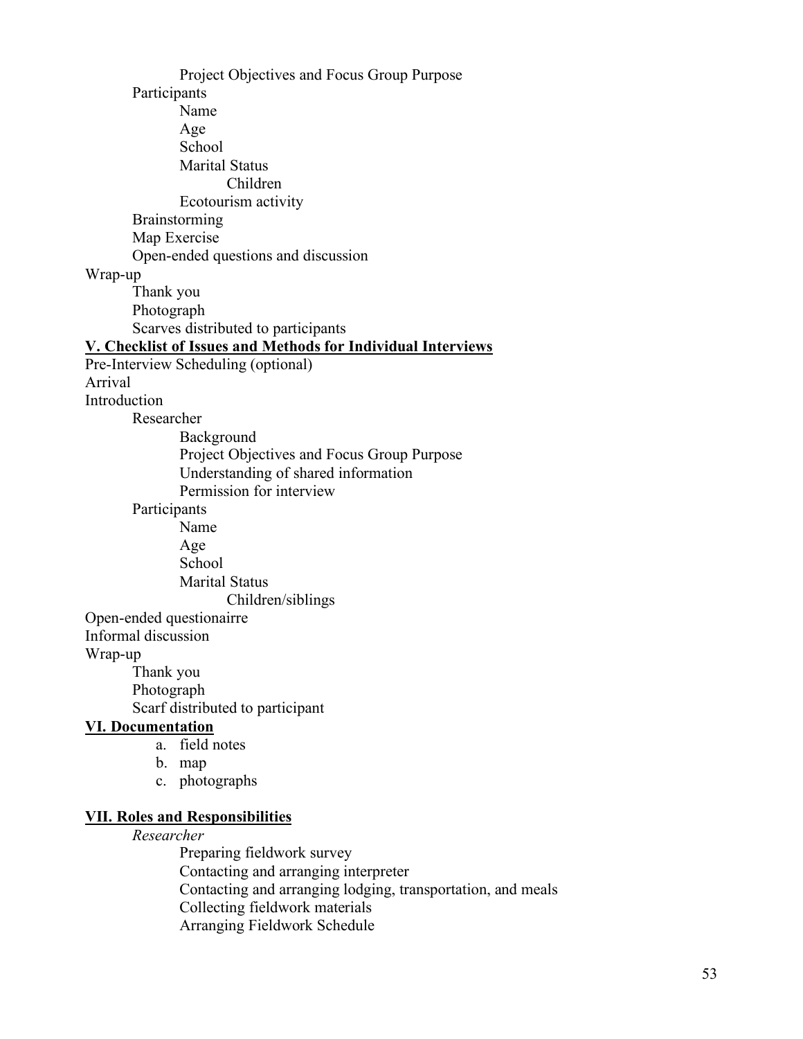- Project Objectives and Focus Group Purpose
- Participants
  - Name
  - Age
  - School
  - Marital Status
    - Children
  - Ecotourism activity
- Brainstorming
- Map Exercise
- Open-ended questions and discussion

Wrap-up
- Thank you
- Photograph
- Scarves distributed to participants

**V. Checklist of Issues and Methods for Individual Interviews**

Pre-Interview Scheduling (optional)

Arrival

Introduction
- Researcher
  - Background
  - Project Objectives and Focus Group Purpose
  - Understanding of shared information
  - Permission for interview
- Participants
  - Name
  - Age
  - School
  - Marital Status
    - Children/siblings

Open-ended questionairre

Informal discussion

Wrap-up
- Thank you
- Photograph
- Scarf distributed to participant

**VI. Documentation**

a. field notes
b. map
c. photographs

**VII. Roles and Responsibilities**

*Researcher*
- Preparing fieldwork survey
- Contacting and arranging interpreter
- Contacting and arranging lodging, transportation, and meals
- Collecting fieldwork materials
- Arranging Fieldwork Schedule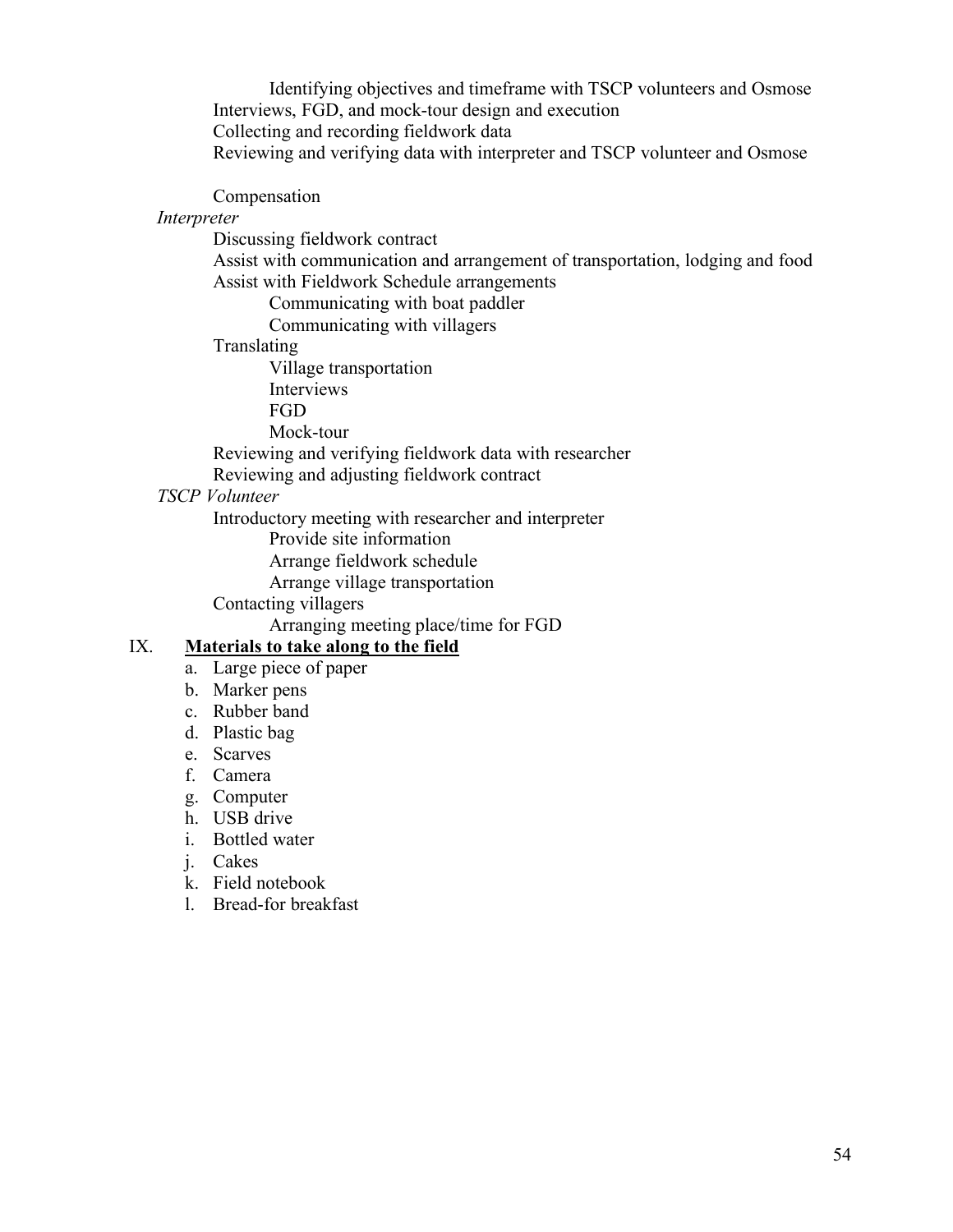- Identifying objectives and timeframe with TSCP volunteers and Osmose
  - Interviews, FGD, and mock-tour design and execution
  - Collecting and recording fieldwork data
  - Reviewing and verifying data with interpreter and TSCP volunteer and Osmose
  - Compensation

*Interpreter*

- Discussing fieldwork contract
- Assist with communication and arrangement of transportation, lodging and food
- Assist with Fieldwork Schedule arrangements
  - Communicating with boat paddler
  - Communicating with villagers
- Translating
  - Village transportation
  - Interviews
  - FGD
  - Mock-tour
- Reviewing and verifying fieldwork data with researcher
- Reviewing and adjusting fieldwork contract

*TSCP Volunteer*

- Introductory meeting with researcher and interpreter
  - Provide site information
  - Arrange fieldwork schedule
  - Arrange village transportation
- Contacting villagers
  - Arranging meeting place/time for FGD

IX. **Materials to take along to the field**

a. Large piece of paper
b. Marker pens
c. Rubber band
d. Plastic bag
e. Scarves
f. Camera
g. Computer
h. USB drive
i. Bottled water
j. Cakes
k. Field notebook
l. Bread-for breakfast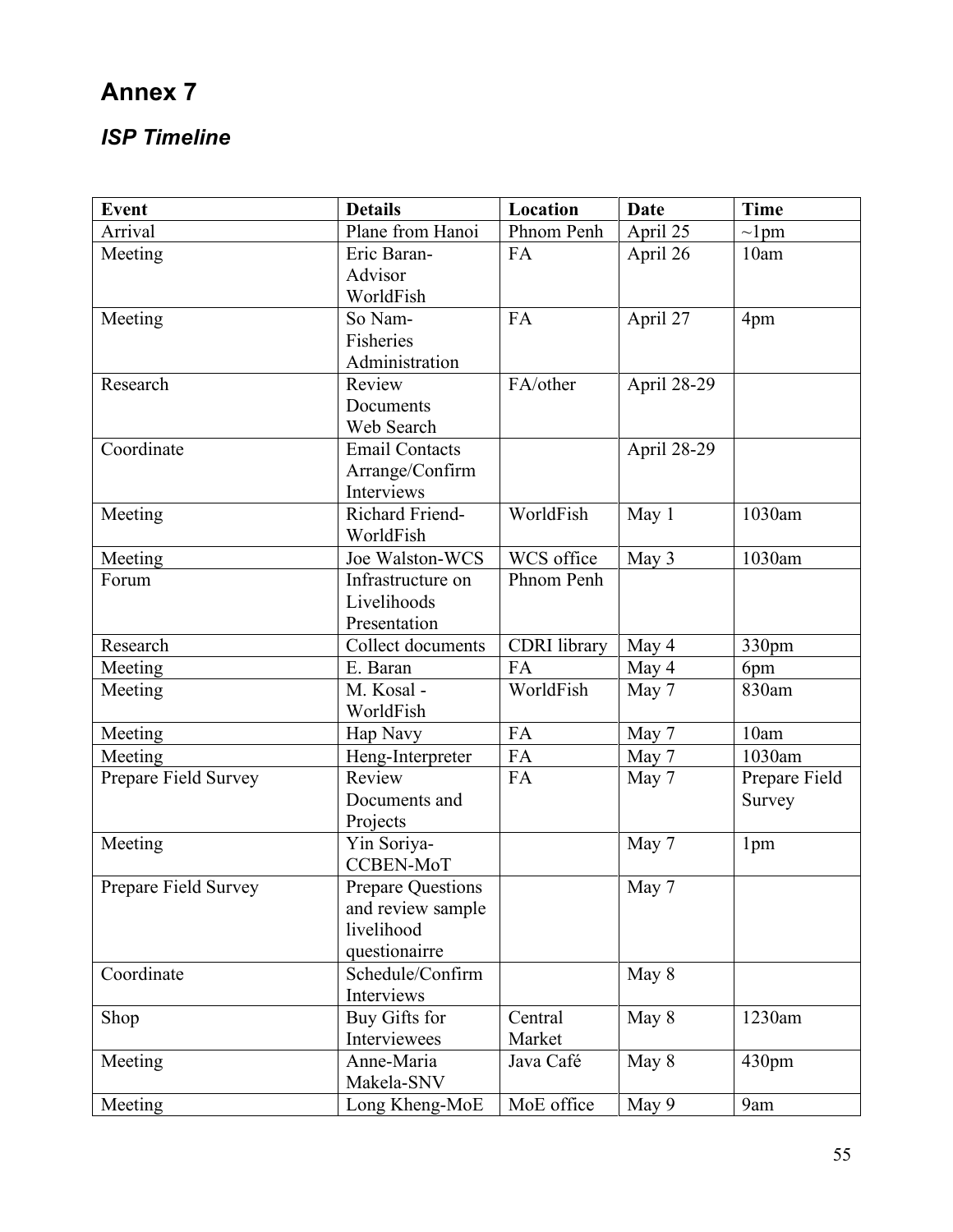# Annex 7

## *ISP Timeline*

| Event | Details | Location | Date | Time |
|---|---|---|---|---|
| Arrival | Plane from Hanoi | Phnom Penh | April 25 | ~1pm |
| Meeting | Eric Baran-Advisor WorldFish | FA | April 26 | 10am |
| Meeting | So Nam-Fisheries Administration | FA | April 27 | 4pm |
| Research | Review Documents Web Search | FA/other | April 28-29 | |
| Coordinate | Email Contacts Arrange/Confirm Interviews | | April 28-29 | |
| Meeting | Richard Friend-WorldFish | WorldFish | May 1 | 1030am |
| Meeting | Joe Walston-WCS | WCS office | May 3 | 1030am |
| Forum | Infrastructure on Livelihoods Presentation | Phnom Penh | | |
| Research | Collect documents | CDRI library | May 4 | 330pm |
| Meeting | E. Baran | FA | May 4 | 6pm |
| Meeting | M. Kosal - WorldFish | WorldFish | May 7 | 830am |
| Meeting | Hap Navy | FA | May 7 | 10am |
| Meeting | Heng-Interpreter | FA | May 7 | 1030am |
| Prepare Field Survey | Review Documents and Projects | FA | May 7 | Prepare Field Survey |
| Meeting | Yin Soriya-CCBEN-MoT | | May 7 | 1pm |
| Prepare Field Survey | Prepare Questions and review sample livelihood questionairre | | May 7 | |
| Coordinate | Schedule/Confirm Interviews | | May 8 | |
| Shop | Buy Gifts for Interviewees | Central Market | May 8 | 1230am |
| Meeting | Anne-Maria Makela-SNV | Java Café | May 8 | 430pm |
| Meeting | Long Kheng-MoE | MoE office | May 9 | 9am |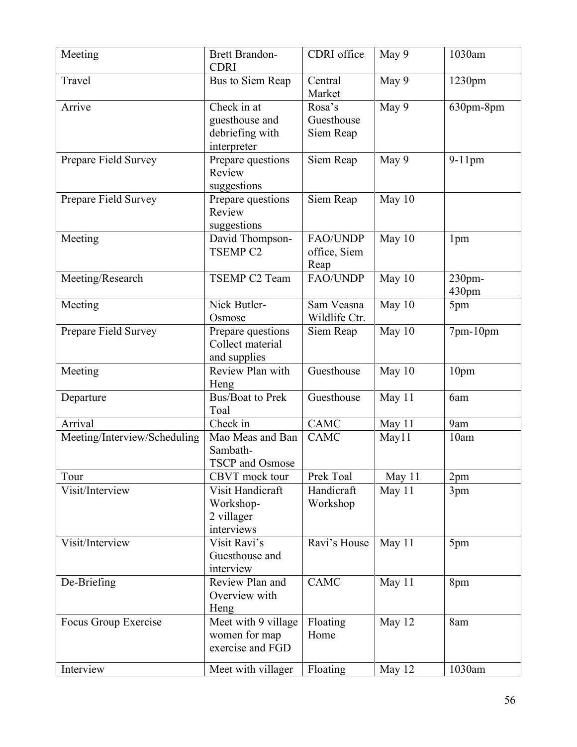| Meeting | Brett Brandon-CDRI | CDRI office | May 9 | 1030am |
|---|---|---|---|---|
| Travel | Bus to Siem Reap | Central Market | May 9 | 1230pm |
| Arrive | Check in at guesthouse and debriefing with interpreter | Rosa's Guesthouse Siem Reap | May 9 | 630pm-8pm |
| Prepare Field Survey | Prepare questions Review suggestions | Siem Reap | May 9 | 9-11pm |
| Prepare Field Survey | Prepare questions Review suggestions | Siem Reap | May 10 | |
| Meeting | David Thompson-TSEMP C2 | FAO/UNDP office, Siem Reap | May 10 | 1pm |
| Meeting/Research | TSEMP C2 Team | FAO/UNDP | May 10 | 230pm-430pm |
| Meeting | Nick Butler-Osmose | Sam Veasna Wildlife Ctr. | May 10 | 5pm |
| Prepare Field Survey | Prepare questions Collect material and supplies | Siem Reap | May 10 | 7pm-10pm |
| Meeting | Review Plan with Heng | Guesthouse | May 10 | 10pm |
| Departure | Bus/Boat to Prek Toal | Guesthouse | May 11 | 6am |
| Arrival | Check in | CAMC | May 11 | 9am |
| Meeting/Interview/Scheduling | Mao Meas and Ban Sambath-TSCP and Osmose | CAMC | May11 | 10am |
| Tour | CBVT mock tour | Prek Toal | May 11 | 2pm |
| Visit/Interview | Visit Handicraft Workshop-2 villager interviews | Handicraft Workshop | May 11 | 3pm |
| Visit/Interview | Visit Ravi's Guesthouse and interview | Ravi's House | May 11 | 5pm |
| De-Briefing | Review Plan and Overview with Heng | CAMC | May 11 | 8pm |
| Focus Group Exercise | Meet with 9 village women for map exercise and FGD | Floating Home | May 12 | 8am |
| Interview | Meet with villager | Floating | May 12 | 1030am |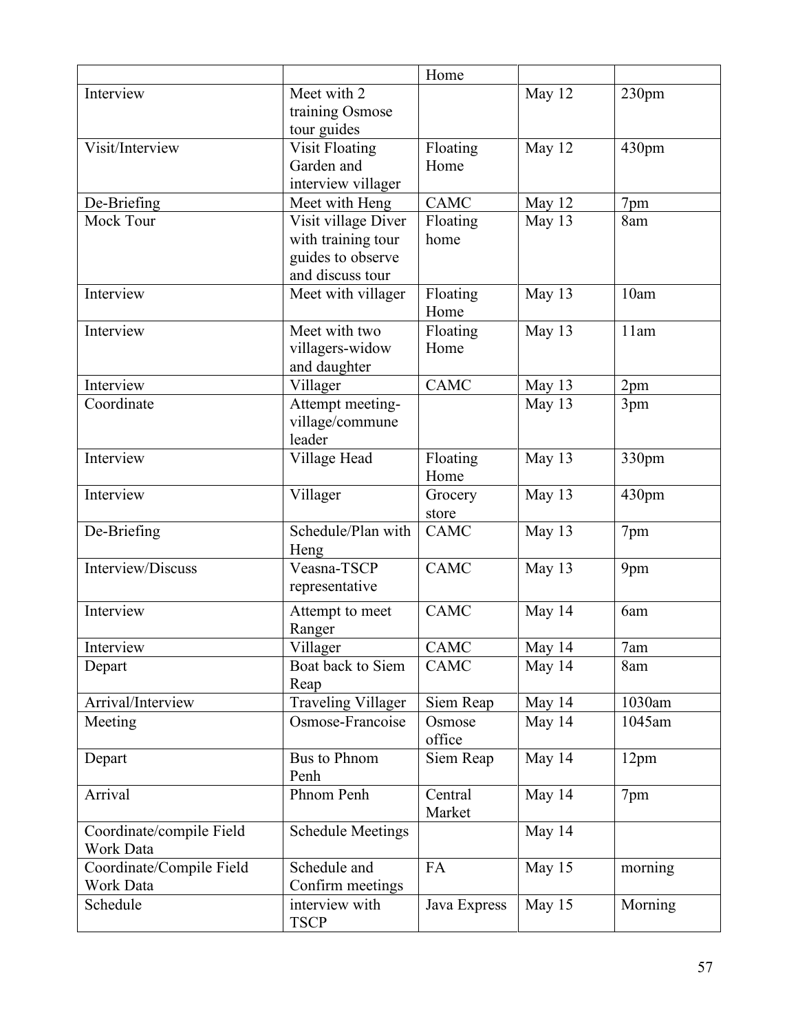| | | Home | | |
|---|---|---|---|---|
| Interview | Meet with 2 training Osmose tour guides | | May 12 | 230pm |
| Visit/Interview | Visit Floating Garden and interview villager | Floating Home | May 12 | 430pm |
| De-Briefing | Meet with Heng | CAMC | May 12 | 7pm |
| Mock Tour | Visit village Diver with training tour guides to observe and discuss tour | Floating home | May 13 | 8am |
| Interview | Meet with villager | Floating Home | May 13 | 10am |
| Interview | Meet with two villagers-widow and daughter | Floating Home | May 13 | 11am |
| Interview | Villager | CAMC | May 13 | 2pm |
| Coordinate | Attempt meeting-village/commune leader | | May 13 | 3pm |
| Interview | Village Head | Floating Home | May 13 | 330pm |
| Interview | Villager | Grocery store | May 13 | 430pm |
| De-Briefing | Schedule/Plan with Heng | CAMC | May 13 | 7pm |
| Interview/Discuss | Veasna-TSCP representative | CAMC | May 13 | 9pm |
| Interview | Attempt to meet Ranger | CAMC | May 14 | 6am |
| Interview | Villager | CAMC | May 14 | 7am |
| Depart | Boat back to Siem Reap | CAMC | May 14 | 8am |
| Arrival/Interview | Traveling Villager | Siem Reap | May 14 | 1030am |
| Meeting | Osmose-Francoise | Osmose office | May 14 | 1045am |
| Depart | Bus to Phnom Penh | Siem Reap | May 14 | 12pm |
| Arrival | Phnom Penh | Central Market | May 14 | 7pm |
| Coordinate/compile Field Work Data | Schedule Meetings | | May 14 | |
| Coordinate/Compile Field Work Data | Schedule and Confirm meetings | FA | May 15 | morning |
| Schedule | interview with TSCP | Java Express | May 15 | Morning |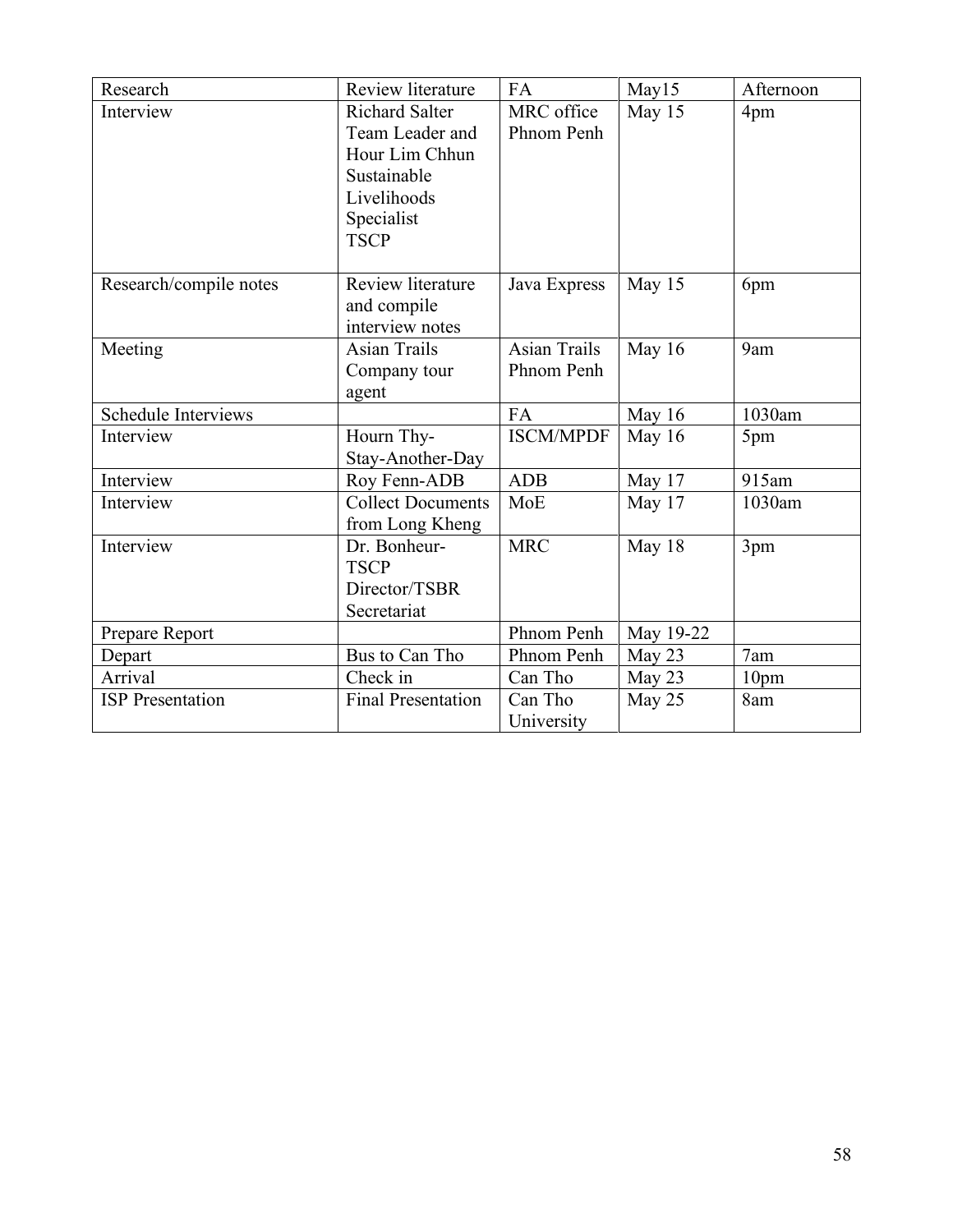| | | | | |
|---|---|---|---|---|
| Research | Review literature | FA | May15 | Afternoon |
| Interview | Richard Salter Team Leader and Hour Lim Chhun Sustainable Livelihoods Specialist TSCP | MRC office Phnom Penh | May 15 | 4pm |
| Research/compile notes | Review literature and compile interview notes | Java Express | May 15 | 6pm |
| Meeting | Asian Trails Company tour agent | Asian Trails Phnom Penh | May 16 | 9am |
| Schedule Interviews | | FA | May 16 | 1030am |
| Interview | Hourn Thy-Stay-Another-Day | ISCM/MPDF | May 16 | 5pm |
| Interview | Roy Fenn-ADB | ADB | May 17 | 915am |
| Interview | Collect Documents from Long Kheng | MoE | May 17 | 1030am |
| Interview | Dr. Bonheur-TSCP Director/TSBR Secretariat | MRC | May 18 | 3pm |
| Prepare Report | | Phnom Penh | May 19-22 | |
| Depart | Bus to Can Tho | Phnom Penh | May 23 | 7am |
| Arrival | Check in | Can Tho | May 23 | 10pm |
| ISP Presentation | Final Presentation | Can Tho University | May 25 | 8am |